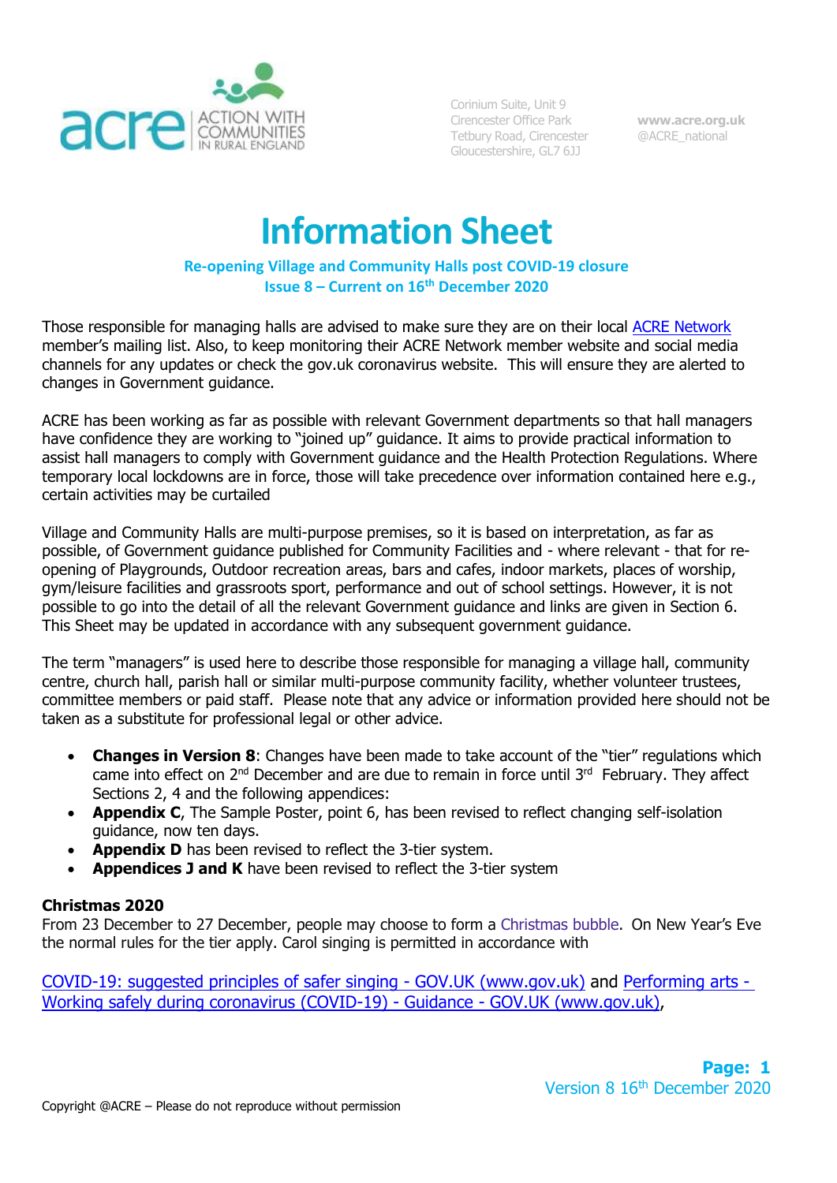acre | ACTION WITH COMMUNITIES IN RURAL ENGLAND

Corinium Suite, Unit 9
Cirencester Office Park
Tetbury Road, Cirencester
Gloucestershire, GL7 6JJ

www.acre.org.uk
@ACRE_national

# Information Sheet

**Re-opening Village and Community Halls post COVID-19 closure**
**Issue 8 – Current on 16th December 2020**

Those responsible for managing halls are advised to make sure they are on their local ACRE Network member's mailing list. Also, to keep monitoring their ACRE Network member website and social media channels for any updates or check the gov.uk coronavirus website. This will ensure they are alerted to changes in Government guidance.

ACRE has been working as far as possible with relevant Government departments so that hall managers have confidence they are working to "joined up" guidance. It aims to provide practical information to assist hall managers to comply with Government guidance and the Health Protection Regulations. Where temporary local lockdowns are in force, those will take precedence over information contained here e.g., certain activities may be curtailed

Village and Community Halls are multi-purpose premises, so it is based on interpretation, as far as possible, of Government guidance published for Community Facilities and - where relevant - that for re-opening of Playgrounds, Outdoor recreation areas, bars and cafes, indoor markets, places of worship, gym/leisure facilities and grassroots sport, performance and out of school settings. However, it is not possible to go into the detail of all the relevant Government guidance and links are given in Section 6. This Sheet may be updated in accordance with any subsequent government guidance.

The term "managers" is used here to describe those responsible for managing a village hall, community centre, church hall, parish hall or similar multi-purpose community facility, whether volunteer trustees, committee members or paid staff. Please note that any advice or information provided here should not be taken as a substitute for professional legal or other advice.

- **Changes in Version 8**: Changes have been made to take account of the "tier" regulations which came into effect on 2nd December and are due to remain in force until 3rd February. They affect Sections 2, 4 and the following appendices:
- **Appendix C**, The Sample Poster, point 6, has been revised to reflect changing self-isolation guidance, now ten days.
- **Appendix D** has been revised to reflect the 3-tier system.
- **Appendices J and K** have been revised to reflect the 3-tier system

**Christmas 2020**
From 23 December to 27 December, people may choose to form a Christmas bubble. On New Year's Eve the normal rules for the tier apply. Carol singing is permitted in accordance with

COVID-19: suggested principles of safer singing - GOV.UK (www.gov.uk) and Performing arts - Working safely during coronavirus (COVID-19) - Guidance - GOV.UK (www.gov.uk),

Copyright @ACRE – Please do not reproduce without permission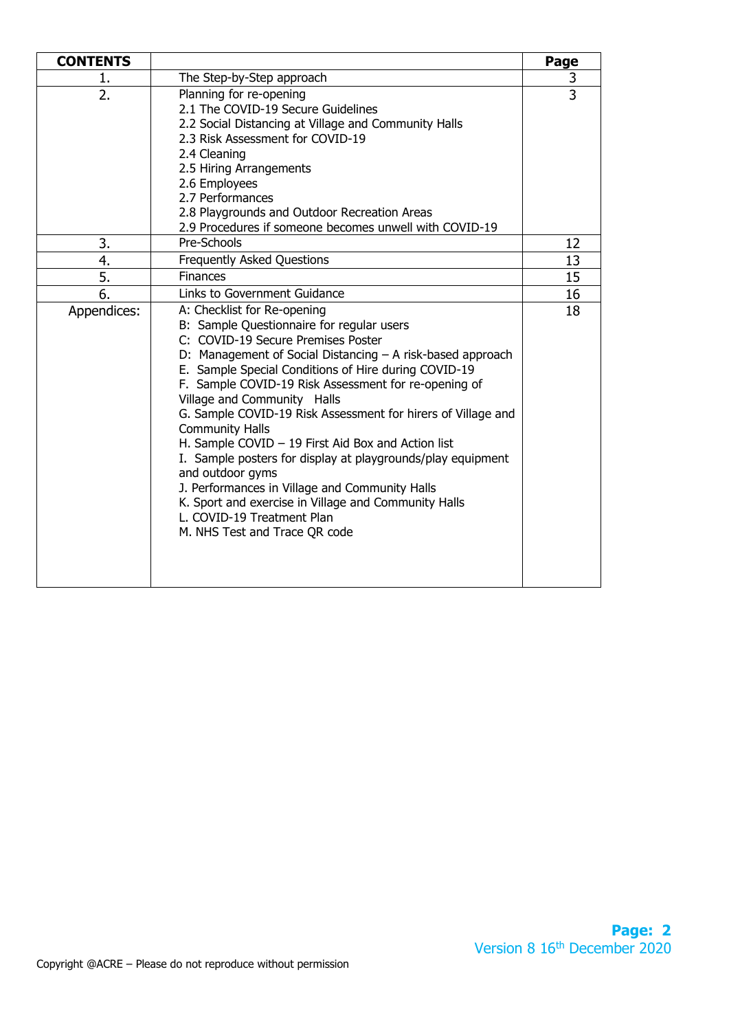| CONTENTS | | Page |
|---|---|---|
| 1. | The Step-by-Step approach | 3 |
| 2. | Planning for re-opening<br>2.1 The COVID-19 Secure Guidelines<br>2.2 Social Distancing at Village and Community Halls<br>2.3 Risk Assessment for COVID-19<br>2.4 Cleaning<br>2.5 Hiring Arrangements<br>2.6 Employees<br>2.7 Performances<br>2.8 Playgrounds and Outdoor Recreation Areas<br>2.9 Procedures if someone becomes unwell with COVID-19 | 3 |
| 3. | Pre-Schools | 12 |
| 4. | Frequently Asked Questions | 13 |
| 5. | Finances | 15 |
| 6. | Links to Government Guidance | 16 |
| Appendices: | A: Checklist for Re-opening<br>B: Sample Questionnaire for regular users<br>C: COVID-19 Secure Premises Poster<br>D: Management of Social Distancing – A risk-based approach<br>E. Sample Special Conditions of Hire during COVID-19<br>F. Sample COVID-19 Risk Assessment for re-opening of Village and Community Halls<br>G. Sample COVID-19 Risk Assessment for hirers of Village and Community Halls<br>H. Sample COVID – 19 First Aid Box and Action list<br>I. Sample posters for display at playgrounds/play equipment and outdoor gyms<br>J. Performances in Village and Community Halls<br>K. Sport and exercise in Village and Community Halls<br>L. COVID-19 Treatment Plan<br>M. NHS Test and Trace QR code | 18 |

Version 8 16th December 2020

Copyright @ACRE – Please do not reproduce without permission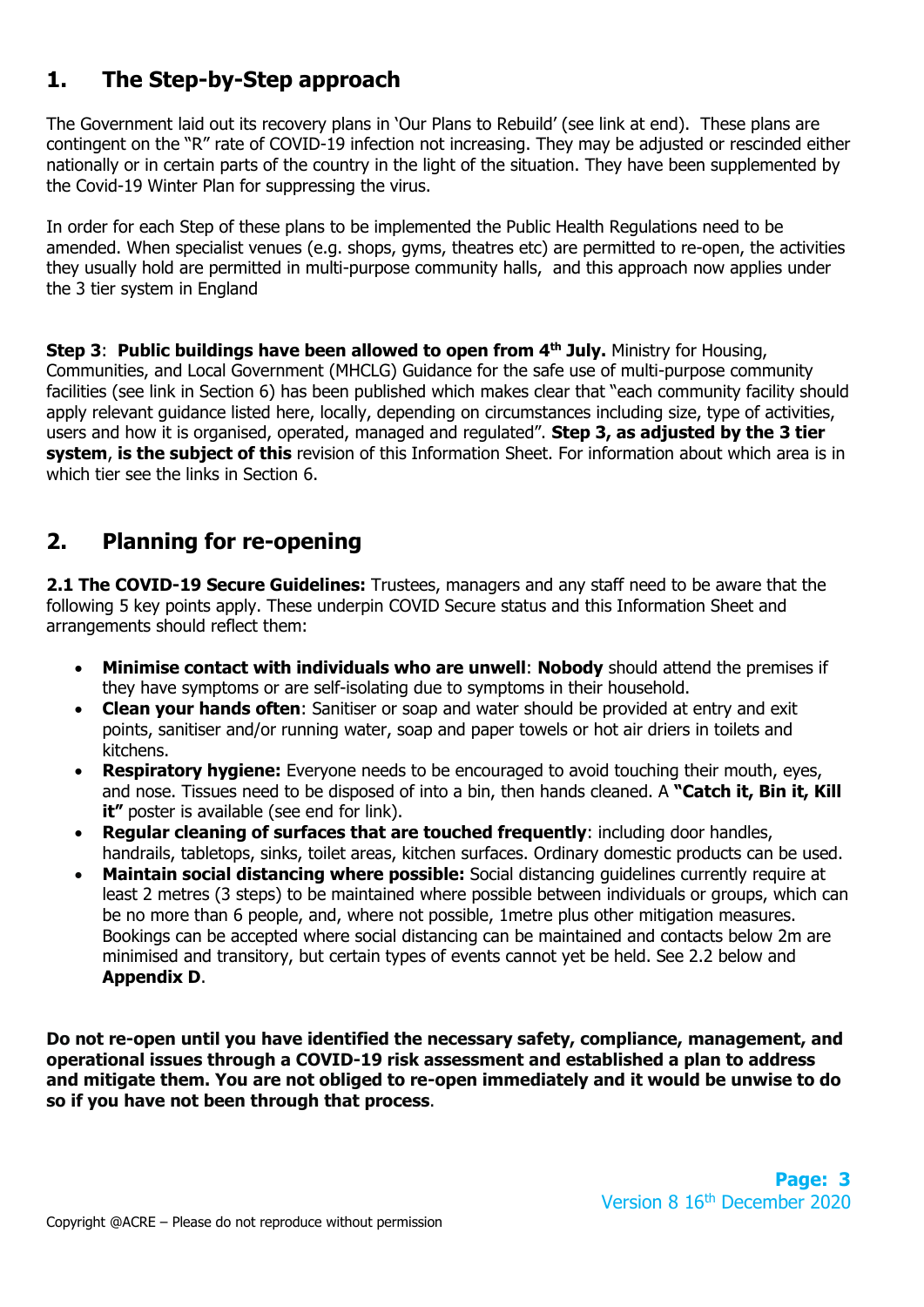## 1. The Step-by-Step approach

The Government laid out its recovery plans in 'Our Plans to Rebuild' (see link at end). These plans are contingent on the "R" rate of COVID-19 infection not increasing. They may be adjusted or rescinded either nationally or in certain parts of the country in the light of the situation. They have been supplemented by the Covid-19 Winter Plan for suppressing the virus.

In order for each Step of these plans to be implemented the Public Health Regulations need to be amended. When specialist venues (e.g. shops, gyms, theatres etc) are permitted to re-open, the activities they usually hold are permitted in multi-purpose community halls, and this approach now applies under the 3 tier system in England

**Step 3**: **Public buildings have been allowed to open from 4th July.** Ministry for Housing, Communities, and Local Government (MHCLG) Guidance for the safe use of multi-purpose community facilities (see link in Section 6) has been published which makes clear that "each community facility should apply relevant guidance listed here, locally, depending on circumstances including size, type of activities, users and how it is organised, operated, managed and regulated". **Step 3, as adjusted by the 3 tier system**, **is the subject of this** revision of this Information Sheet. For information about which area is in which tier see the links in Section 6.

## 2. Planning for re-opening

**2.1 The COVID-19 Secure Guidelines:** Trustees, managers and any staff need to be aware that the following 5 key points apply. These underpin COVID Secure status and this Information Sheet and arrangements should reflect them:

- **Minimise contact with individuals who are unwell**: **Nobody** should attend the premises if they have symptoms or are self-isolating due to symptoms in their household.
- **Clean your hands often**: Sanitiser or soap and water should be provided at entry and exit points, sanitiser and/or running water, soap and paper towels or hot air driers in toilets and kitchens.
- **Respiratory hygiene:** Everyone needs to be encouraged to avoid touching their mouth, eyes, and nose. Tissues need to be disposed of into a bin, then hands cleaned. A **"Catch it, Bin it, Kill it"** poster is available (see end for link).
- **Regular cleaning of surfaces that are touched frequently**: including door handles, handrails, tabletops, sinks, toilet areas, kitchen surfaces. Ordinary domestic products can be used.
- **Maintain social distancing where possible:** Social distancing guidelines currently require at least 2 metres (3 steps) to be maintained where possible between individuals or groups, which can be no more than 6 people, and, where not possible, 1metre plus other mitigation measures. Bookings can be accepted where social distancing can be maintained and contacts below 2m are minimised and transitory, but certain types of events cannot yet be held. See 2.2 below and **Appendix D**.

**Do not re-open until you have identified the necessary safety, compliance, management, and operational issues through a COVID-19 risk assessment and established a plan to address and mitigate them. You are not obliged to re-open immediately and it would be unwise to do so if you have not been through that process**.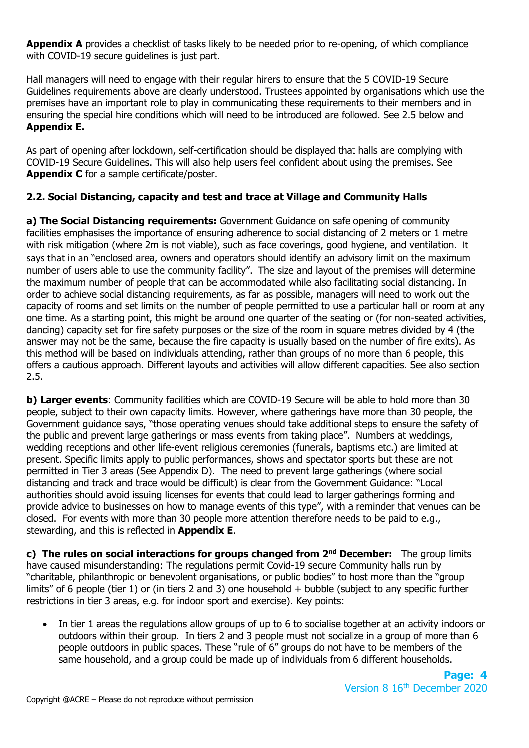**Appendix A** provides a checklist of tasks likely to be needed prior to re-opening, of which compliance with COVID-19 secure guidelines is just part.

Hall managers will need to engage with their regular hirers to ensure that the 5 COVID-19 Secure Guidelines requirements above are clearly understood. Trustees appointed by organisations which use the premises have an important role to play in communicating these requirements to their members and in ensuring the special hire conditions which will need to be introduced are followed. See 2.5 below and **Appendix E.**

As part of opening after lockdown, self-certification should be displayed that halls are complying with COVID-19 Secure Guidelines. This will also help users feel confident about using the premises. See **Appendix C** for a sample certificate/poster.

### 2.2. Social Distancing, capacity and test and trace at Village and Community Halls

**a) The Social Distancing requirements:** Government Guidance on safe opening of community facilities emphasises the importance of ensuring adherence to social distancing of 2 meters or 1 metre with risk mitigation (where 2m is not viable), such as face coverings, good hygiene, and ventilation. It says that in an "enclosed area, owners and operators should identify an advisory limit on the maximum number of users able to use the community facility". The size and layout of the premises will determine the maximum number of people that can be accommodated while also facilitating social distancing. In order to achieve social distancing requirements, as far as possible, managers will need to work out the capacity of rooms and set limits on the number of people permitted to use a particular hall or room at any one time. As a starting point, this might be around one quarter of the seating or (for non-seated activities, dancing) capacity set for fire safety purposes or the size of the room in square metres divided by 4 (the answer may not be the same, because the fire capacity is usually based on the number of fire exits). As this method will be based on individuals attending, rather than groups of no more than 6 people, this offers a cautious approach. Different layouts and activities will allow different capacities. See also section 2.5.

**b) Larger events**: Community facilities which are COVID-19 Secure will be able to hold more than 30 people, subject to their own capacity limits. However, where gatherings have more than 30 people, the Government guidance says, "those operating venues should take additional steps to ensure the safety of the public and prevent large gatherings or mass events from taking place". Numbers at weddings, wedding receptions and other life-event religious ceremonies (funerals, baptisms etc.) are limited at present. Specific limits apply to public performances, shows and spectator sports but these are not permitted in Tier 3 areas (See Appendix D). The need to prevent large gatherings (where social distancing and track and trace would be difficult) is clear from the Government Guidance: "Local authorities should avoid issuing licenses for events that could lead to larger gatherings forming and provide advice to businesses on how to manage events of this type", with a reminder that venues can be closed. For events with more than 30 people more attention therefore needs to be paid to e.g., stewarding, and this is reflected in **Appendix E**.

**c) The rules on social interactions for groups changed from 2nd December:** The group limits have caused misunderstanding: The regulations permit Covid-19 secure Community halls run by "charitable, philanthropic or benevolent organisations, or public bodies" to host more than the "group limits" of 6 people (tier 1) or (in tiers 2 and 3) one household + bubble (subject to any specific further restrictions in tier 3 areas, e.g. for indoor sport and exercise). Key points:

- In tier 1 areas the regulations allow groups of up to 6 to socialise together at an activity indoors or outdoors within their group. In tiers 2 and 3 people must not socialize in a group of more than 6 people outdoors in public spaces. These "rule of 6" groups do not have to be members of the same household, and a group could be made up of individuals from 6 different households.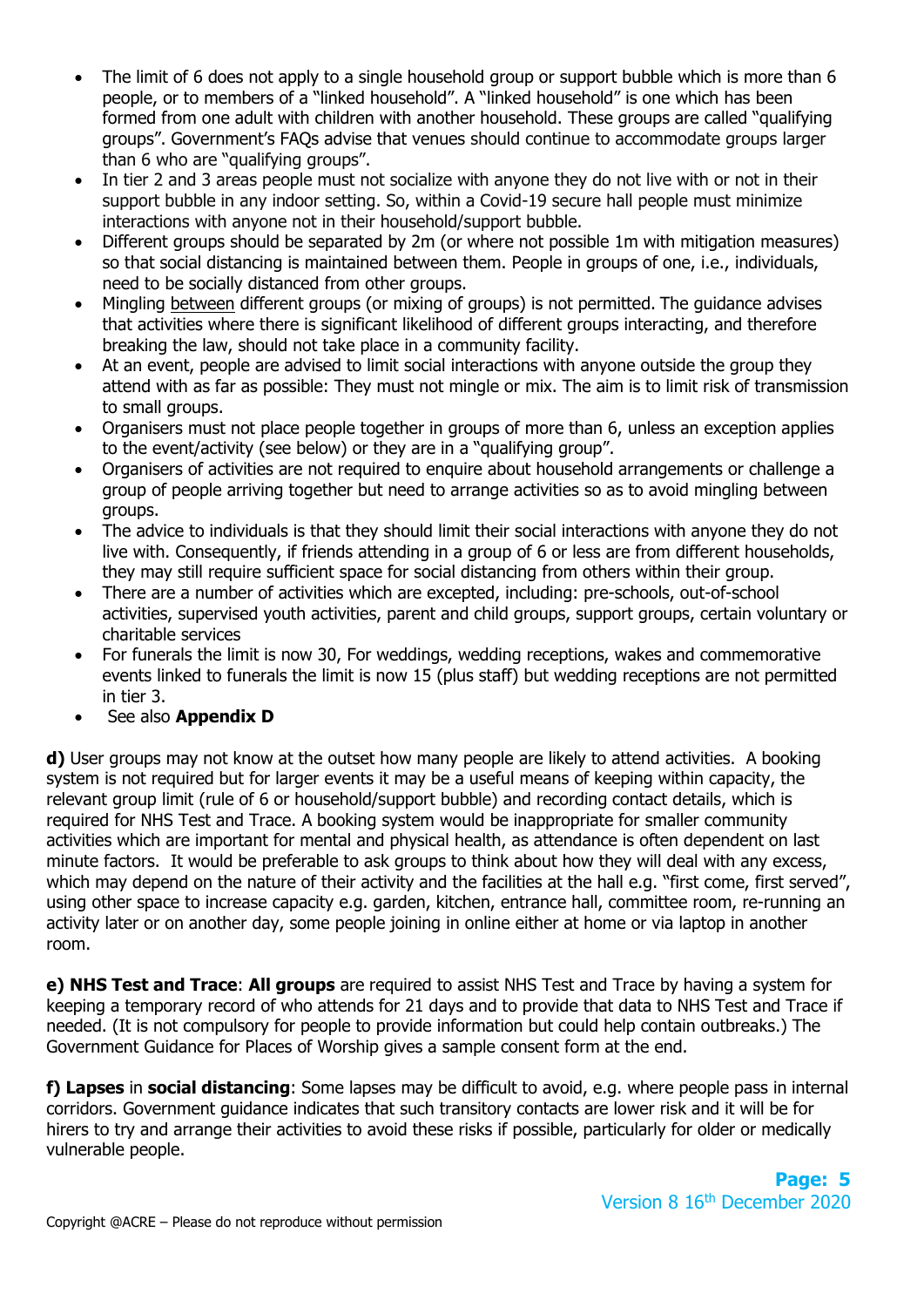- The limit of 6 does not apply to a single household group or support bubble which is more than 6 people, or to members of a "linked household". A "linked household" is one which has been formed from one adult with children with another household. These groups are called "qualifying groups". Government's FAQs advise that venues should continue to accommodate groups larger than 6 who are "qualifying groups".
- In tier 2 and 3 areas people must not socialize with anyone they do not live with or not in their support bubble in any indoor setting. So, within a Covid-19 secure hall people must minimize interactions with anyone not in their household/support bubble.
- Different groups should be separated by 2m (or where not possible 1m with mitigation measures) so that social distancing is maintained between them. People in groups of one, i.e., individuals, need to be socially distanced from other groups.
- Mingling between different groups (or mixing of groups) is not permitted. The guidance advises that activities where there is significant likelihood of different groups interacting, and therefore breaking the law, should not take place in a community facility.
- At an event, people are advised to limit social interactions with anyone outside the group they attend with as far as possible: They must not mingle or mix. The aim is to limit risk of transmission to small groups.
- Organisers must not place people together in groups of more than 6, unless an exception applies to the event/activity (see below) or they are in a "qualifying group".
- Organisers of activities are not required to enquire about household arrangements or challenge a group of people arriving together but need to arrange activities so as to avoid mingling between groups.
- The advice to individuals is that they should limit their social interactions with anyone they do not live with. Consequently, if friends attending in a group of 6 or less are from different households, they may still require sufficient space for social distancing from others within their group.
- There are a number of activities which are excepted, including: pre-schools, out-of-school activities, supervised youth activities, parent and child groups, support groups, certain voluntary or charitable services
- For funerals the limit is now 30, For weddings, wedding receptions, wakes and commemorative events linked to funerals the limit is now 15 (plus staff) but wedding receptions are not permitted in tier 3.
- See also **Appendix D**

**d)** User groups may not know at the outset how many people are likely to attend activities. A booking system is not required but for larger events it may be a useful means of keeping within capacity, the relevant group limit (rule of 6 or household/support bubble) and recording contact details, which is required for NHS Test and Trace. A booking system would be inappropriate for smaller community activities which are important for mental and physical health, as attendance is often dependent on last minute factors. It would be preferable to ask groups to think about how they will deal with any excess, which may depend on the nature of their activity and the facilities at the hall e.g. "first come, first served", using other space to increase capacity e.g. garden, kitchen, entrance hall, committee room, re-running an activity later or on another day, some people joining in online either at home or via laptop in another room.

**e) NHS Test and Trace**: **All groups** are required to assist NHS Test and Trace by having a system for keeping a temporary record of who attends for 21 days and to provide that data to NHS Test and Trace if needed. (It is not compulsory for people to provide information but could help contain outbreaks.) The Government Guidance for Places of Worship gives a sample consent form at the end.

**f) Lapses** in **social distancing**: Some lapses may be difficult to avoid, e.g. where people pass in internal corridors. Government guidance indicates that such transitory contacts are lower risk and it will be for hirers to try and arrange their activities to avoid these risks if possible, particularly for older or medically vulnerable people.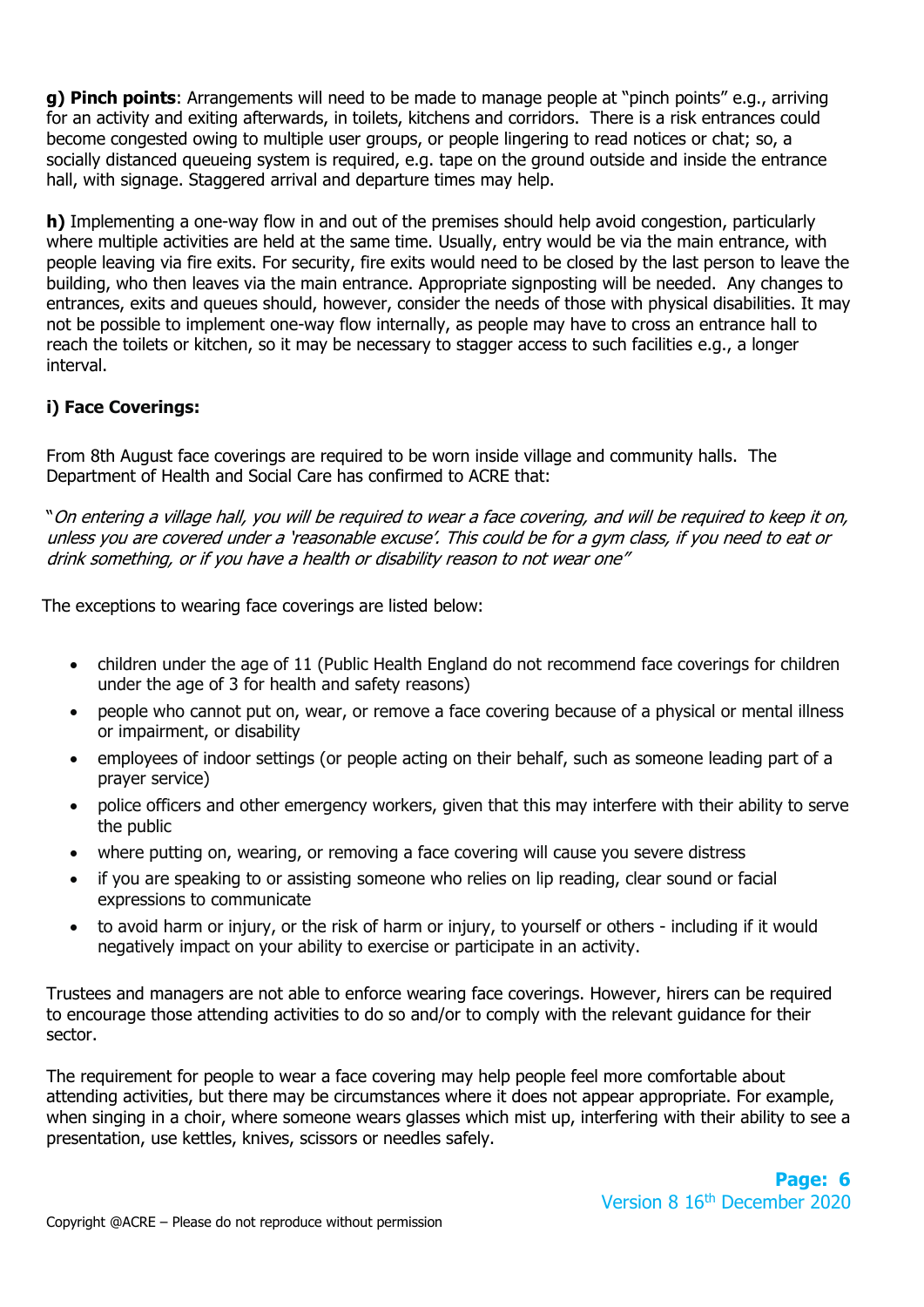**g) Pinch points**: Arrangements will need to be made to manage people at "pinch points" e.g., arriving for an activity and exiting afterwards, in toilets, kitchens and corridors. There is a risk entrances could become congested owing to multiple user groups, or people lingering to read notices or chat; so, a socially distanced queueing system is required, e.g. tape on the ground outside and inside the entrance hall, with signage. Staggered arrival and departure times may help.

**h)** Implementing a one-way flow in and out of the premises should help avoid congestion, particularly where multiple activities are held at the same time. Usually, entry would be via the main entrance, with people leaving via fire exits. For security, fire exits would need to be closed by the last person to leave the building, who then leaves via the main entrance. Appropriate signposting will be needed. Any changes to entrances, exits and queues should, however, consider the needs of those with physical disabilities. It may not be possible to implement one-way flow internally, as people may have to cross an entrance hall to reach the toilets or kitchen, so it may be necessary to stagger access to such facilities e.g., a longer interval.

**i) Face Coverings:**

From 8th August face coverings are required to be worn inside village and community halls. The Department of Health and Social Care has confirmed to ACRE that:

"*On entering a village hall, you will be required to wear a face covering, and will be required to keep it on, unless you are covered under a 'reasonable excuse'. This could be for a gym class, if you need to eat or drink something, or if you have a health or disability reason to not wear one"*

The exceptions to wearing face coverings are listed below:

- children under the age of 11 (Public Health England do not recommend face coverings for children under the age of 3 for health and safety reasons)
- people who cannot put on, wear, or remove a face covering because of a physical or mental illness or impairment, or disability
- employees of indoor settings (or people acting on their behalf, such as someone leading part of a prayer service)
- police officers and other emergency workers, given that this may interfere with their ability to serve the public
- where putting on, wearing, or removing a face covering will cause you severe distress
- if you are speaking to or assisting someone who relies on lip reading, clear sound or facial expressions to communicate
- to avoid harm or injury, or the risk of harm or injury, to yourself or others - including if it would negatively impact on your ability to exercise or participate in an activity.

Trustees and managers are not able to enforce wearing face coverings. However, hirers can be required to encourage those attending activities to do so and/or to comply with the relevant guidance for their sector.

The requirement for people to wear a face covering may help people feel more comfortable about attending activities, but there may be circumstances where it does not appear appropriate. For example, when singing in a choir, where someone wears glasses which mist up, interfering with their ability to see a presentation, use kettles, knives, scissors or needles safely.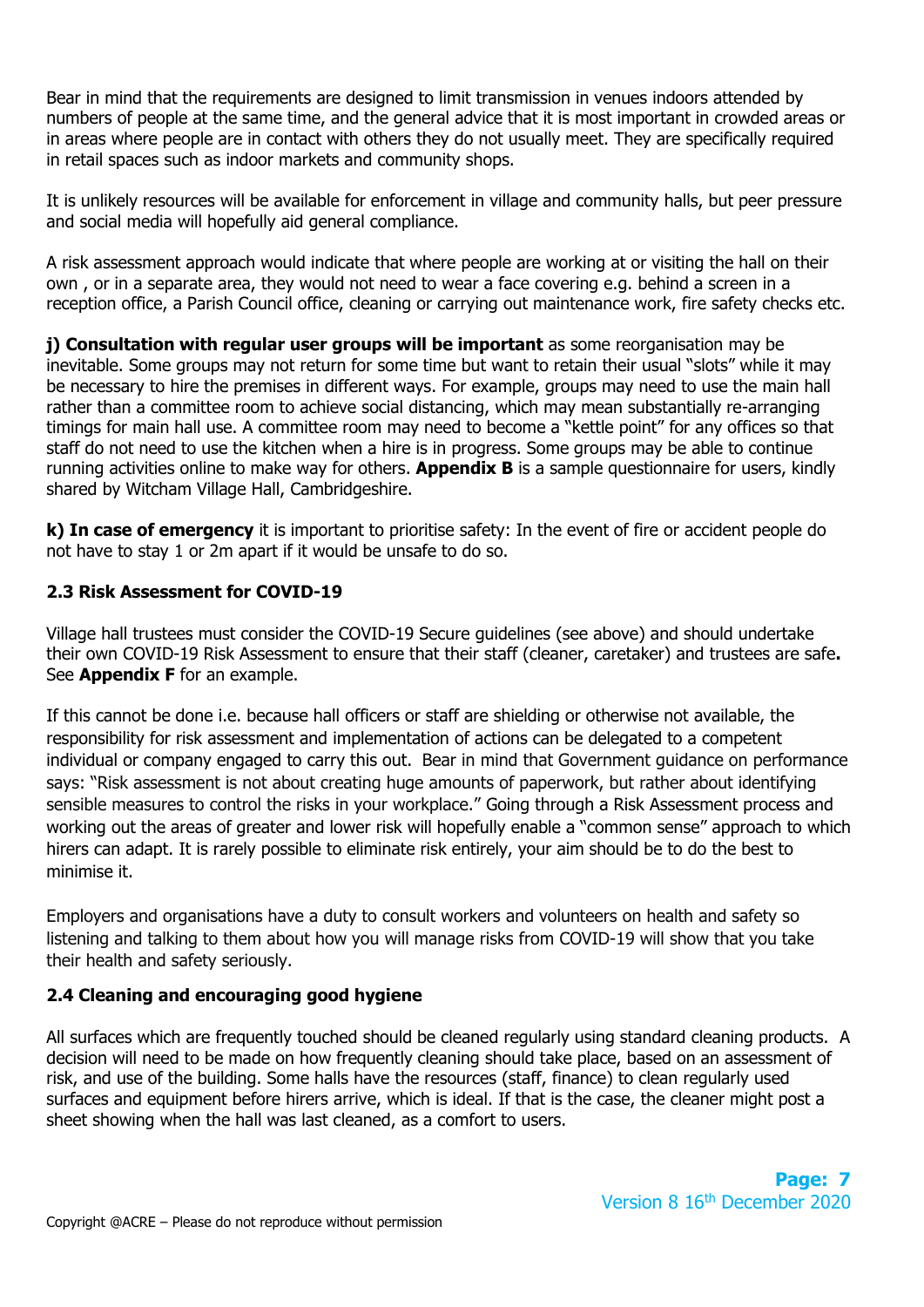Bear in mind that the requirements are designed to limit transmission in venues indoors attended by numbers of people at the same time, and the general advice that it is most important in crowded areas or in areas where people are in contact with others they do not usually meet. They are specifically required in retail spaces such as indoor markets and community shops.

It is unlikely resources will be available for enforcement in village and community halls, but peer pressure and social media will hopefully aid general compliance.

A risk assessment approach would indicate that where people are working at or visiting the hall on their own , or in a separate area, they would not need to wear a face covering e.g. behind a screen in a reception office, a Parish Council office, cleaning or carrying out maintenance work, fire safety checks etc.

**j) Consultation with regular user groups will be important** as some reorganisation may be inevitable. Some groups may not return for some time but want to retain their usual "slots" while it may be necessary to hire the premises in different ways. For example, groups may need to use the main hall rather than a committee room to achieve social distancing, which may mean substantially re-arranging timings for main hall use. A committee room may need to become a "kettle point" for any offices so that staff do not need to use the kitchen when a hire is in progress. Some groups may be able to continue running activities online to make way for others. **Appendix B** is a sample questionnaire for users, kindly shared by Witcham Village Hall, Cambridgeshire.

**k) In case of emergency** it is important to prioritise safety: In the event of fire or accident people do not have to stay 1 or 2m apart if it would be unsafe to do so.

### 2.3 Risk Assessment for COVID-19

Village hall trustees must consider the COVID-19 Secure guidelines (see above) and should undertake their own COVID-19 Risk Assessment to ensure that their staff (cleaner, caretaker) and trustees are safe**.** See **Appendix F** for an example.

If this cannot be done i.e. because hall officers or staff are shielding or otherwise not available, the responsibility for risk assessment and implementation of actions can be delegated to a competent individual or company engaged to carry this out. Bear in mind that Government guidance on performance says: "Risk assessment is not about creating huge amounts of paperwork, but rather about identifying sensible measures to control the risks in your workplace." Going through a Risk Assessment process and working out the areas of greater and lower risk will hopefully enable a "common sense" approach to which hirers can adapt. It is rarely possible to eliminate risk entirely, your aim should be to do the best to minimise it.

Employers and organisations have a duty to consult workers and volunteers on health and safety so listening and talking to them about how you will manage risks from COVID-19 will show that you take their health and safety seriously.

### 2.4 Cleaning and encouraging good hygiene

All surfaces which are frequently touched should be cleaned regularly using standard cleaning products. A decision will need to be made on how frequently cleaning should take place, based on an assessment of risk, and use of the building. Some halls have the resources (staff, finance) to clean regularly used surfaces and equipment before hirers arrive, which is ideal. If that is the case, the cleaner might post a sheet showing when the hall was last cleaned, as a comfort to users.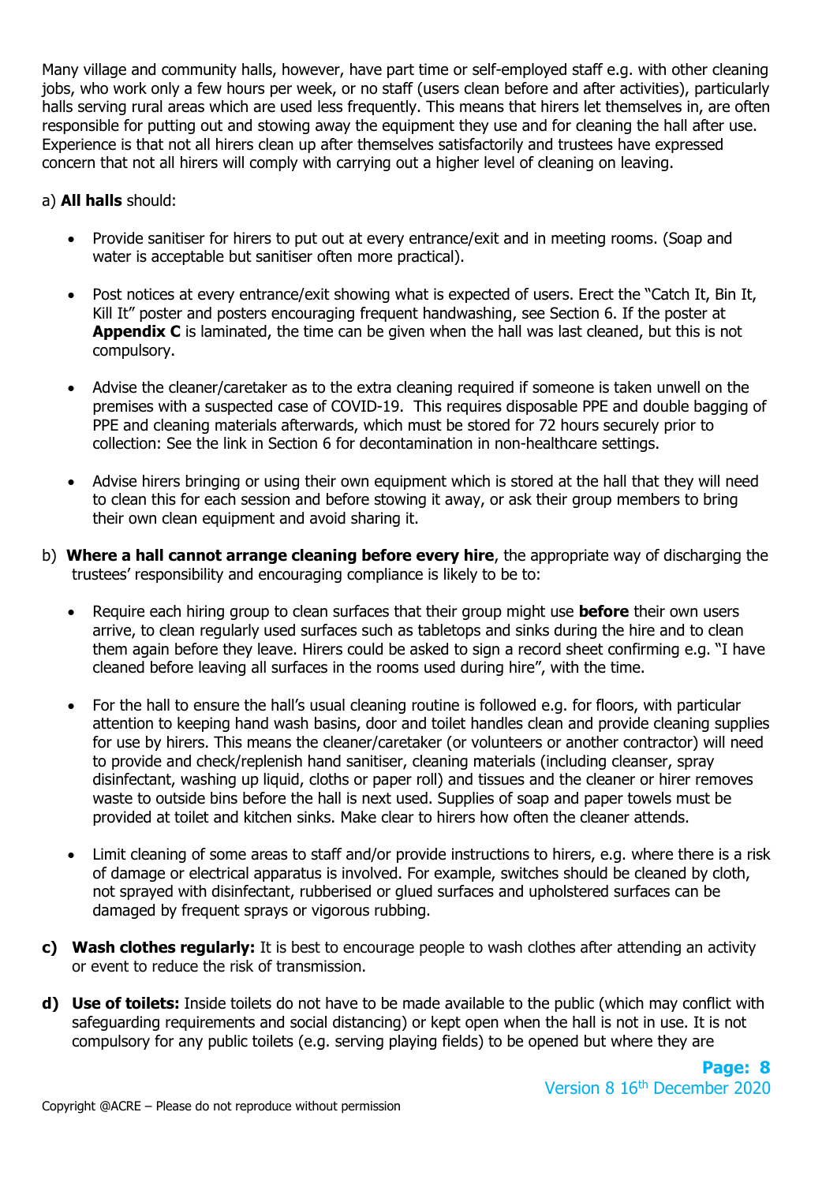Many village and community halls, however, have part time or self-employed staff e.g. with other cleaning jobs, who work only a few hours per week, or no staff (users clean before and after activities), particularly halls serving rural areas which are used less frequently. This means that hirers let themselves in, are often responsible for putting out and stowing away the equipment they use and for cleaning the hall after use. Experience is that not all hirers clean up after themselves satisfactorily and trustees have expressed concern that not all hirers will comply with carrying out a higher level of cleaning on leaving.

a) **All halls** should:

- Provide sanitiser for hirers to put out at every entrance/exit and in meeting rooms. (Soap and water is acceptable but sanitiser often more practical).

- Post notices at every entrance/exit showing what is expected of users. Erect the "Catch It, Bin It, Kill It" poster and posters encouraging frequent handwashing, see Section 6. If the poster at **Appendix C** is laminated, the time can be given when the hall was last cleaned, but this is not compulsory.

- Advise the cleaner/caretaker as to the extra cleaning required if someone is taken unwell on the premises with a suspected case of COVID-19. This requires disposable PPE and double bagging of PPE and cleaning materials afterwards, which must be stored for 72 hours securely prior to collection: See the link in Section 6 for decontamination in non-healthcare settings.

- Advise hirers bringing or using their own equipment which is stored at the hall that they will need to clean this for each session and before stowing it away, or ask their group members to bring their own clean equipment and avoid sharing it.

b) **Where a hall cannot arrange cleaning before every hire**, the appropriate way of discharging the trustees' responsibility and encouraging compliance is likely to be to:

- Require each hiring group to clean surfaces that their group might use **before** their own users arrive, to clean regularly used surfaces such as tabletops and sinks during the hire and to clean them again before they leave. Hirers could be asked to sign a record sheet confirming e.g. "I have cleaned before leaving all surfaces in the rooms used during hire", with the time.

- For the hall to ensure the hall's usual cleaning routine is followed e.g. for floors, with particular attention to keeping hand wash basins, door and toilet handles clean and provide cleaning supplies for use by hirers. This means the cleaner/caretaker (or volunteers or another contractor) will need to provide and check/replenish hand sanitiser, cleaning materials (including cleanser, spray disinfectant, washing up liquid, cloths or paper roll) and tissues and the cleaner or hirer removes waste to outside bins before the hall is next used. Supplies of soap and paper towels must be provided at toilet and kitchen sinks. Make clear to hirers how often the cleaner attends.

- Limit cleaning of some areas to staff and/or provide instructions to hirers, e.g. where there is a risk of damage or electrical apparatus is involved. For example, switches should be cleaned by cloth, not sprayed with disinfectant, rubberised or glued surfaces and upholstered surfaces can be damaged by frequent sprays or vigorous rubbing.

**c) Wash clothes regularly:** It is best to encourage people to wash clothes after attending an activity or event to reduce the risk of transmission.

**d) Use of toilets:** Inside toilets do not have to be made available to the public (which may conflict with safeguarding requirements and social distancing) or kept open when the hall is not in use. It is not compulsory for any public toilets (e.g. serving playing fields) to be opened but where they are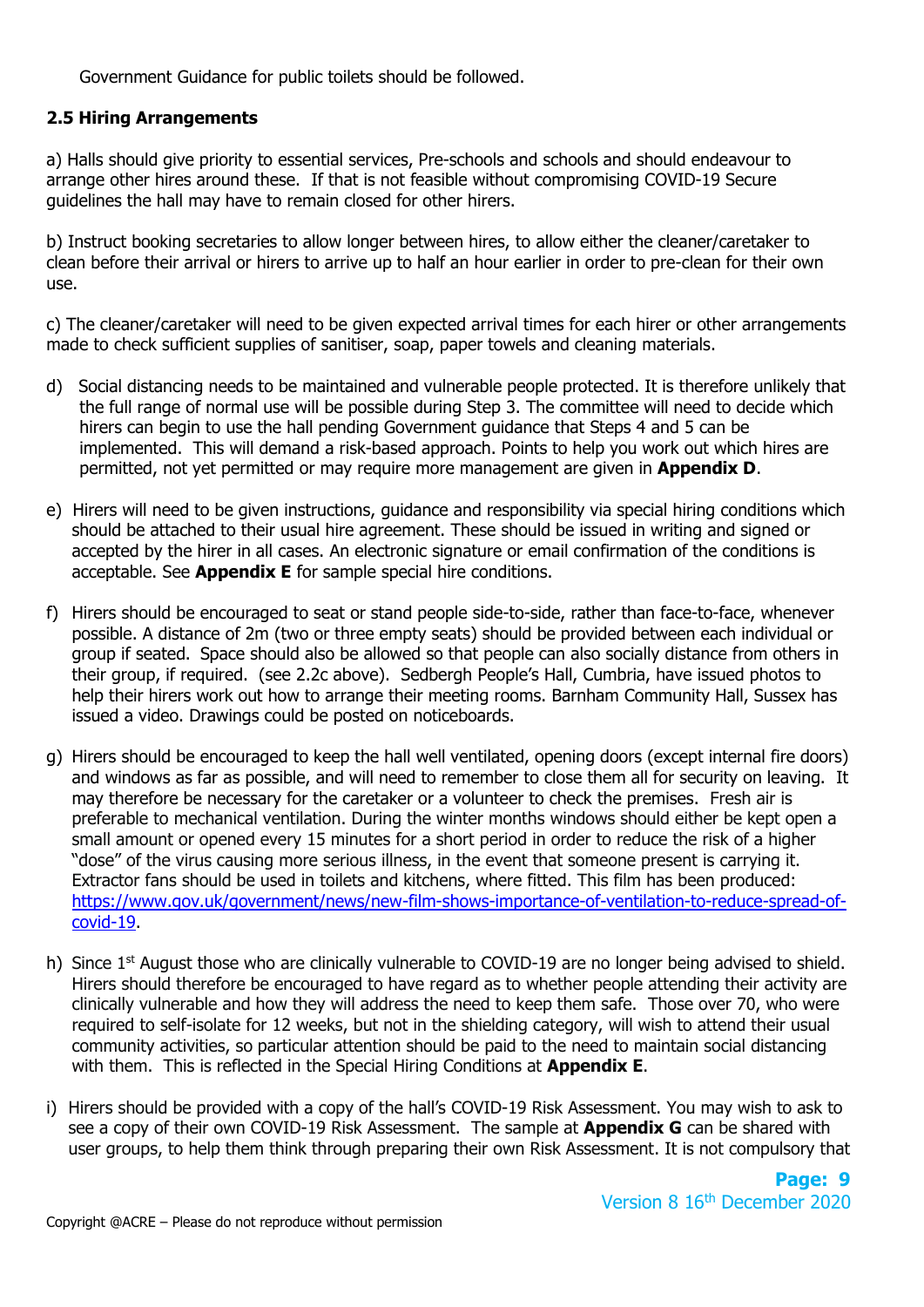Government Guidance for public toilets should be followed.

### 2.5 Hiring Arrangements

a) Halls should give priority to essential services, Pre-schools and schools and should endeavour to arrange other hires around these. If that is not feasible without compromising COVID-19 Secure guidelines the hall may have to remain closed for other hirers.

b) Instruct booking secretaries to allow longer between hires, to allow either the cleaner/caretaker to clean before their arrival or hirers to arrive up to half an hour earlier in order to pre-clean for their own use.

c) The cleaner/caretaker will need to be given expected arrival times for each hirer or other arrangements made to check sufficient supplies of sanitiser, soap, paper towels and cleaning materials.

d) Social distancing needs to be maintained and vulnerable people protected. It is therefore unlikely that the full range of normal use will be possible during Step 3. The committee will need to decide which hirers can begin to use the hall pending Government guidance that Steps 4 and 5 can be implemented. This will demand a risk-based approach. Points to help you work out which hires are permitted, not yet permitted or may require more management are given in **Appendix D**.

e) Hirers will need to be given instructions, guidance and responsibility via special hiring conditions which should be attached to their usual hire agreement. These should be issued in writing and signed or accepted by the hirer in all cases. An electronic signature or email confirmation of the conditions is acceptable. See **Appendix E** for sample special hire conditions.

f) Hirers should be encouraged to seat or stand people side-to-side, rather than face-to-face, whenever possible. A distance of 2m (two or three empty seats) should be provided between each individual or group if seated. Space should also be allowed so that people can also socially distance from others in their group, if required. (see 2.2c above). Sedbergh People's Hall, Cumbria, have issued photos to help their hirers work out how to arrange their meeting rooms. Barnham Community Hall, Sussex has issued a video. Drawings could be posted on noticeboards.

g) Hirers should be encouraged to keep the hall well ventilated, opening doors (except internal fire doors) and windows as far as possible, and will need to remember to close them all for security on leaving. It may therefore be necessary for the caretaker or a volunteer to check the premises. Fresh air is preferable to mechanical ventilation. During the winter months windows should either be kept open a small amount or opened every 15 minutes for a short period in order to reduce the risk of a higher "dose" of the virus causing more serious illness, in the event that someone present is carrying it. Extractor fans should be used in toilets and kitchens, where fitted. This film has been produced: https://www.gov.uk/government/news/new-film-shows-importance-of-ventilation-to-reduce-spread-of-covid-19.

h) Since 1st August those who are clinically vulnerable to COVID-19 are no longer being advised to shield. Hirers should therefore be encouraged to have regard as to whether people attending their activity are clinically vulnerable and how they will address the need to keep them safe. Those over 70, who were required to self-isolate for 12 weeks, but not in the shielding category, will wish to attend their usual community activities, so particular attention should be paid to the need to maintain social distancing with them. This is reflected in the Special Hiring Conditions at **Appendix E**.

i) Hirers should be provided with a copy of the hall's COVID-19 Risk Assessment. You may wish to ask to see a copy of their own COVID-19 Risk Assessment. The sample at **Appendix G** can be shared with user groups, to help them think through preparing their own Risk Assessment. It is not compulsory that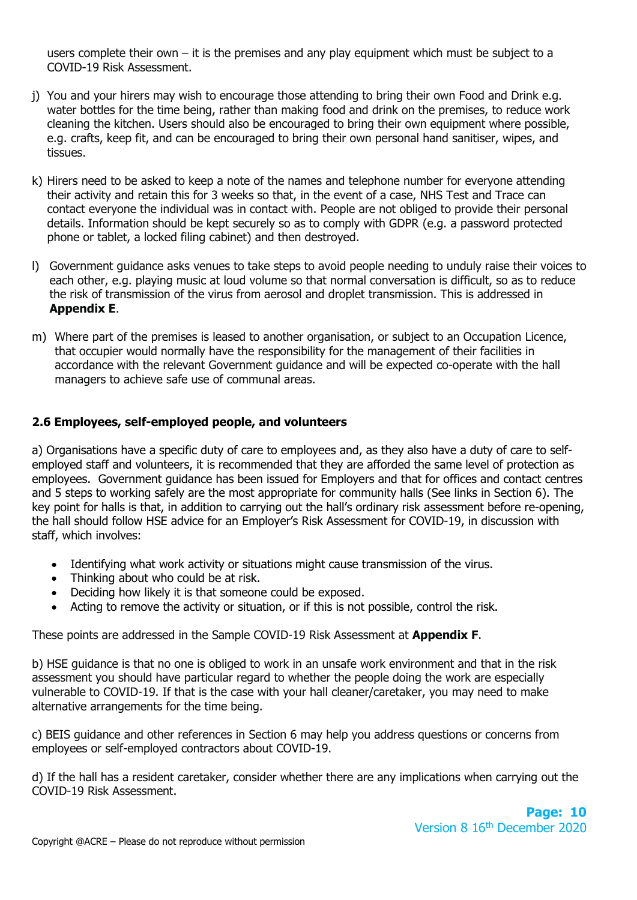users complete their own – it is the premises and any play equipment which must be subject to a COVID-19 Risk Assessment.

j) You and your hirers may wish to encourage those attending to bring their own Food and Drink e.g. water bottles for the time being, rather than making food and drink on the premises, to reduce work cleaning the kitchen. Users should also be encouraged to bring their own equipment where possible, e.g. crafts, keep fit, and can be encouraged to bring their own personal hand sanitiser, wipes, and tissues.

k) Hirers need to be asked to keep a note of the names and telephone number for everyone attending their activity and retain this for 3 weeks so that, in the event of a case, NHS Test and Trace can contact everyone the individual was in contact with. People are not obliged to provide their personal details. Information should be kept securely so as to comply with GDPR (e.g. a password protected phone or tablet, a locked filing cabinet) and then destroyed.

l) Government guidance asks venues to take steps to avoid people needing to unduly raise their voices to each other, e.g. playing music at loud volume so that normal conversation is difficult, so as to reduce the risk of transmission of the virus from aerosol and droplet transmission. This is addressed in **Appendix E**.

m) Where part of the premises is leased to another organisation, or subject to an Occupation Licence, that occupier would normally have the responsibility for the management of their facilities in accordance with the relevant Government guidance and will be expected co-operate with the hall managers to achieve safe use of communal areas.

### 2.6 Employees, self-employed people, and volunteers

a) Organisations have a specific duty of care to employees and, as they also have a duty of care to self-employed staff and volunteers, it is recommended that they are afforded the same level of protection as employees. Government guidance has been issued for Employers and that for offices and contact centres and 5 steps to working safely are the most appropriate for community halls (See links in Section 6). The key point for halls is that, in addition to carrying out the hall's ordinary risk assessment before re-opening, the hall should follow HSE advice for an Employer's Risk Assessment for COVID-19, in discussion with staff, which involves:

- Identifying what work activity or situations might cause transmission of the virus.
- Thinking about who could be at risk.
- Deciding how likely it is that someone could be exposed.
- Acting to remove the activity or situation, or if this is not possible, control the risk.

These points are addressed in the Sample COVID-19 Risk Assessment at **Appendix F**.

b) HSE guidance is that no one is obliged to work in an unsafe work environment and that in the risk assessment you should have particular regard to whether the people doing the work are especially vulnerable to COVID-19. If that is the case with your hall cleaner/caretaker, you may need to make alternative arrangements for the time being.

c) BEIS guidance and other references in Section 6 may help you address questions or concerns from employees or self-employed contractors about COVID-19.

d) If the hall has a resident caretaker, consider whether there are any implications when carrying out the COVID-19 Risk Assessment.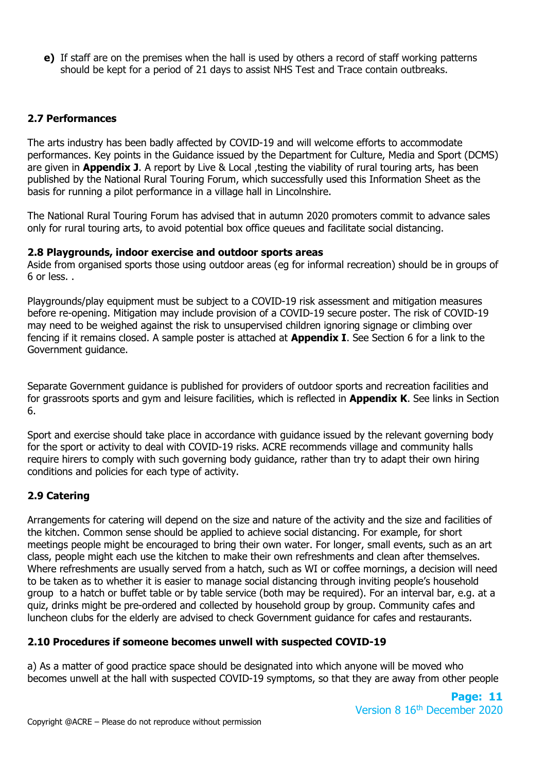**e)** If staff are on the premises when the hall is used by others a record of staff working patterns should be kept for a period of 21 days to assist NHS Test and Trace contain outbreaks.

### 2.7 Performances

The arts industry has been badly affected by COVID-19 and will welcome efforts to accommodate performances. Key points in the Guidance issued by the Department for Culture, Media and Sport (DCMS) are given in **Appendix J**. A report by Live & Local ,testing the viability of rural touring arts, has been published by the National Rural Touring Forum, which successfully used this Information Sheet as the basis for running a pilot performance in a village hall in Lincolnshire.

The National Rural Touring Forum has advised that in autumn 2020 promoters commit to advance sales only for rural touring arts, to avoid potential box office queues and facilitate social distancing.

### 2.8 Playgrounds, indoor exercise and outdoor sports areas

Aside from organised sports those using outdoor areas (eg for informal recreation) should be in groups of 6 or less. .

Playgrounds/play equipment must be subject to a COVID-19 risk assessment and mitigation measures before re-opening. Mitigation may include provision of a COVID-19 secure poster. The risk of COVID-19 may need to be weighed against the risk to unsupervised children ignoring signage or climbing over fencing if it remains closed. A sample poster is attached at **Appendix I**. See Section 6 for a link to the Government guidance.

Separate Government guidance is published for providers of outdoor sports and recreation facilities and for grassroots sports and gym and leisure facilities, which is reflected in **Appendix K**. See links in Section 6.

Sport and exercise should take place in accordance with guidance issued by the relevant governing body for the sport or activity to deal with COVID-19 risks. ACRE recommends village and community halls require hirers to comply with such governing body guidance, rather than try to adapt their own hiring conditions and policies for each type of activity.

### 2.9 Catering

Arrangements for catering will depend on the size and nature of the activity and the size and facilities of the kitchen. Common sense should be applied to achieve social distancing. For example, for short meetings people might be encouraged to bring their own water. For longer, small events, such as an art class, people might each use the kitchen to make their own refreshments and clean after themselves. Where refreshments are usually served from a hatch, such as WI or coffee mornings, a decision will need to be taken as to whether it is easier to manage social distancing through inviting people's household group to a hatch or buffet table or by table service (both may be required). For an interval bar, e.g. at a quiz, drinks might be pre-ordered and collected by household group by group. Community cafes and luncheon clubs for the elderly are advised to check Government guidance for cafes and restaurants.

### 2.10 Procedures if someone becomes unwell with suspected COVID-19

a) As a matter of good practice space should be designated into which anyone will be moved who becomes unwell at the hall with suspected COVID-19 symptoms, so that they are away from other people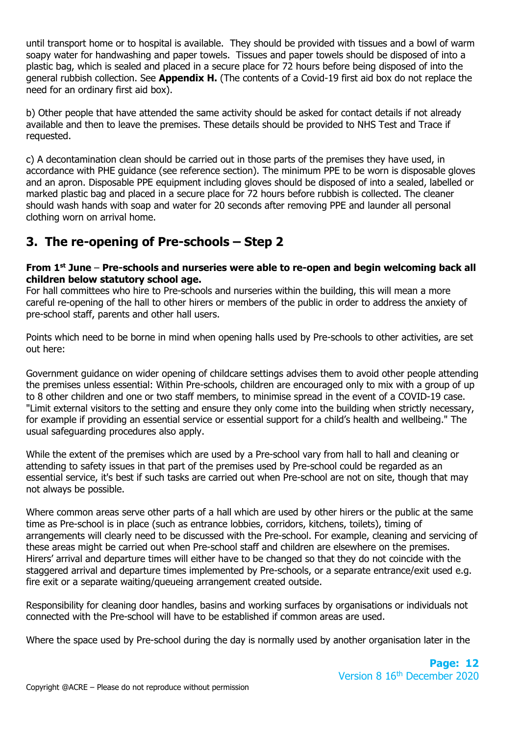until transport home or to hospital is available. They should be provided with tissues and a bowl of warm soapy water for handwashing and paper towels. Tissues and paper towels should be disposed of into a plastic bag, which is sealed and placed in a secure place for 72 hours before being disposed of into the general rubbish collection. See **Appendix H.** (The contents of a Covid-19 first aid box do not replace the need for an ordinary first aid box).

b) Other people that have attended the same activity should be asked for contact details if not already available and then to leave the premises. These details should be provided to NHS Test and Trace if requested.

c) A decontamination clean should be carried out in those parts of the premises they have used, in accordance with PHE guidance (see reference section). The minimum PPE to be worn is disposable gloves and an apron. Disposable PPE equipment including gloves should be disposed of into a sealed, labelled or marked plastic bag and placed in a secure place for 72 hours before rubbish is collected. The cleaner should wash hands with soap and water for 20 seconds after removing PPE and launder all personal clothing worn on arrival home.

## 3. The re-opening of Pre-schools – Step 2

**From 1st June – Pre-schools and nurseries were able to re-open and begin welcoming back all children below statutory school age.**
For hall committees who hire to Pre-schools and nurseries within the building, this will mean a more careful re-opening of the hall to other hirers or members of the public in order to address the anxiety of pre-school staff, parents and other hall users.

Points which need to be borne in mind when opening halls used by Pre-schools to other activities, are set out here:

Government guidance on wider opening of childcare settings advises them to avoid other people attending the premises unless essential: Within Pre-schools, children are encouraged only to mix with a group of up to 8 other children and one or two staff members, to minimise spread in the event of a COVID-19 case. "Limit external visitors to the setting and ensure they only come into the building when strictly necessary, for example if providing an essential service or essential support for a child's health and wellbeing." The usual safeguarding procedures also apply.

While the extent of the premises which are used by a Pre-school vary from hall to hall and cleaning or attending to safety issues in that part of the premises used by Pre-school could be regarded as an essential service, it's best if such tasks are carried out when Pre-school are not on site, though that may not always be possible.

Where common areas serve other parts of a hall which are used by other hirers or the public at the same time as Pre-school is in place (such as entrance lobbies, corridors, kitchens, toilets), timing of arrangements will clearly need to be discussed with the Pre-school. For example, cleaning and servicing of these areas might be carried out when Pre-school staff and children are elsewhere on the premises. Hirers' arrival and departure times will either have to be changed so that they do not coincide with the staggered arrival and departure times implemented by Pre-schools, or a separate entrance/exit used e.g. fire exit or a separate waiting/queueing arrangement created outside.

Responsibility for cleaning door handles, basins and working surfaces by organisations or individuals not connected with the Pre-school will have to be established if common areas are used.

Where the space used by Pre-school during the day is normally used by another organisation later in the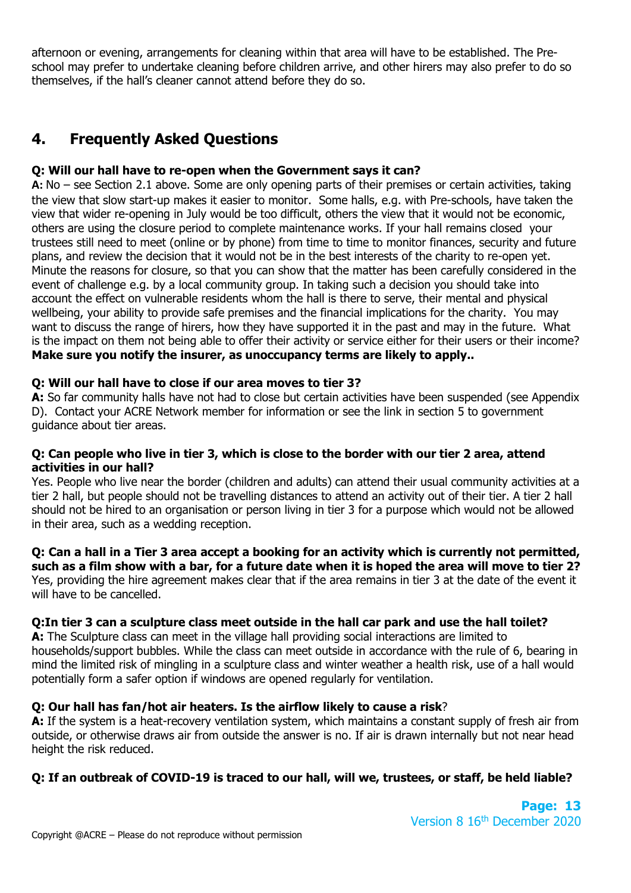afternoon or evening, arrangements for cleaning within that area will have to be established. The Pre-school may prefer to undertake cleaning before children arrive, and other hirers may also prefer to do so themselves, if the hall's cleaner cannot attend before they do so.

## 4. Frequently Asked Questions

**Q: Will our hall have to re-open when the Government says it can?**

**A:** No – see Section 2.1 above. Some are only opening parts of their premises or certain activities, taking the view that slow start-up makes it easier to monitor. Some halls, e.g. with Pre-schools, have taken the view that wider re-opening in July would be too difficult, others the view that it would not be economic, others are using the closure period to complete maintenance works. If your hall remains closed your trustees still need to meet (online or by phone) from time to time to monitor finances, security and future plans, and review the decision that it would not be in the best interests of the charity to re-open yet. Minute the reasons for closure, so that you can show that the matter has been carefully considered in the event of challenge e.g. by a local community group. In taking such a decision you should take into account the effect on vulnerable residents whom the hall is there to serve, their mental and physical wellbeing, your ability to provide safe premises and the financial implications for the charity. You may want to discuss the range of hirers, how they have supported it in the past and may in the future. What is the impact on them not being able to offer their activity or service either for their users or their income? **Make sure you notify the insurer, as unoccupancy terms are likely to apply..**

**Q: Will our hall have to close if our area moves to tier 3?**

**A:** So far community halls have not had to close but certain activities have been suspended (see Appendix D). Contact your ACRE Network member for information or see the link in section 5 to government guidance about tier areas.

**Q: Can people who live in tier 3, which is close to the border with our tier 2 area, attend activities in our hall?**

Yes. People who live near the border (children and adults) can attend their usual community activities at a tier 2 hall, but people should not be travelling distances to attend an activity out of their tier. A tier 2 hall should not be hired to an organisation or person living in tier 3 for a purpose which would not be allowed in their area, such as a wedding reception.

**Q: Can a hall in a Tier 3 area accept a booking for an activity which is currently not permitted, such as a film show with a bar, for a future date when it is hoped the area will move to tier 2?**

Yes, providing the hire agreement makes clear that if the area remains in tier 3 at the date of the event it will have to be cancelled.

**Q:In tier 3 can a sculpture class meet outside in the hall car park and use the hall toilet?**

**A:** The Sculpture class can meet in the village hall providing social interactions are limited to households/support bubbles. While the class can meet outside in accordance with the rule of 6, bearing in mind the limited risk of mingling in a sculpture class and winter weather a health risk, use of a hall would potentially form a safer option if windows are opened regularly for ventilation.

**Q: Our hall has fan/hot air heaters. Is the airflow likely to cause a risk?**

**A:** If the system is a heat-recovery ventilation system, which maintains a constant supply of fresh air from outside, or otherwise draws air from outside the answer is no. If air is drawn internally but not near head height the risk reduced.

**Q: If an outbreak of COVID-19 is traced to our hall, will we, trustees, or staff, be held liable?**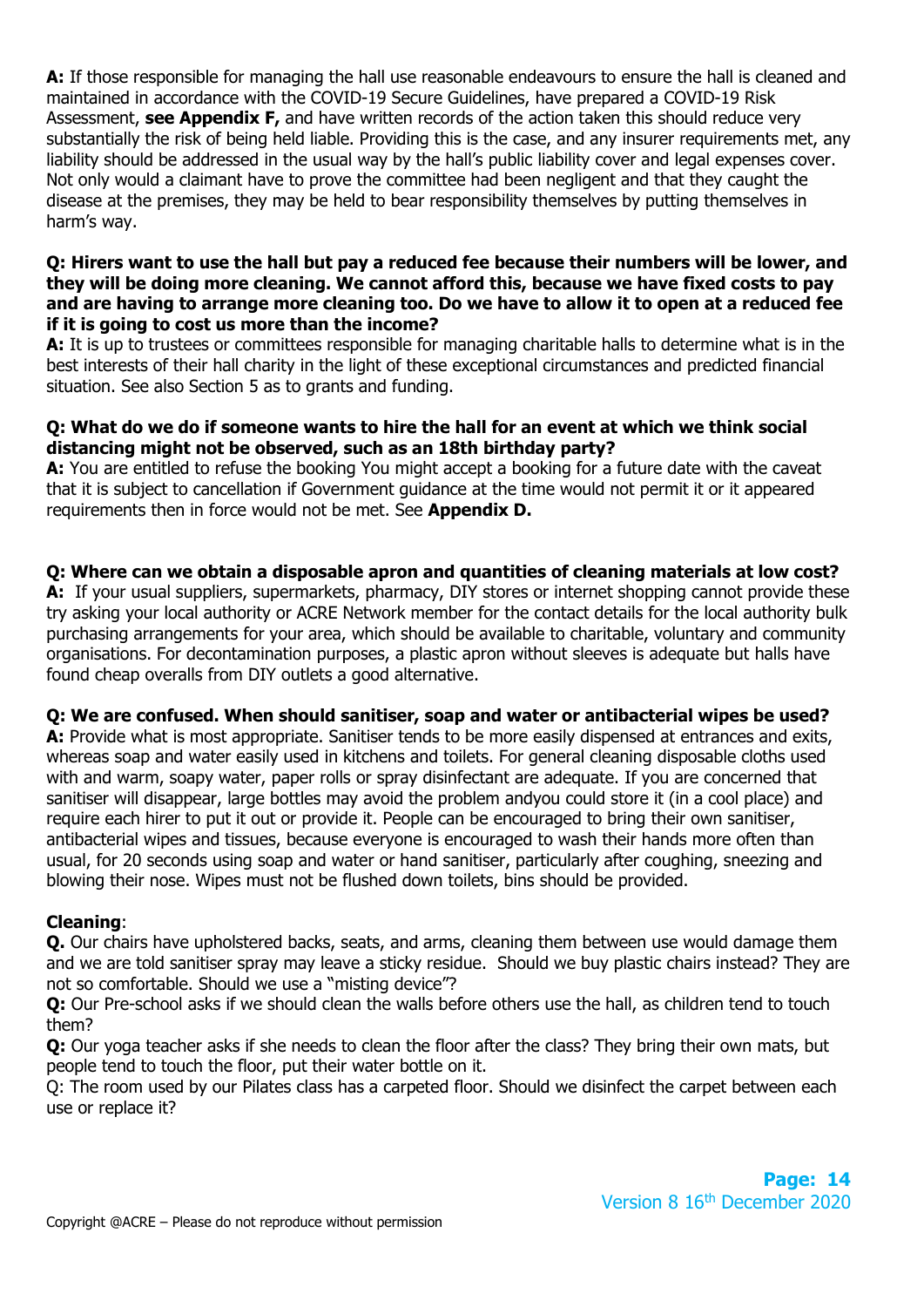**A:** If those responsible for managing the hall use reasonable endeavours to ensure the hall is cleaned and maintained in accordance with the COVID-19 Secure Guidelines, have prepared a COVID-19 Risk Assessment, **see Appendix F,** and have written records of the action taken this should reduce very substantially the risk of being held liable. Providing this is the case, and any insurer requirements met, any liability should be addressed in the usual way by the hall's public liability cover and legal expenses cover. Not only would a claimant have to prove the committee had been negligent and that they caught the disease at the premises, they may be held to bear responsibility themselves by putting themselves in harm's way.

**Q: Hirers want to use the hall but pay a reduced fee because their numbers will be lower, and they will be doing more cleaning. We cannot afford this, because we have fixed costs to pay and are having to arrange more cleaning too. Do we have to allow it to open at a reduced fee if it is going to cost us more than the income?**
**A:** It is up to trustees or committees responsible for managing charitable halls to determine what is in the best interests of their hall charity in the light of these exceptional circumstances and predicted financial situation. See also Section 5 as to grants and funding.

**Q: What do we do if someone wants to hire the hall for an event at which we think social distancing might not be observed, such as an 18th birthday party?**
**A:** You are entitled to refuse the booking You might accept a booking for a future date with the caveat that it is subject to cancellation if Government guidance at the time would not permit it or it appeared requirements then in force would not be met. See **Appendix D.**

**Q: Where can we obtain a disposable apron and quantities of cleaning materials at low cost?**
**A:** If your usual suppliers, supermarkets, pharmacy, DIY stores or internet shopping cannot provide these try asking your local authority or ACRE Network member for the contact details for the local authority bulk purchasing arrangements for your area, which should be available to charitable, voluntary and community organisations. For decontamination purposes, a plastic apron without sleeves is adequate but halls have found cheap overalls from DIY outlets a good alternative.

**Q: We are confused. When should sanitiser, soap and water or antibacterial wipes be used?**
**A:** Provide what is most appropriate. Sanitiser tends to be more easily dispensed at entrances and exits, whereas soap and water easily used in kitchens and toilets. For general cleaning disposable cloths used with and warm, soapy water, paper rolls or spray disinfectant are adequate. If you are concerned that sanitiser will disappear, large bottles may avoid the problem andyou could store it (in a cool place) and require each hirer to put it out or provide it. People can be encouraged to bring their own sanitiser, antibacterial wipes and tissues, because everyone is encouraged to wash their hands more often than usual, for 20 seconds using soap and water or hand sanitiser, particularly after coughing, sneezing and blowing their nose. Wipes must not be flushed down toilets, bins should be provided.

**Cleaning**:
**Q.** Our chairs have upholstered backs, seats, and arms, cleaning them between use would damage them and we are told sanitiser spray may leave a sticky residue. Should we buy plastic chairs instead? They are not so comfortable. Should we use a "misting device"?
**Q:** Our Pre-school asks if we should clean the walls before others use the hall, as children tend to touch them?
**Q:** Our yoga teacher asks if she needs to clean the floor after the class? They bring their own mats, but people tend to touch the floor, put their water bottle on it.
Q: The room used by our Pilates class has a carpeted floor. Should we disinfect the carpet between each use or replace it?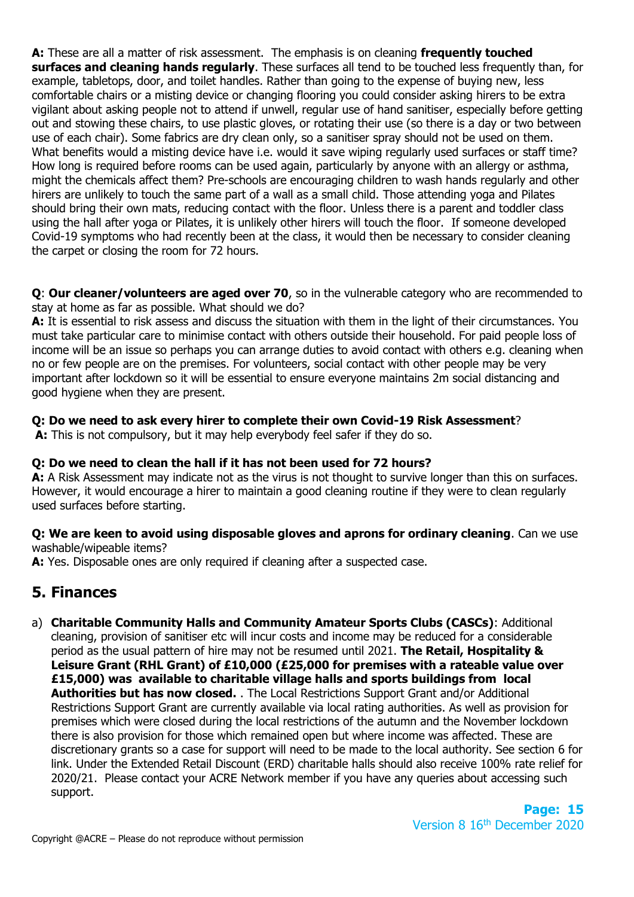**A:** These are all a matter of risk assessment. The emphasis is on cleaning **frequently touched surfaces and cleaning hands regularly**. These surfaces all tend to be touched less frequently than, for example, tabletops, door, and toilet handles. Rather than going to the expense of buying new, less comfortable chairs or a misting device or changing flooring you could consider asking hirers to be extra vigilant about asking people not to attend if unwell, regular use of hand sanitiser, especially before getting out and stowing these chairs, to use plastic gloves, or rotating their use (so there is a day or two between use of each chair). Some fabrics are dry clean only, so a sanitiser spray should not be used on them. What benefits would a misting device have i.e. would it save wiping regularly used surfaces or staff time? How long is required before rooms can be used again, particularly by anyone with an allergy or asthma, might the chemicals affect them? Pre-schools are encouraging children to wash hands regularly and other hirers are unlikely to touch the same part of a wall as a small child. Those attending yoga and Pilates should bring their own mats, reducing contact with the floor. Unless there is a parent and toddler class using the hall after yoga or Pilates, it is unlikely other hirers will touch the floor. If someone developed Covid-19 symptoms who had recently been at the class, it would then be necessary to consider cleaning the carpet or closing the room for 72 hours.

**Q**: **Our cleaner/volunteers are aged over 70**, so in the vulnerable category who are recommended to stay at home as far as possible. What should we do?
**A:** It is essential to risk assess and discuss the situation with them in the light of their circumstances. You must take particular care to minimise contact with others outside their household. For paid people loss of income will be an issue so perhaps you can arrange duties to avoid contact with others e.g. cleaning when no or few people are on the premises. For volunteers, social contact with other people may be very important after lockdown so it will be essential to ensure everyone maintains 2m social distancing and good hygiene when they are present.

**Q: Do we need to ask every hirer to complete their own Covid-19 Risk Assessment**?
**A:** This is not compulsory, but it may help everybody feel safer if they do so.

**Q: Do we need to clean the hall if it has not been used for 72 hours?**
**A:** A Risk Assessment may indicate not as the virus is not thought to survive longer than this on surfaces. However, it would encourage a hirer to maintain a good cleaning routine if they were to clean regularly used surfaces before starting.

**Q: We are keen to avoid using disposable gloves and aprons for ordinary cleaning**. Can we use washable/wipeable items?
**A:** Yes. Disposable ones are only required if cleaning after a suspected case.

## 5. Finances

a) **Charitable Community Halls and Community Amateur Sports Clubs (CASCs)**: Additional cleaning, provision of sanitiser etc will incur costs and income may be reduced for a considerable period as the usual pattern of hire may not be resumed until 2021. **The Retail, Hospitality & Leisure Grant (RHL Grant) of £10,000 (£25,000 for premises with a rateable value over £15,000) was available to charitable village halls and sports buildings from local Authorities but has now closed.** . The Local Restrictions Support Grant and/or Additional Restrictions Support Grant are currently available via local rating authorities. As well as provision for premises which were closed during the local restrictions of the autumn and the November lockdown there is also provision for those which remained open but where income was affected. These are discretionary grants so a case for support will need to be made to the local authority. See section 6 for link. Under the Extended Retail Discount (ERD) charitable halls should also receive 100% rate relief for 2020/21. Please contact your ACRE Network member if you have any queries about accessing such support.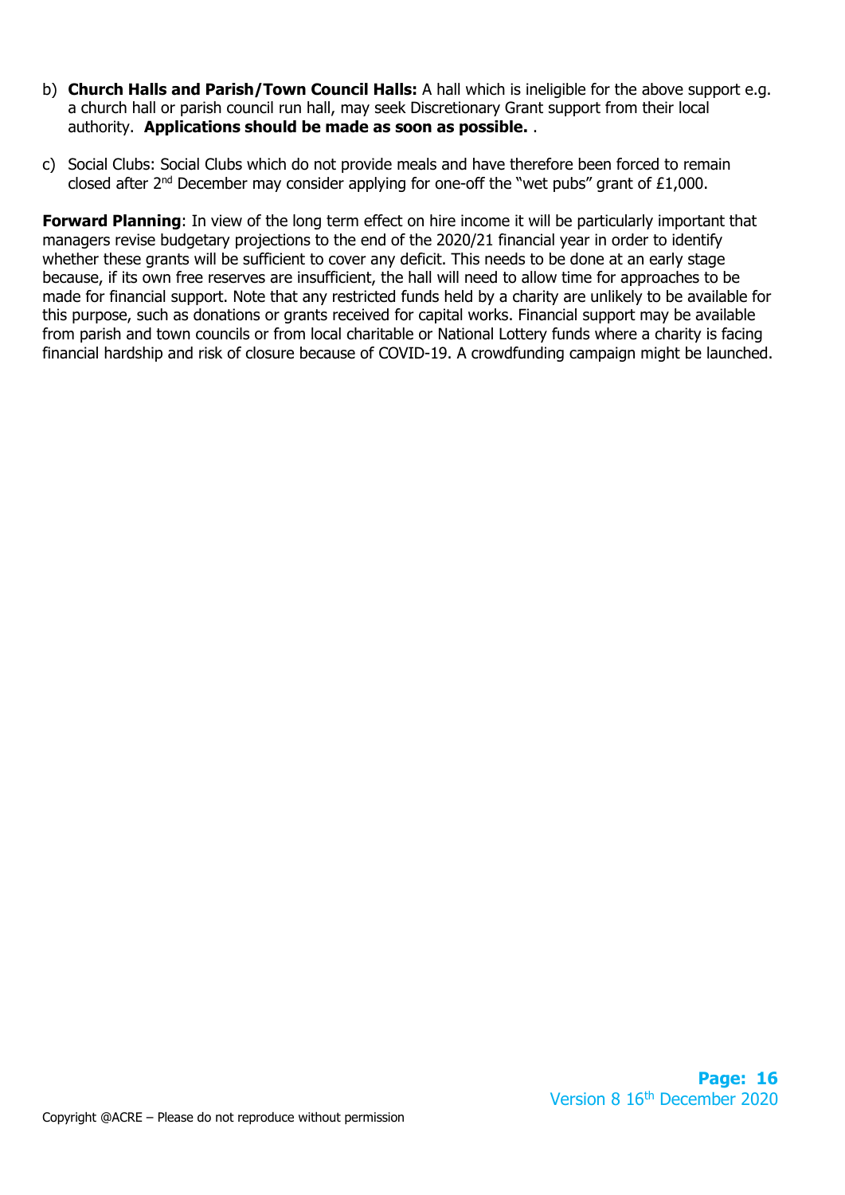b) **Church Halls and Parish/Town Council Halls:** A hall which is ineligible for the above support e.g. a church hall or parish council run hall, may seek Discretionary Grant support from their local authority. **Applications should be made as soon as possible.** .

c) Social Clubs: Social Clubs which do not provide meals and have therefore been forced to remain closed after 2nd December may consider applying for one-off the "wet pubs" grant of £1,000.

**Forward Planning**: In view of the long term effect on hire income it will be particularly important that managers revise budgetary projections to the end of the 2020/21 financial year in order to identify whether these grants will be sufficient to cover any deficit. This needs to be done at an early stage because, if its own free reserves are insufficient, the hall will need to allow time for approaches to be made for financial support. Note that any restricted funds held by a charity are unlikely to be available for this purpose, such as donations or grants received for capital works. Financial support may be available from parish and town councils or from local charitable or National Lottery funds where a charity is facing financial hardship and risk of closure because of COVID-19. A crowdfunding campaign might be launched.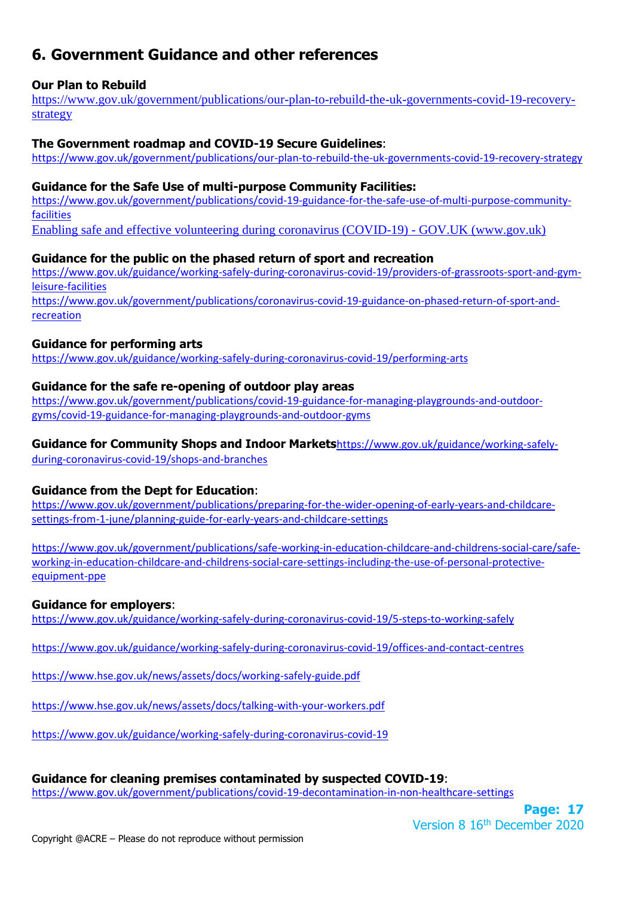## 6. Government Guidance and other references

**Our Plan to Rebuild**
https://www.gov.uk/government/publications/our-plan-to-rebuild-the-uk-governments-covid-19-recovery-strategy

**The Government roadmap and COVID-19 Secure Guidelines**:
https://www.gov.uk/government/publications/our-plan-to-rebuild-the-uk-governments-covid-19-recovery-strategy

**Guidance for the Safe Use of multi-purpose Community Facilities:**
https://www.gov.uk/government/publications/covid-19-guidance-for-the-safe-use-of-multi-purpose-community-facilities
Enabling safe and effective volunteering during coronavirus (COVID-19) - GOV.UK (www.gov.uk)

**Guidance for the public on the phased return of sport and recreation**
https://www.gov.uk/guidance/working-safely-during-coronavirus-covid-19/providers-of-grassroots-sport-and-gym-leisure-facilities
https://www.gov.uk/government/publications/coronavirus-covid-19-guidance-on-phased-return-of-sport-and-recreation

**Guidance for performing arts**
https://www.gov.uk/guidance/working-safely-during-coronavirus-covid-19/performing-arts

**Guidance for the safe re-opening of outdoor play areas**
https://www.gov.uk/government/publications/covid-19-guidance-for-managing-playgrounds-and-outdoor-gyms/covid-19-guidance-for-managing-playgrounds-and-outdoor-gyms

**Guidance for Community Shops and Indoor Markets**https://www.gov.uk/guidance/working-safely-during-coronavirus-covid-19/shops-and-branches

**Guidance from the Dept for Education**:
https://www.gov.uk/government/publications/preparing-for-the-wider-opening-of-early-years-and-childcare-settings-from-1-june/planning-guide-for-early-years-and-childcare-settings

https://www.gov.uk/government/publications/safe-working-in-education-childcare-and-childrens-social-care/safe-working-in-education-childcare-and-childrens-social-care-settings-including-the-use-of-personal-protective-equipment-ppe

**Guidance for employers**:
https://www.gov.uk/guidance/working-safely-during-coronavirus-covid-19/5-steps-to-working-safely

https://www.gov.uk/guidance/working-safely-during-coronavirus-covid-19/offices-and-contact-centres

https://www.hse.gov.uk/news/assets/docs/working-safely-guide.pdf

https://www.hse.gov.uk/news/assets/docs/talking-with-your-workers.pdf

https://www.gov.uk/guidance/working-safely-during-coronavirus-covid-19

**Guidance for cleaning premises contaminated by suspected COVID-19**:
https://www.gov.uk/government/publications/covid-19-decontamination-in-non-healthcare-settings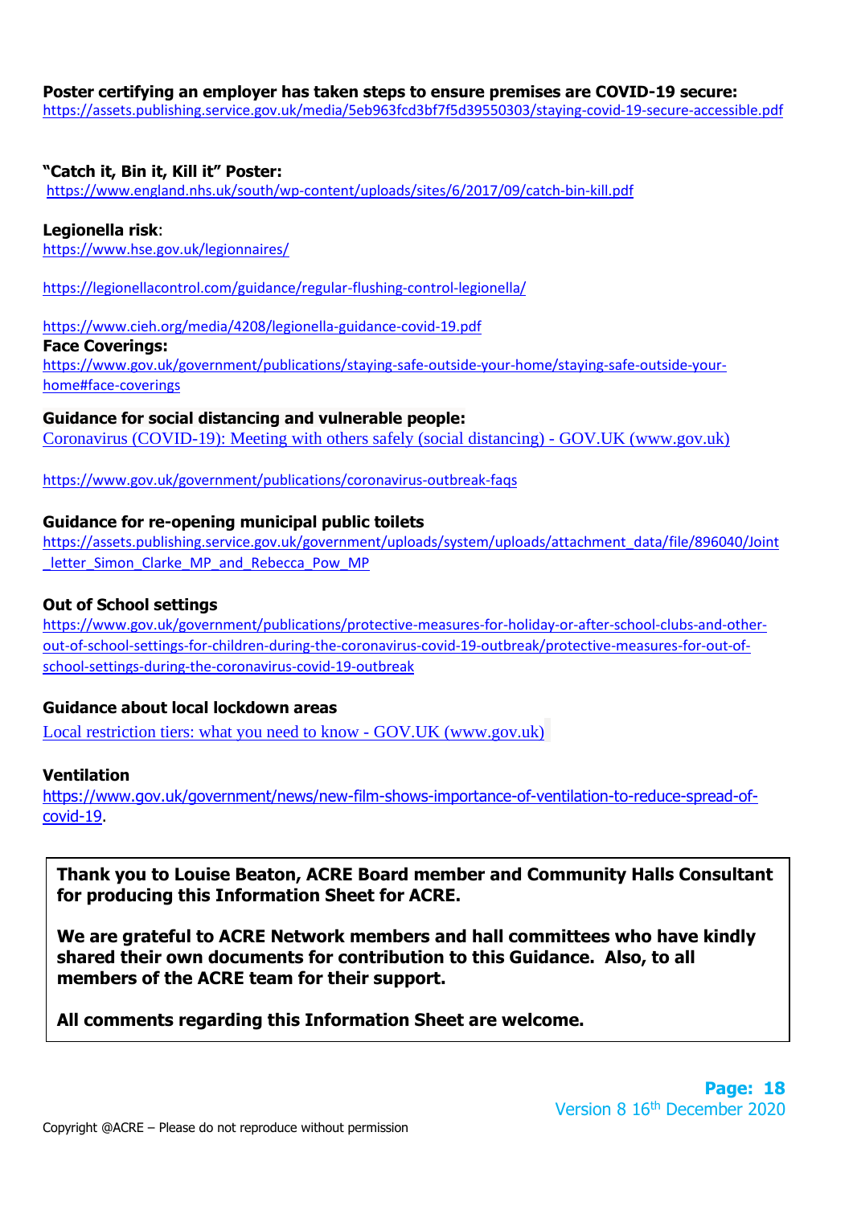**Poster certifying an employer has taken steps to ensure premises are COVID-19 secure:**
https://assets.publishing.service.gov.uk/media/5eb963fcd3bf7f5d39550303/staying-covid-19-secure-accessible.pdf

**"Catch it, Bin it, Kill it" Poster:**
https://www.england.nhs.uk/south/wp-content/uploads/sites/6/2017/09/catch-bin-kill.pdf

**Legionella risk**:
https://www.hse.gov.uk/legionnaires/

https://legionellacontrol.com/guidance/regular-flushing-control-legionella/

https://www.cieh.org/media/4208/legionella-guidance-covid-19.pdf

**Face Coverings:**
https://www.gov.uk/government/publications/staying-safe-outside-your-home/staying-safe-outside-your-home#face-coverings

**Guidance for social distancing and vulnerable people:**
Coronavirus (COVID-19): Meeting with others safely (social distancing) - GOV.UK (www.gov.uk)

https://www.gov.uk/government/publications/coronavirus-outbreak-faqs

**Guidance for re-opening municipal public toilets**
https://assets.publishing.service.gov.uk/government/uploads/system/uploads/attachment_data/file/896040/Joint_letter_Simon_Clarke_MP_and_Rebecca_Pow_MP

**Out of School settings**
https://www.gov.uk/government/publications/protective-measures-for-holiday-or-after-school-clubs-and-other-out-of-school-settings-for-children-during-the-coronavirus-covid-19-outbreak/protective-measures-for-out-of-school-settings-during-the-coronavirus-covid-19-outbreak

**Guidance about local lockdown areas**
Local restriction tiers: what you need to know - GOV.UK (www.gov.uk)

**Ventilation**
https://www.gov.uk/government/news/new-film-shows-importance-of-ventilation-to-reduce-spread-of-covid-19.

**Thank you to Louise Beaton, ACRE Board member and Community Halls Consultant for producing this Information Sheet for ACRE.**

**We are grateful to ACRE Network members and hall committees who have kindly shared their own documents for contribution to this Guidance. Also, to all members of the ACRE team for their support.**

**All comments regarding this Information Sheet are welcome.**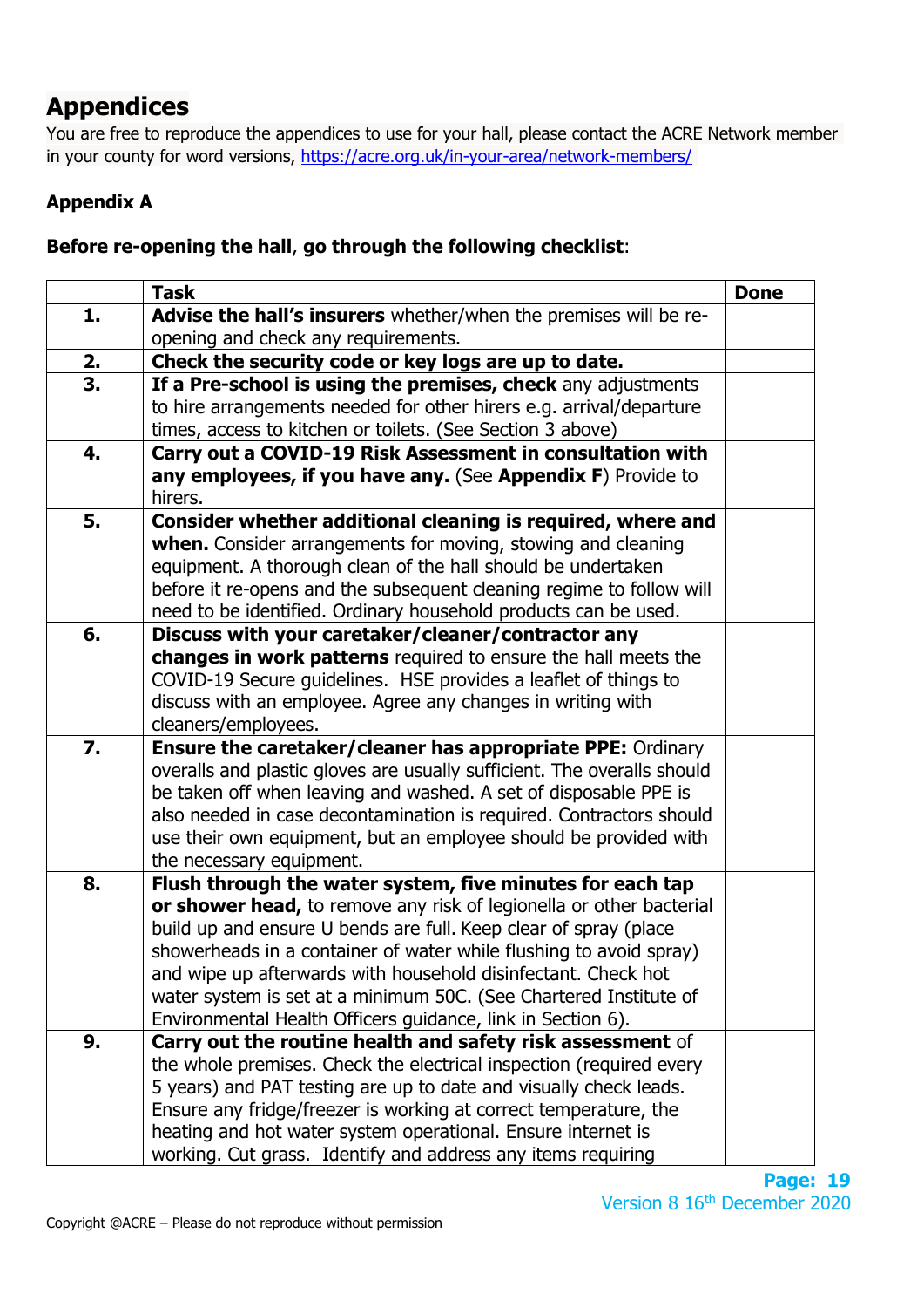## Appendices

You are free to reproduce the appendices to use for your hall, please contact the ACRE Network member in your county for word versions, https://acre.org.uk/in-your-area/network-members/

**Appendix A**

**Before re-opening the hall**, **go through the following checklist**:

| | Task | Done |
|---|---|---|
| **1.** | **Advise the hall's insurers** whether/when the premises will be re-opening and check any requirements. | |
| **2.** | **Check the security code or key logs are up to date.** | |
| **3.** | **If a Pre-school is using the premises, check** any adjustments to hire arrangements needed for other hirers e.g. arrival/departure times, access to kitchen or toilets. (See Section 3 above) | |
| **4.** | **Carry out a COVID-19 Risk Assessment in consultation with any employees, if you have any.** (See **Appendix F**) Provide to hirers. | |
| **5.** | **Consider whether additional cleaning is required, where and when.** Consider arrangements for moving, stowing and cleaning equipment. A thorough clean of the hall should be undertaken before it re-opens and the subsequent cleaning regime to follow will need to be identified. Ordinary household products can be used. | |
| **6.** | **Discuss with your caretaker/cleaner/contractor any changes in work patterns** required to ensure the hall meets the COVID-19 Secure guidelines. HSE provides a leaflet of things to discuss with an employee. Agree any changes in writing with cleaners/employees. | |
| **7.** | **Ensure the caretaker/cleaner has appropriate PPE:** Ordinary overalls and plastic gloves are usually sufficient. The overalls should be taken off when leaving and washed. A set of disposable PPE is also needed in case decontamination is required. Contractors should use their own equipment, but an employee should be provided with the necessary equipment. | |
| **8.** | **Flush through the water system, five minutes for each tap or shower head,** to remove any risk of legionella or other bacterial build up and ensure U bends are full. Keep clear of spray (place showerheads in a container of water while flushing to avoid spray) and wipe up afterwards with household disinfectant. Check hot water system is set at a minimum 50C. (See Chartered Institute of Environmental Health Officers guidance, link in Section 6). | |
| **9.** | **Carry out the routine health and safety risk assessment** of the whole premises. Check the electrical inspection (required every 5 years) and PAT testing are up to date and visually check leads. Ensure any fridge/freezer is working at correct temperature, the heating and hot water system operational. Ensure internet is working. Cut grass. Identify and address any items requiring | |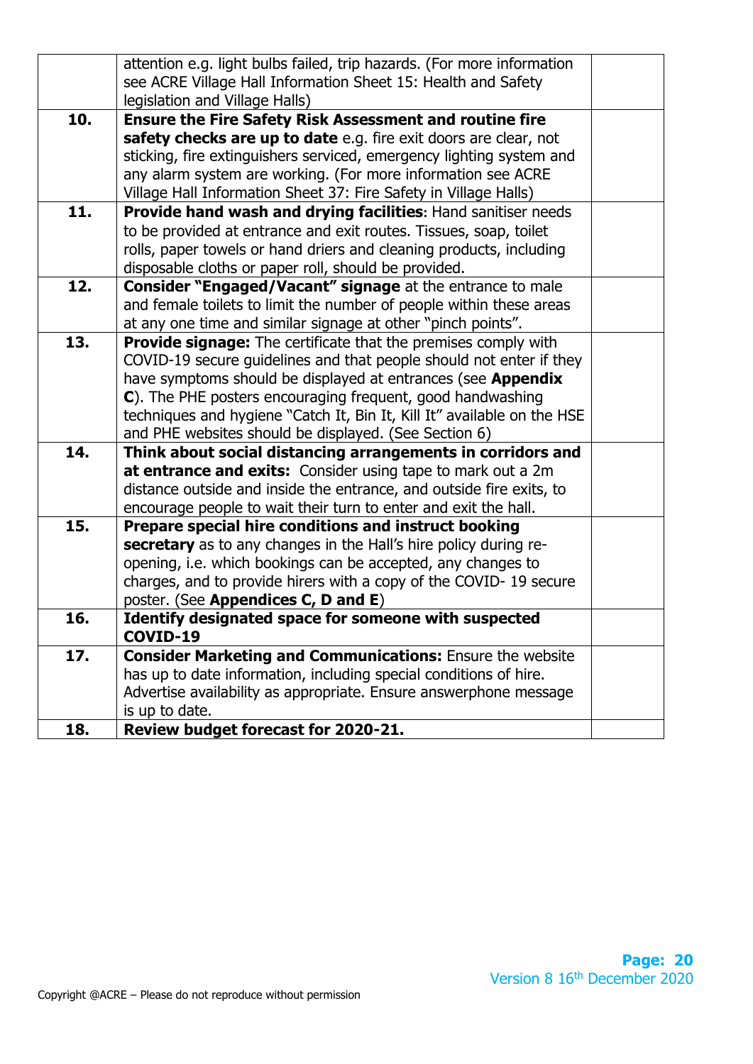| | | |
|---|---|---|
| | attention e.g. light bulbs failed, trip hazards. (For more information see ACRE Village Hall Information Sheet 15: Health and Safety legislation and Village Halls) | |
| **10.** | **Ensure the Fire Safety Risk Assessment and routine fire safety checks are up to date** e.g. fire exit doors are clear, not sticking, fire extinguishers serviced, emergency lighting system and any alarm system are working. (For more information see ACRE Village Hall Information Sheet 37: Fire Safety in Village Halls) | |
| **11.** | **Provide hand wash and drying facilities**: Hand sanitiser needs to be provided at entrance and exit routes. Tissues, soap, toilet rolls, paper towels or hand driers and cleaning products, including disposable cloths or paper roll, should be provided. | |
| **12.** | **Consider "Engaged/Vacant" signage** at the entrance to male and female toilets to limit the number of people within these areas at any one time and similar signage at other "pinch points". | |
| **13.** | **Provide signage:** The certificate that the premises comply with COVID-19 secure guidelines and that people should not enter if they have symptoms should be displayed at entrances (see **Appendix C**). The PHE posters encouraging frequent, good handwashing techniques and hygiene "Catch It, Bin It, Kill It" available on the HSE and PHE websites should be displayed. (See Section 6) | |
| **14.** | **Think about social distancing arrangements in corridors and at entrance and exits:** Consider using tape to mark out a 2m distance outside and inside the entrance, and outside fire exits, to encourage people to wait their turn to enter and exit the hall. | |
| **15.** | **Prepare special hire conditions and instruct booking secretary** as to any changes in the Hall's hire policy during re-opening, i.e. which bookings can be accepted, any changes to charges, and to provide hirers with a copy of the COVID- 19 secure poster. (See **Appendices C, D and E**) | |
| **16.** | **Identify designated space for someone with suspected COVID-19** | |
| **17.** | **Consider Marketing and Communications:** Ensure the website has up to date information, including special conditions of hire. Advertise availability as appropriate. Ensure answerphone message is up to date. | |
| **18.** | **Review budget forecast for 2020-21.** | |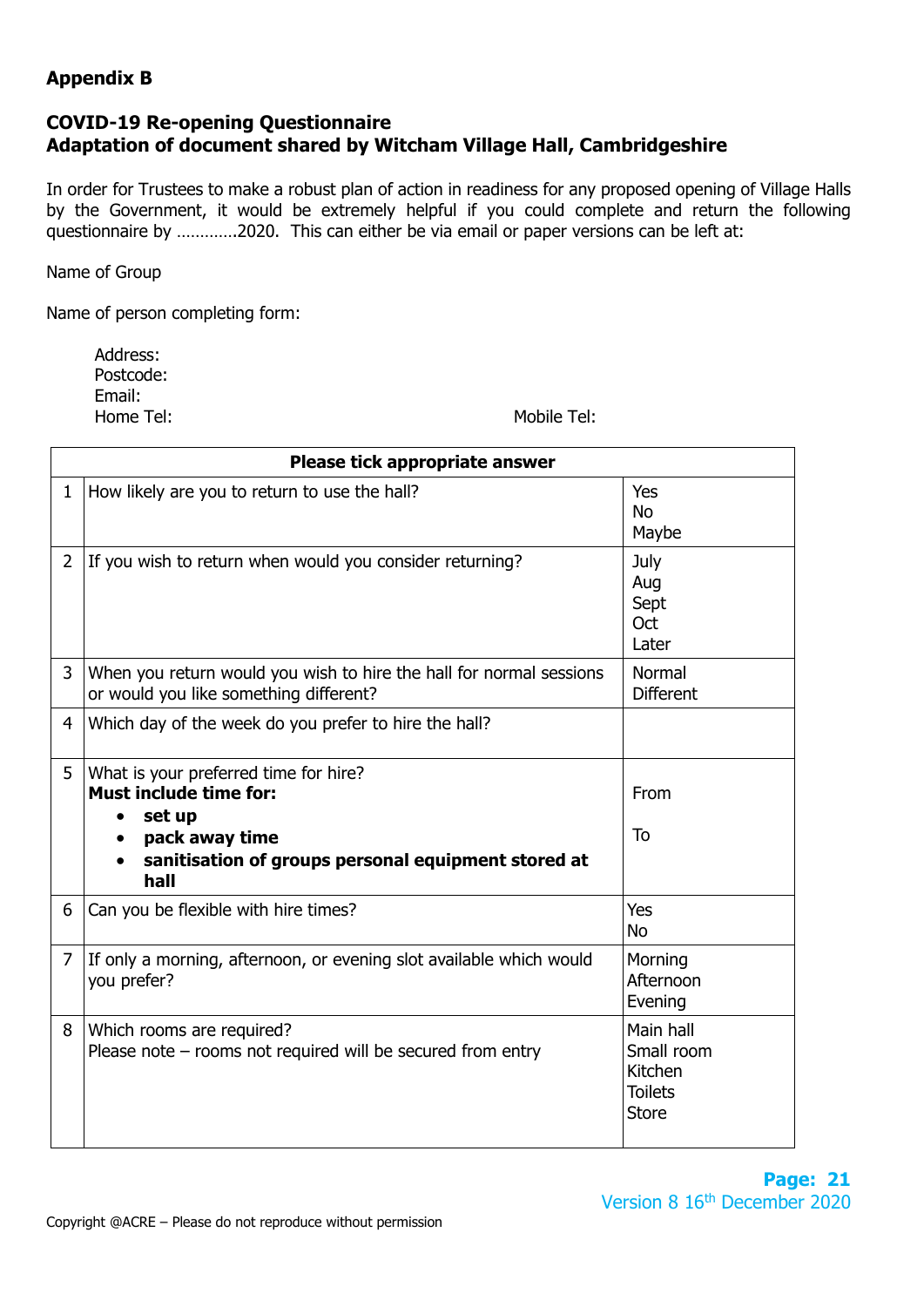**Appendix B**

**COVID-19 Re-opening Questionnaire**
**Adaptation of document shared by Witcham Village Hall, Cambridgeshire**

In order for Trustees to make a robust plan of action in readiness for any proposed opening of Village Halls by the Government, it would be extremely helpful if you could complete and return the following questionnaire by …………2020. This can either be via email or paper versions can be left at:

Name of Group

Name of person completing form:

Address:
Postcode:
Email:
Home Tel: Mobile Tel:

| Please tick appropriate answer | | |
|---|---|---|
| 1 | How likely are you to return to use the hall? | Yes<br>No<br>Maybe |
| 2 | If you wish to return when would you consider returning? | July<br>Aug<br>Sept<br>Oct<br>Later |
| 3 | When you return would you wish to hire the hall for normal sessions or would you like something different? | Normal<br>Different |
| 4 | Which day of the week do you prefer to hire the hall? | |
| 5 | What is your preferred time for hire?<br>**Must include time for:**<br>• **set up**<br>• **pack away time**<br>• **sanitisation of groups personal equipment stored at hall** | From<br><br>To |
| 6 | Can you be flexible with hire times? | Yes<br>No |
| 7 | If only a morning, afternoon, or evening slot available which would you prefer? | Morning<br>Afternoon<br>Evening |
| 8 | Which rooms are required?<br>Please note – rooms not required will be secured from entry | Main hall<br>Small room<br>Kitchen<br>Toilets<br>Store |

Version 8 16th December 2020

Copyright @ACRE – Please do not reproduce without permission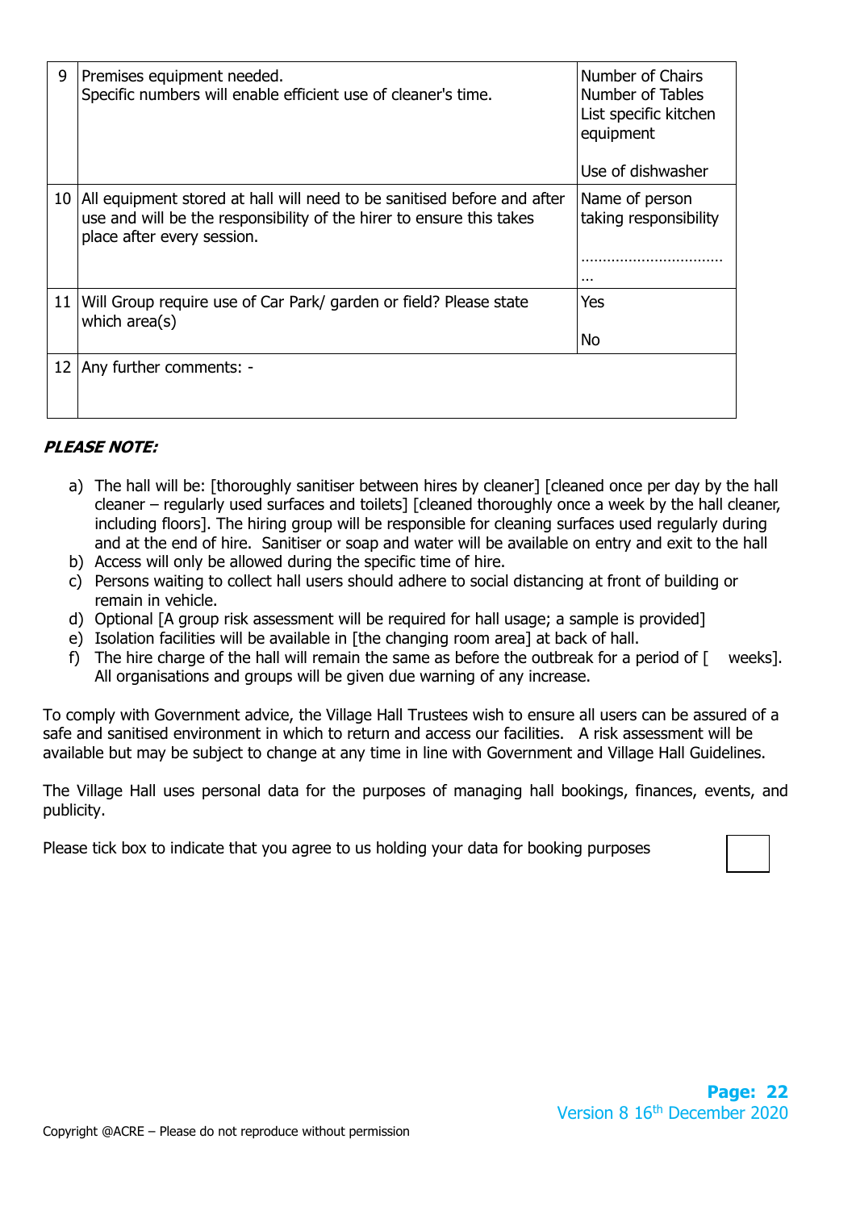| | | |
|---|---|---|
| 9 | Premises equipment needed.<br>Specific numbers will enable efficient use of cleaner's time. | Number of Chairs<br>Number of Tables<br>List specific kitchen equipment<br><br>Use of dishwasher |
| 10 | All equipment stored at hall will need to be sanitised before and after use and will be the responsibility of the hirer to ensure this takes place after every session. | Name of person taking responsibility<br><br>…………………………… … |
| 11 | Will Group require use of Car Park/ garden or field? Please state which area(s) | Yes<br><br>No |
| 12 | Any further comments: - | |

***PLEASE NOTE:***

a) The hall will be: [thoroughly sanitiser between hires by cleaner] [cleaned once per day by the hall cleaner – regularly used surfaces and toilets] [cleaned thoroughly once a week by the hall cleaner, including floors]. The hiring group will be responsible for cleaning surfaces used regularly during and at the end of hire. Sanitiser or soap and water will be available on entry and exit to the hall
b) Access will only be allowed during the specific time of hire.
c) Persons waiting to collect hall users should adhere to social distancing at front of building or remain in vehicle.
d) Optional [A group risk assessment will be required for hall usage; a sample is provided]
e) Isolation facilities will be available in [the changing room area] at back of hall.
f) The hire charge of the hall will remain the same as before the outbreak for a period of [ weeks]. All organisations and groups will be given due warning of any increase.

To comply with Government advice, the Village Hall Trustees wish to ensure all users can be assured of a safe and sanitised environment in which to return and access our facilities. A risk assessment will be available but may be subject to change at any time in line with Government and Village Hall Guidelines.

The Village Hall uses personal data for the purposes of managing hall bookings, finances, events, and publicity.

Please tick box to indicate that you agree to us holding your data for booking purposes ☐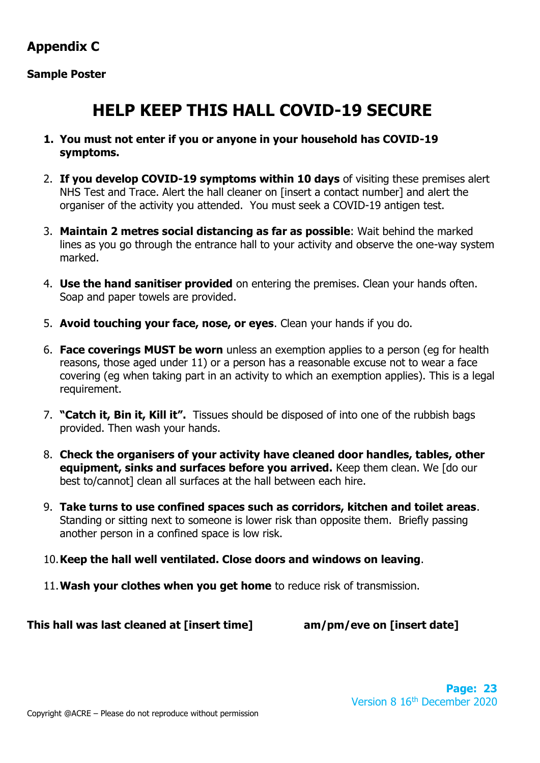## Appendix C

**Sample Poster**

# HELP KEEP THIS HALL COVID-19 SECURE

1. **You must not enter if you or anyone in your household has COVID-19 symptoms.**

2. **If you develop COVID-19 symptoms within 10 days** of visiting these premises alert NHS Test and Trace. Alert the hall cleaner on [insert a contact number] and alert the organiser of the activity you attended. You must seek a COVID-19 antigen test.

3. **Maintain 2 metres social distancing as far as possible**: Wait behind the marked lines as you go through the entrance hall to your activity and observe the one-way system marked.

4. **Use the hand sanitiser provided** on entering the premises. Clean your hands often. Soap and paper towels are provided.

5. **Avoid touching your face, nose, or eyes**. Clean your hands if you do.

6. **Face coverings MUST be worn** unless an exemption applies to a person (eg for health reasons, those aged under 11) or a person has a reasonable excuse not to wear a face covering (eg when taking part in an activity to which an exemption applies). This is a legal requirement.

7. **"Catch it, Bin it, Kill it".** Tissues should be disposed of into one of the rubbish bags provided. Then wash your hands.

8. **Check the organisers of your activity have cleaned door handles, tables, other equipment, sinks and surfaces before you arrived.** Keep them clean. We [do our best to/cannot] clean all surfaces at the hall between each hire.

9. **Take turns to use confined spaces such as corridors, kitchen and toilet areas**. Standing or sitting next to someone is lower risk than opposite them. Briefly passing another person in a confined space is low risk.

10. **Keep the hall well ventilated. Close doors and windows on leaving**.

11. **Wash your clothes when you get home** to reduce risk of transmission.

**This hall was last cleaned at [insert time] am/pm/eve on [insert date]**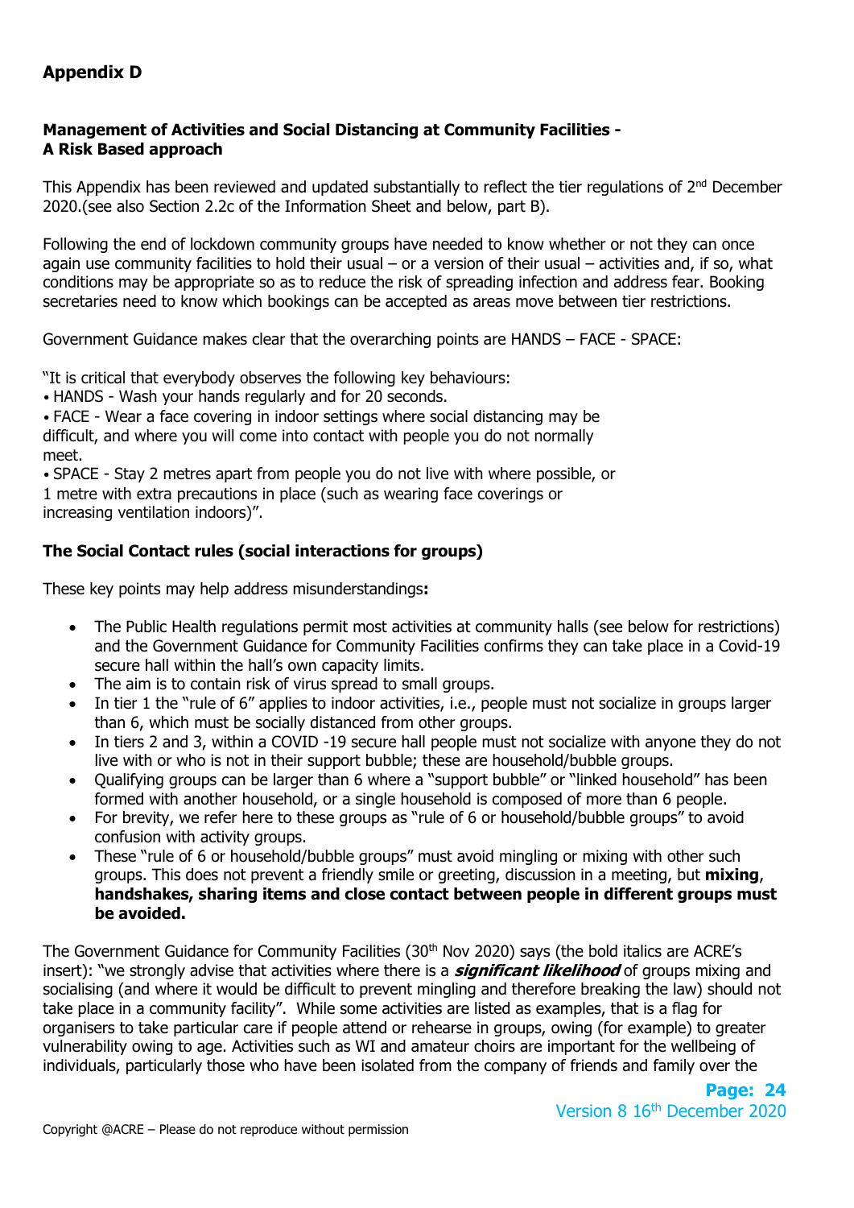# Appendix D

**Management of Activities and Social Distancing at Community Facilities - A Risk Based approach**

This Appendix has been reviewed and updated substantially to reflect the tier regulations of 2nd December 2020.(see also Section 2.2c of the Information Sheet and below, part B).

Following the end of lockdown community groups have needed to know whether or not they can once again use community facilities to hold their usual – or a version of their usual – activities and, if so, what conditions may be appropriate so as to reduce the risk of spreading infection and address fear. Booking secretaries need to know which bookings can be accepted as areas move between tier restrictions.

Government Guidance makes clear that the overarching points are HANDS – FACE - SPACE:

"It is critical that everybody observes the following key behaviours:
• HANDS - Wash your hands regularly and for 20 seconds.
• FACE - Wear a face covering in indoor settings where social distancing may be difficult, and where you will come into contact with people you do not normally meet.
• SPACE - Stay 2 metres apart from people you do not live with where possible, or 1 metre with extra precautions in place (such as wearing face coverings or increasing ventilation indoors)".

**The Social Contact rules (social interactions for groups)**

These key points may help address misunderstandings**:**

- The Public Health regulations permit most activities at community halls (see below for restrictions) and the Government Guidance for Community Facilities confirms they can take place in a Covid-19 secure hall within the hall's own capacity limits.
- The aim is to contain risk of virus spread to small groups.
- In tier 1 the "rule of 6" applies to indoor activities, i.e., people must not socialize in groups larger than 6, which must be socially distanced from other groups.
- In tiers 2 and 3, within a COVID -19 secure hall people must not socialize with anyone they do not live with or who is not in their support bubble; these are household/bubble groups.
- Qualifying groups can be larger than 6 where a "support bubble" or "linked household" has been formed with another household, or a single household is composed of more than 6 people.
- For brevity, we refer here to these groups as "rule of 6 or household/bubble groups" to avoid confusion with activity groups.
- These "rule of 6 or household/bubble groups" must avoid mingling or mixing with other such groups. This does not prevent a friendly smile or greeting, discussion in a meeting, but **mixing, handshakes, sharing items and close contact between people in different groups must be avoided.**

The Government Guidance for Community Facilities (30th Nov 2020) says (the bold italics are ACRE's insert): "we strongly advise that activities where there is a ***significant likelihood*** of groups mixing and socialising (and where it would be difficult to prevent mingling and therefore breaking the law) should not take place in a community facility". While some activities are listed as examples, that is a flag for organisers to take particular care if people attend or rehearse in groups, owing (for example) to greater vulnerability owing to age. Activities such as WI and amateur choirs are important for the wellbeing of individuals, particularly those who have been isolated from the company of friends and family over the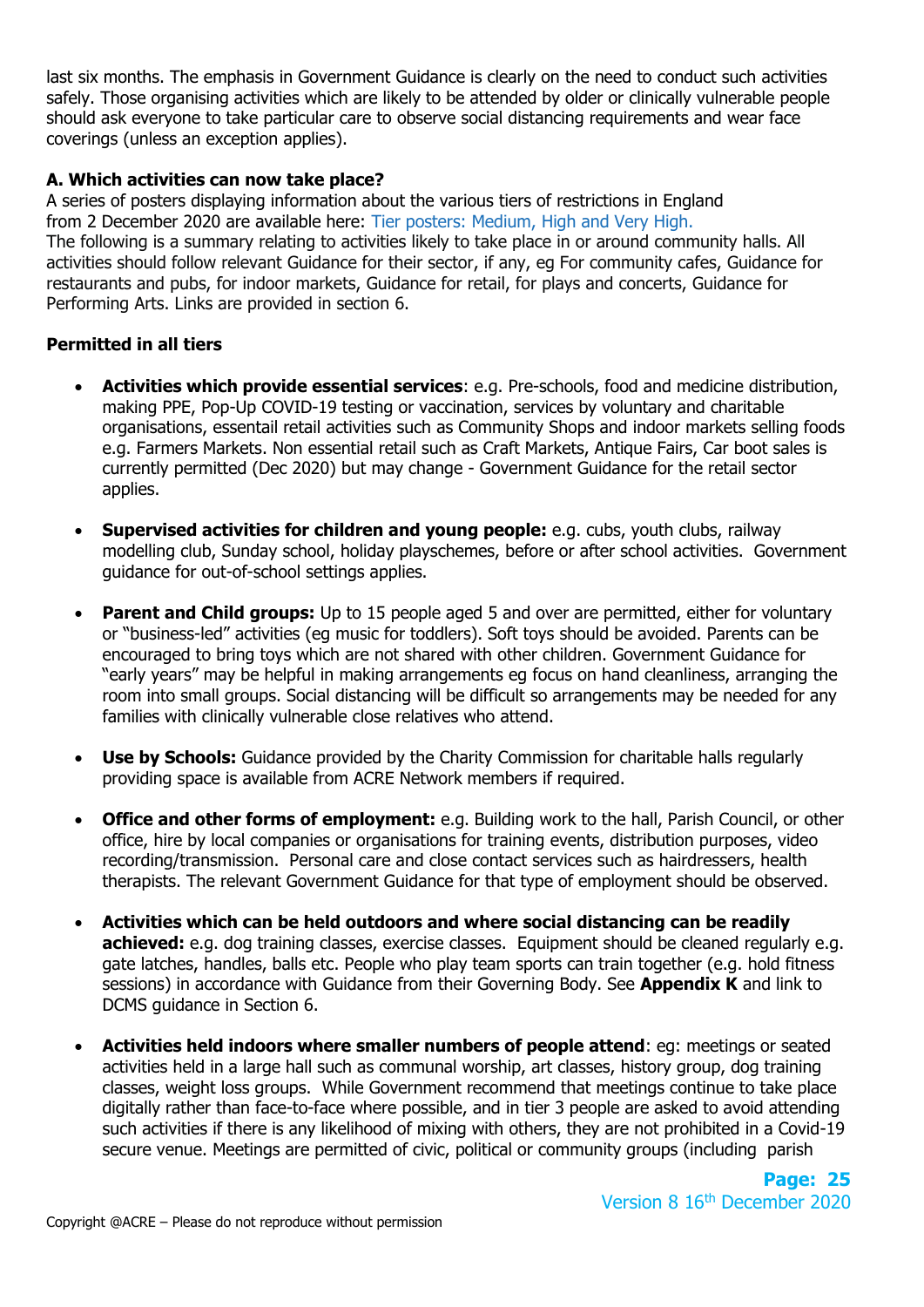last six months. The emphasis in Government Guidance is clearly on the need to conduct such activities safely. Those organising activities which are likely to be attended by older or clinically vulnerable people should ask everyone to take particular care to observe social distancing requirements and wear face coverings (unless an exception applies).

**A. Which activities can now take place?**

A series of posters displaying information about the various tiers of restrictions in England from 2 December 2020 are available here: Tier posters: Medium, High and Very High.
The following is a summary relating to activities likely to take place in or around community halls. All activities should follow relevant Guidance for their sector, if any, eg For community cafes, Guidance for restaurants and pubs, for indoor markets, Guidance for retail, for plays and concerts, Guidance for Performing Arts. Links are provided in section 6.

**Permitted in all tiers**

- **Activities which provide essential services**: e.g. Pre-schools, food and medicine distribution, making PPE, Pop-Up COVID-19 testing or vaccination, services by voluntary and charitable organisations, essentail retail activities such as Community Shops and indoor markets selling foods e.g. Farmers Markets. Non essential retail such as Craft Markets, Antique Fairs, Car boot sales is currently permitted (Dec 2020) but may change - Government Guidance for the retail sector applies.

- **Supervised activities for children and young people:** e.g. cubs, youth clubs, railway modelling club, Sunday school, holiday playschemes, before or after school activities. Government guidance for out-of-school settings applies.

- **Parent and Child groups:** Up to 15 people aged 5 and over are permitted, either for voluntary or "business-led" activities (eg music for toddlers). Soft toys should be avoided. Parents can be encouraged to bring toys which are not shared with other children. Government Guidance for "early years" may be helpful in making arrangements eg focus on hand cleanliness, arranging the room into small groups. Social distancing will be difficult so arrangements may be needed for any families with clinically vulnerable close relatives who attend.

- **Use by Schools:** Guidance provided by the Charity Commission for charitable halls regularly providing space is available from ACRE Network members if required.

- **Office and other forms of employment:** e.g. Building work to the hall, Parish Council, or other office, hire by local companies or organisations for training events, distribution purposes, video recording/transmission. Personal care and close contact services such as hairdressers, health therapists. The relevant Government Guidance for that type of employment should be observed.

- **Activities which can be held outdoors and where social distancing can be readily achieved:** e.g. dog training classes, exercise classes. Equipment should be cleaned regularly e.g. gate latches, handles, balls etc. People who play team sports can train together (e.g. hold fitness sessions) in accordance with Guidance from their Governing Body. See **Appendix K** and link to DCMS guidance in Section 6.

- **Activities held indoors where smaller numbers of people attend**: eg: meetings or seated activities held in a large hall such as communal worship, art classes, history group, dog training classes, weight loss groups. While Government recommend that meetings continue to take place digitally rather than face-to-face where possible, and in tier 3 people are asked to avoid attending such activities if there is any likelihood of mixing with others, they are not prohibited in a Covid-19 secure venue. Meetings are permitted of civic, political or community groups (including parish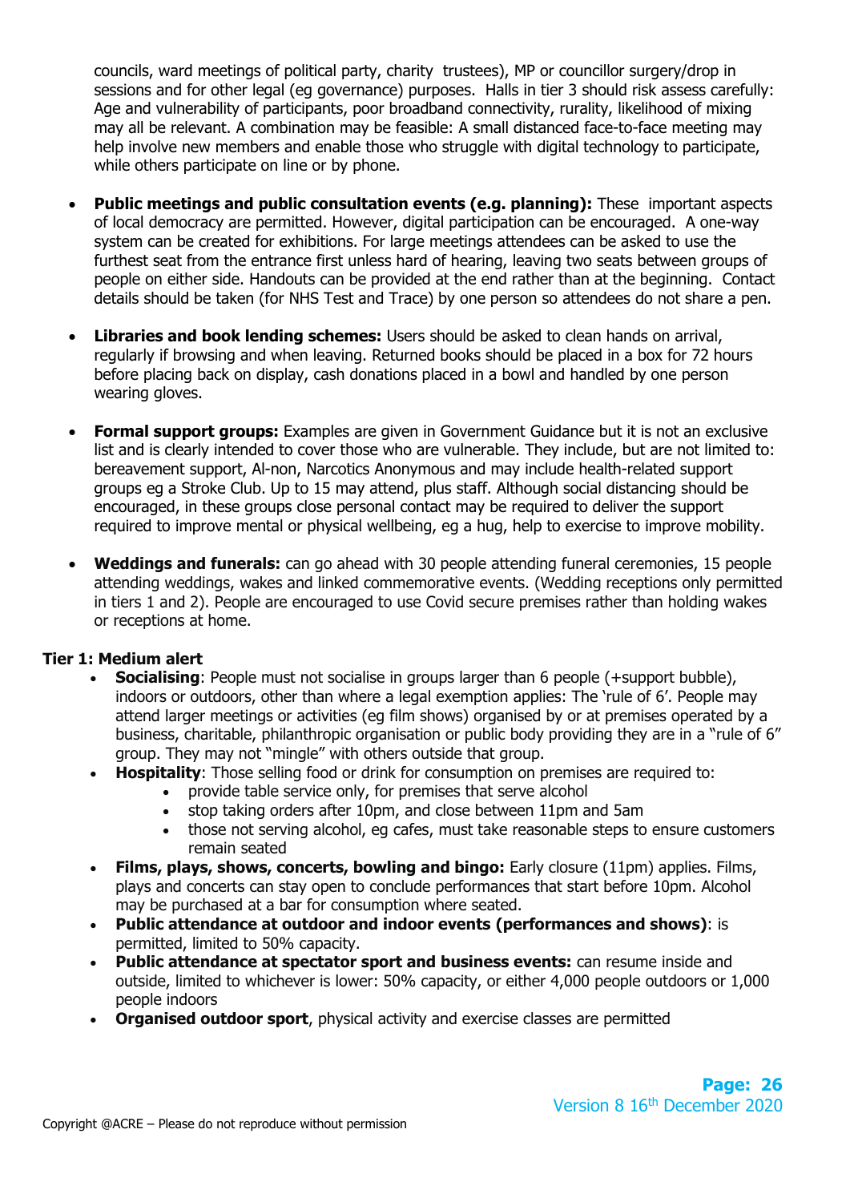councils, ward meetings of political party, charity trustees), MP or councillor surgery/drop in sessions and for other legal (eg governance) purposes. Halls in tier 3 should risk assess carefully: Age and vulnerability of participants, poor broadband connectivity, rurality, likelihood of mixing may all be relevant. A combination may be feasible: A small distanced face-to-face meeting may help involve new members and enable those who struggle with digital technology to participate, while others participate on line or by phone.

- **Public meetings and public consultation events (e.g. planning):** These important aspects of local democracy are permitted. However, digital participation can be encouraged. A one-way system can be created for exhibitions. For large meetings attendees can be asked to use the furthest seat from the entrance first unless hard of hearing, leaving two seats between groups of people on either side. Handouts can be provided at the end rather than at the beginning. Contact details should be taken (for NHS Test and Trace) by one person so attendees do not share a pen.

- **Libraries and book lending schemes:** Users should be asked to clean hands on arrival, regularly if browsing and when leaving. Returned books should be placed in a box for 72 hours before placing back on display, cash donations placed in a bowl and handled by one person wearing gloves.

- **Formal support groups:** Examples are given in Government Guidance but it is not an exclusive list and is clearly intended to cover those who are vulnerable. They include, but are not limited to: bereavement support, Al-non, Narcotics Anonymous and may include health-related support groups eg a Stroke Club. Up to 15 may attend, plus staff. Although social distancing should be encouraged, in these groups close personal contact may be required to deliver the support required to improve mental or physical wellbeing, eg a hug, help to exercise to improve mobility.

- **Weddings and funerals:** can go ahead with 30 people attending funeral ceremonies, 15 people attending weddings, wakes and linked commemorative events. (Wedding receptions only permitted in tiers 1 and 2). People are encouraged to use Covid secure premises rather than holding wakes or receptions at home.

**Tier 1: Medium alert**

- **Socialising**: People must not socialise in groups larger than 6 people (+support bubble), indoors or outdoors, other than where a legal exemption applies: The 'rule of 6'. People may attend larger meetings or activities (eg film shows) organised by or at premises operated by a business, charitable, philanthropic organisation or public body providing they are in a "rule of 6" group. They may not "mingle" with others outside that group.
- **Hospitality**: Those selling food or drink for consumption on premises are required to:
  - provide table service only, for premises that serve alcohol
  - stop taking orders after 10pm, and close between 11pm and 5am
  - those not serving alcohol, eg cafes, must take reasonable steps to ensure customers remain seated
- **Films, plays, shows, concerts, bowling and bingo:** Early closure (11pm) applies. Films, plays and concerts can stay open to conclude performances that start before 10pm. Alcohol may be purchased at a bar for consumption where seated.
- **Public attendance at outdoor and indoor events (performances and shows)**: is permitted, limited to 50% capacity.
- **Public attendance at spectator sport and business events:** can resume inside and outside, limited to whichever is lower: 50% capacity, or either 4,000 people outdoors or 1,000 people indoors
- **Organised outdoor sport**, physical activity and exercise classes are permitted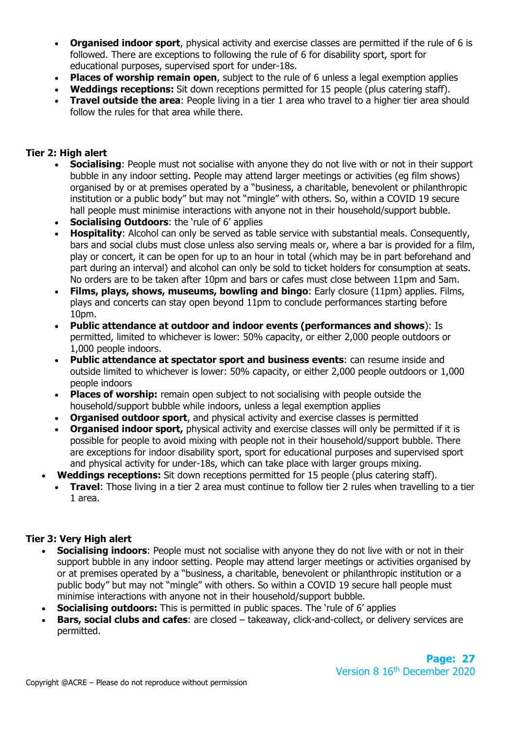- **Organised indoor sport**, physical activity and exercise classes are permitted if the rule of 6 is followed. There are exceptions to following the rule of 6 for disability sport, sport for educational purposes, supervised sport for under-18s.
- **Places of worship remain open**, subject to the rule of 6 unless a legal exemption applies
- **Weddings receptions:** Sit down receptions permitted for 15 people (plus catering staff).
- **Travel outside the area**: People living in a tier 1 area who travel to a higher tier area should follow the rules for that area while there.

**Tier 2: High alert**

- **Socialising**: People must not socialise with anyone they do not live with or not in their support bubble in any indoor setting. People may attend larger meetings or activities (eg film shows) organised by or at premises operated by a "business, a charitable, benevolent or philanthropic institution or a public body" but may not "mingle" with others. So, within a COVID 19 secure hall people must minimise interactions with anyone not in their household/support bubble.
- **Socialising Outdoors**: the 'rule of 6' applies
- **Hospitality**: Alcohol can only be served as table service with substantial meals. Consequently, bars and social clubs must close unless also serving meals or, where a bar is provided for a film, play or concert, it can be open for up to an hour in total (which may be in part beforehand and part during an interval) and alcohol can only be sold to ticket holders for consumption at seats. No orders are to be taken after 10pm and bars or cafes must close between 11pm and 5am.
- **Films, plays, shows, museums, bowling and bingo**: Early closure (11pm) applies. Films, plays and concerts can stay open beyond 11pm to conclude performances starting before 10pm.
- **Public attendance at outdoor and indoor events (performances and shows**): Is permitted, limited to whichever is lower: 50% capacity, or either 2,000 people outdoors or 1,000 people indoors.
- **Public attendance at spectator sport and business events**: can resume inside and outside limited to whichever is lower: 50% capacity, or either 2,000 people outdoors or 1,000 people indoors
- **Places of worship:** remain open subject to not socialising with people outside the household/support bubble while indoors, unless a legal exemption applies
- **Organised outdoor sport**, and physical activity and exercise classes is permitted
- **Organised indoor sport,** physical activity and exercise classes will only be permitted if it is possible for people to avoid mixing with people not in their household/support bubble. There are exceptions for indoor disability sport, sport for educational purposes and supervised sport and physical activity for under-18s, which can take place with larger groups mixing.
- **Weddings receptions:** Sit down receptions permitted for 15 people (plus catering staff).
- **Travel**: Those living in a tier 2 area must continue to follow tier 2 rules when travelling to a tier 1 area.

**Tier 3: Very High alert**

- **Socialising indoors**: People must not socialise with anyone they do not live with or not in their support bubble in any indoor setting. People may attend larger meetings or activities organised by or at premises operated by a "business, a charitable, benevolent or philanthropic institution or a public body" but may not "mingle" with others. So within a COVID 19 secure hall people must minimise interactions with anyone not in their household/support bubble.
- **Socialising outdoors:** This is permitted in public spaces. The 'rule of 6' applies
- **Bars, social clubs and cafes**: are closed – takeaway, click-and-collect, or delivery services are permitted.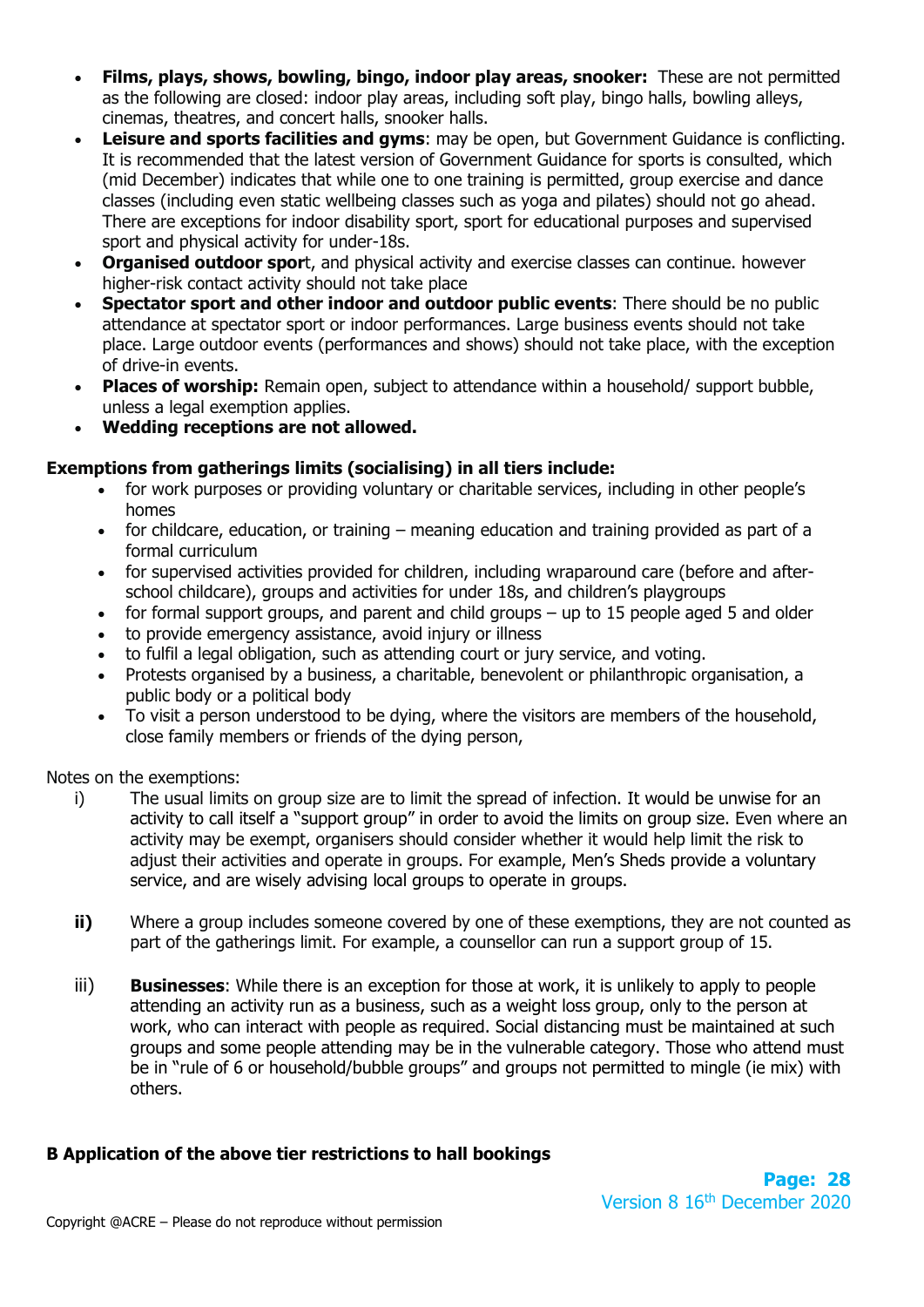- **Films, plays, shows, bowling, bingo, indoor play areas, snooker:** These are not permitted as the following are closed: indoor play areas, including soft play, bingo halls, bowling alleys, cinemas, theatres, and concert halls, snooker halls.
- **Leisure and sports facilities and gyms**: may be open, but Government Guidance is conflicting. It is recommended that the latest version of Government Guidance for sports is consulted, which (mid December) indicates that while one to one training is permitted, group exercise and dance classes (including even static wellbeing classes such as yoga and pilates) should not go ahead. There are exceptions for indoor disability sport, sport for educational purposes and supervised sport and physical activity for under-18s.
- **Organised outdoor spor**t, and physical activity and exercise classes can continue. however higher-risk contact activity should not take place
- **Spectator sport and other indoor and outdoor public events**: There should be no public attendance at spectator sport or indoor performances. Large business events should not take place. Large outdoor events (performances and shows) should not take place, with the exception of drive-in events.
- **Places of worship:** Remain open, subject to attendance within a household/ support bubble, unless a legal exemption applies.
- **Wedding receptions are not allowed.**

**Exemptions from gatherings limits (socialising) in all tiers include:**

- for work purposes or providing voluntary or charitable services, including in other people's homes
- for childcare, education, or training – meaning education and training provided as part of a formal curriculum
- for supervised activities provided for children, including wraparound care (before and after-school childcare), groups and activities for under 18s, and children's playgroups
- for formal support groups, and parent and child groups – up to 15 people aged 5 and older
- to provide emergency assistance, avoid injury or illness
- to fulfil a legal obligation, such as attending court or jury service, and voting.
- Protests organised by a business, a charitable, benevolent or philanthropic organisation, a public body or a political body
- To visit a person understood to be dying, where the visitors are members of the household, close family members or friends of the dying person,

Notes on the exemptions:

i) The usual limits on group size are to limit the spread of infection. It would be unwise for an activity to call itself a "support group" in order to avoid the limits on group size. Even where an activity may be exempt, organisers should consider whether it would help limit the risk to adjust their activities and operate in groups. For example, Men's Sheds provide a voluntary service, and are wisely advising local groups to operate in groups.

**ii)** Where a group includes someone covered by one of these exemptions, they are not counted as part of the gatherings limit. For example, a counsellor can run a support group of 15.

iii) **Businesses**: While there is an exception for those at work, it is unlikely to apply to people attending an activity run as a business, such as a weight loss group, only to the person at work, who can interact with people as required. Social distancing must be maintained at such groups and some people attending may be in the vulnerable category. Those who attend must be in "rule of 6 or household/bubble groups" and groups not permitted to mingle (ie mix) with others.

**B Application of the above tier restrictions to hall bookings**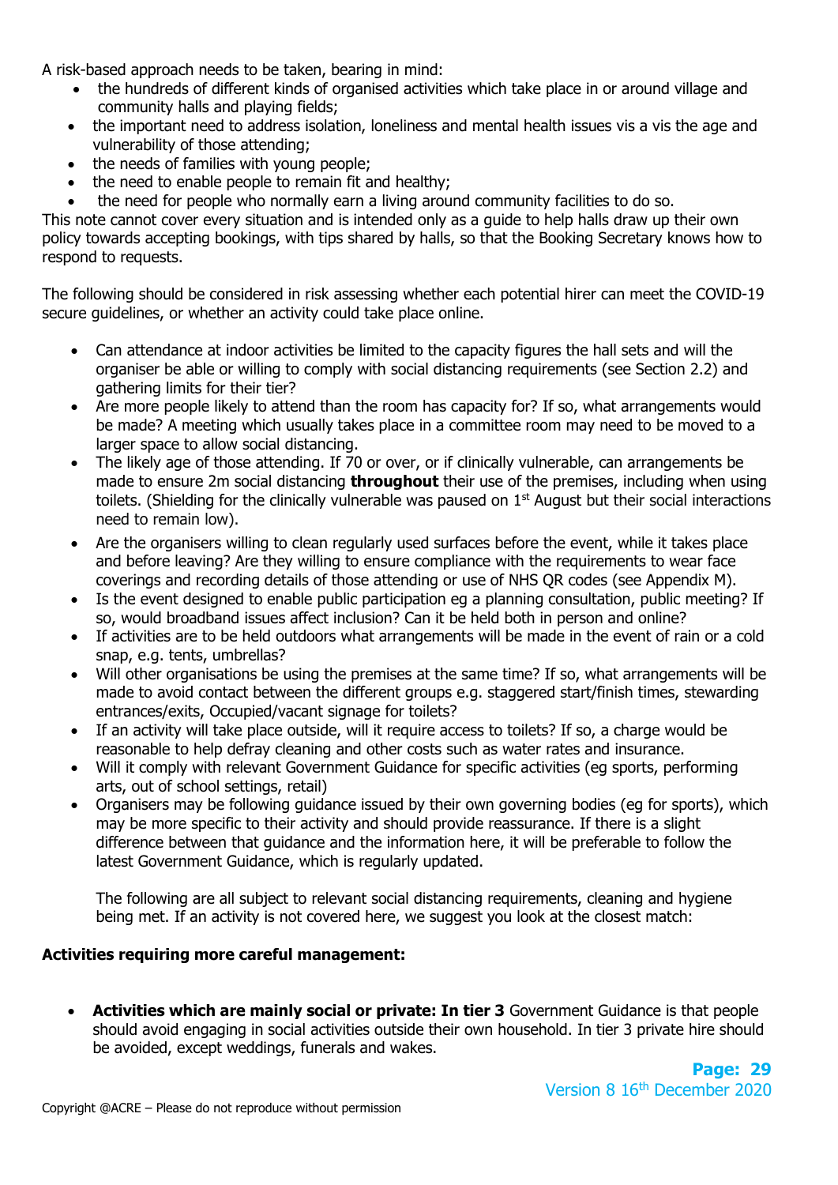A risk-based approach needs to be taken, bearing in mind:

- the hundreds of different kinds of organised activities which take place in or around village and community halls and playing fields;
- the important need to address isolation, loneliness and mental health issues vis a vis the age and vulnerability of those attending;
- the needs of families with young people;
- the need to enable people to remain fit and healthy;
- the need for people who normally earn a living around community facilities to do so.

This note cannot cover every situation and is intended only as a guide to help halls draw up their own policy towards accepting bookings, with tips shared by halls, so that the Booking Secretary knows how to respond to requests.

The following should be considered in risk assessing whether each potential hirer can meet the COVID-19 secure guidelines, or whether an activity could take place online.

- Can attendance at indoor activities be limited to the capacity figures the hall sets and will the organiser be able or willing to comply with social distancing requirements (see Section 2.2) and gathering limits for their tier?
- Are more people likely to attend than the room has capacity for? If so, what arrangements would be made? A meeting which usually takes place in a committee room may need to be moved to a larger space to allow social distancing.
- The likely age of those attending. If 70 or over, or if clinically vulnerable, can arrangements be made to ensure 2m social distancing **throughout** their use of the premises, including when using toilets. (Shielding for the clinically vulnerable was paused on 1st August but their social interactions need to remain low).
- Are the organisers willing to clean regularly used surfaces before the event, while it takes place and before leaving? Are they willing to ensure compliance with the requirements to wear face coverings and recording details of those attending or use of NHS QR codes (see Appendix M).
- Is the event designed to enable public participation eg a planning consultation, public meeting? If so, would broadband issues affect inclusion? Can it be held both in person and online?
- If activities are to be held outdoors what arrangements will be made in the event of rain or a cold snap, e.g. tents, umbrellas?
- Will other organisations be using the premises at the same time? If so, what arrangements will be made to avoid contact between the different groups e.g. staggered start/finish times, stewarding entrances/exits, Occupied/vacant signage for toilets?
- If an activity will take place outside, will it require access to toilets? If so, a charge would be reasonable to help defray cleaning and other costs such as water rates and insurance.
- Will it comply with relevant Government Guidance for specific activities (eg sports, performing arts, out of school settings, retail)
- Organisers may be following guidance issued by their own governing bodies (eg for sports), which may be more specific to their activity and should provide reassurance. If there is a slight difference between that guidance and the information here, it will be preferable to follow the latest Government Guidance, which is regularly updated.

  The following are all subject to relevant social distancing requirements, cleaning and hygiene being met. If an activity is not covered here, we suggest you look at the closest match:

**Activities requiring more careful management:**

- **Activities which are mainly social or private: In tier 3** Government Guidance is that people should avoid engaging in social activities outside their own household. In tier 3 private hire should be avoided, except weddings, funerals and wakes.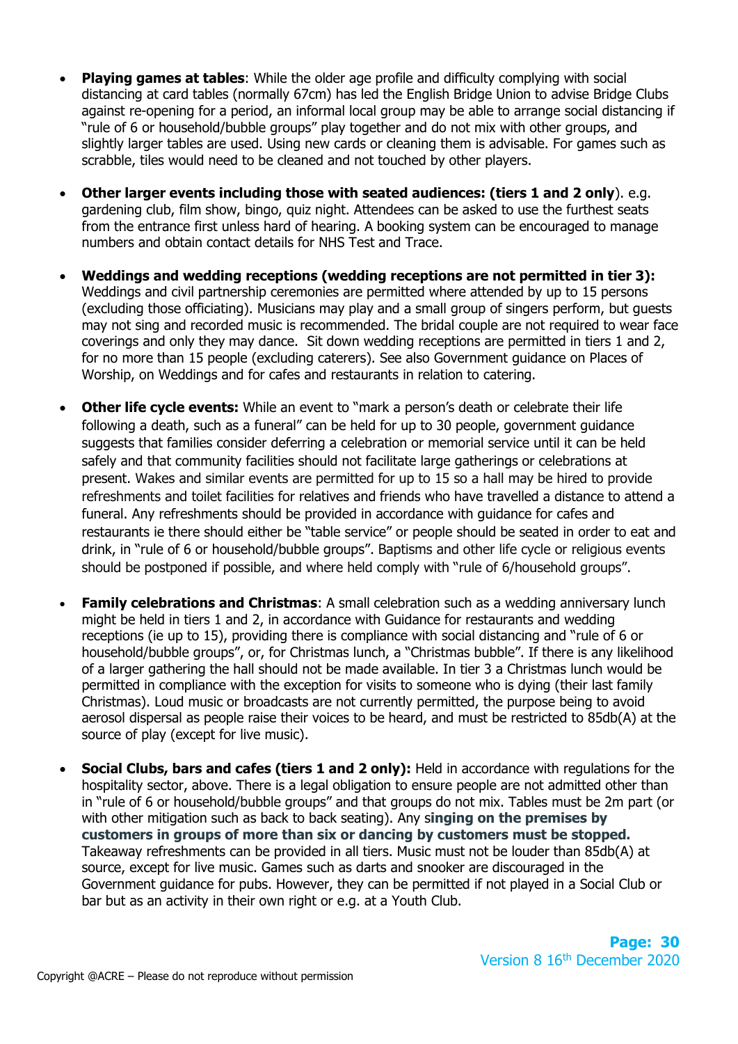- **Playing games at tables**: While the older age profile and difficulty complying with social distancing at card tables (normally 67cm) has led the English Bridge Union to advise Bridge Clubs against re-opening for a period, an informal local group may be able to arrange social distancing if "rule of 6 or household/bubble groups" play together and do not mix with other groups, and slightly larger tables are used. Using new cards or cleaning them is advisable. For games such as scrabble, tiles would need to be cleaned and not touched by other players.

- **Other larger events including those with seated audiences: (tiers 1 and 2 only**). e.g. gardening club, film show, bingo, quiz night. Attendees can be asked to use the furthest seats from the entrance first unless hard of hearing. A booking system can be encouraged to manage numbers and obtain contact details for NHS Test and Trace.

- **Weddings and wedding receptions (wedding receptions are not permitted in tier 3):** Weddings and civil partnership ceremonies are permitted where attended by up to 15 persons (excluding those officiating). Musicians may play and a small group of singers perform, but guests may not sing and recorded music is recommended. The bridal couple are not required to wear face coverings and only they may dance. Sit down wedding receptions are permitted in tiers 1 and 2, for no more than 15 people (excluding caterers). See also Government guidance on Places of Worship, on Weddings and for cafes and restaurants in relation to catering.

- **Other life cycle events:** While an event to "mark a person's death or celebrate their life following a death, such as a funeral" can be held for up to 30 people, government guidance suggests that families consider deferring a celebration or memorial service until it can be held safely and that community facilities should not facilitate large gatherings or celebrations at present. Wakes and similar events are permitted for up to 15 so a hall may be hired to provide refreshments and toilet facilities for relatives and friends who have travelled a distance to attend a funeral. Any refreshments should be provided in accordance with guidance for cafes and restaurants ie there should either be "table service" or people should be seated in order to eat and drink, in "rule of 6 or household/bubble groups". Baptisms and other life cycle or religious events should be postponed if possible, and where held comply with "rule of 6/household groups".

- **Family celebrations and Christmas**: A small celebration such as a wedding anniversary lunch might be held in tiers 1 and 2, in accordance with Guidance for restaurants and wedding receptions (ie up to 15), providing there is compliance with social distancing and "rule of 6 or household/bubble groups", or, for Christmas lunch, a "Christmas bubble". If there is any likelihood of a larger gathering the hall should not be made available. In tier 3 a Christmas lunch would be permitted in compliance with the exception for visits to someone who is dying (their last family Christmas). Loud music or broadcasts are not currently permitted, the purpose being to avoid aerosol dispersal as people raise their voices to be heard, and must be restricted to 85db(A) at the source of play (except for live music).

- **Social Clubs, bars and cafes (tiers 1 and 2 only):** Held in accordance with regulations for the hospitality sector, above. There is a legal obligation to ensure people are not admitted other than in "rule of 6 or household/bubble groups" and that groups do not mix. Tables must be 2m part (or with other mitigation such as back to back seating). Any **singing on the premises by customers in groups of more than six or dancing by customers must be stopped.** Takeaway refreshments can be provided in all tiers. Music must not be louder than 85db(A) at source, except for live music. Games such as darts and snooker are discouraged in the Government guidance for pubs. However, they can be permitted if not played in a Social Club or bar but as an activity in their own right or e.g. at a Youth Club.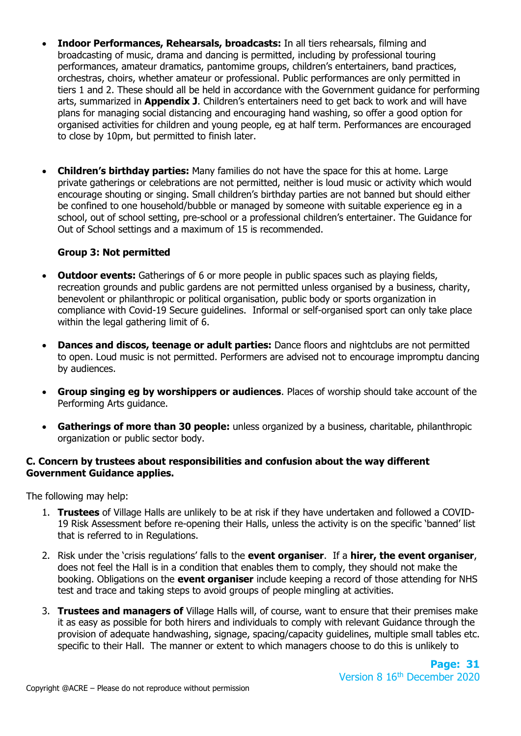- **Indoor Performances, Rehearsals, broadcasts:** In all tiers rehearsals, filming and broadcasting of music, drama and dancing is permitted, including by professional touring performances, amateur dramatics, pantomime groups, children's entertainers, band practices, orchestras, choirs, whether amateur or professional. Public performances are only permitted in tiers 1 and 2. These should all be held in accordance with the Government guidance for performing arts, summarized in **Appendix J**. Children's entertainers need to get back to work and will have plans for managing social distancing and encouraging hand washing, so offer a good option for organised activities for children and young people, eg at half term. Performances are encouraged to close by 10pm, but permitted to finish later.

- **Children's birthday parties:** Many families do not have the space for this at home. Large private gatherings or celebrations are not permitted, neither is loud music or activity which would encourage shouting or singing. Small children's birthday parties are not banned but should either be confined to one household/bubble or managed by someone with suitable experience eg in a school, out of school setting, pre-school or a professional children's entertainer. The Guidance for Out of School settings and a maximum of 15 is recommended.

**Group 3: Not permitted**

- **Outdoor events:** Gatherings of 6 or more people in public spaces such as playing fields, recreation grounds and public gardens are not permitted unless organised by a business, charity, benevolent or philanthropic or political organisation, public body or sports organization in compliance with Covid-19 Secure guidelines. Informal or self-organised sport can only take place within the legal gathering limit of 6.

- **Dances and discos, teenage or adult parties:** Dance floors and nightclubs are not permitted to open. Loud music is not permitted. Performers are advised not to encourage impromptu dancing by audiences.

- **Group singing eg by worshippers or audiences**. Places of worship should take account of the Performing Arts guidance.

- **Gatherings of more than 30 people:** unless organized by a business, charitable, philanthropic organization or public sector body.

**C. Concern by trustees about responsibilities and confusion about the way different Government Guidance applies.**

The following may help:

1. **Trustees** of Village Halls are unlikely to be at risk if they have undertaken and followed a COVID-19 Risk Assessment before re-opening their Halls, unless the activity is on the specific 'banned' list that is referred to in Regulations.
2. Risk under the 'crisis regulations' falls to the **event organiser**. If a **hirer, the event organiser**, does not feel the Hall is in a condition that enables them to comply, they should not make the booking. Obligations on the **event organiser** include keeping a record of those attending for NHS test and trace and taking steps to avoid groups of people mingling at activities.
3. **Trustees and managers of** Village Halls will, of course, want to ensure that their premises make it as easy as possible for both hirers and individuals to comply with relevant Guidance through the provision of adequate handwashing, signage, spacing/capacity guidelines, multiple small tables etc. specific to their Hall. The manner or extent to which managers choose to do this is unlikely to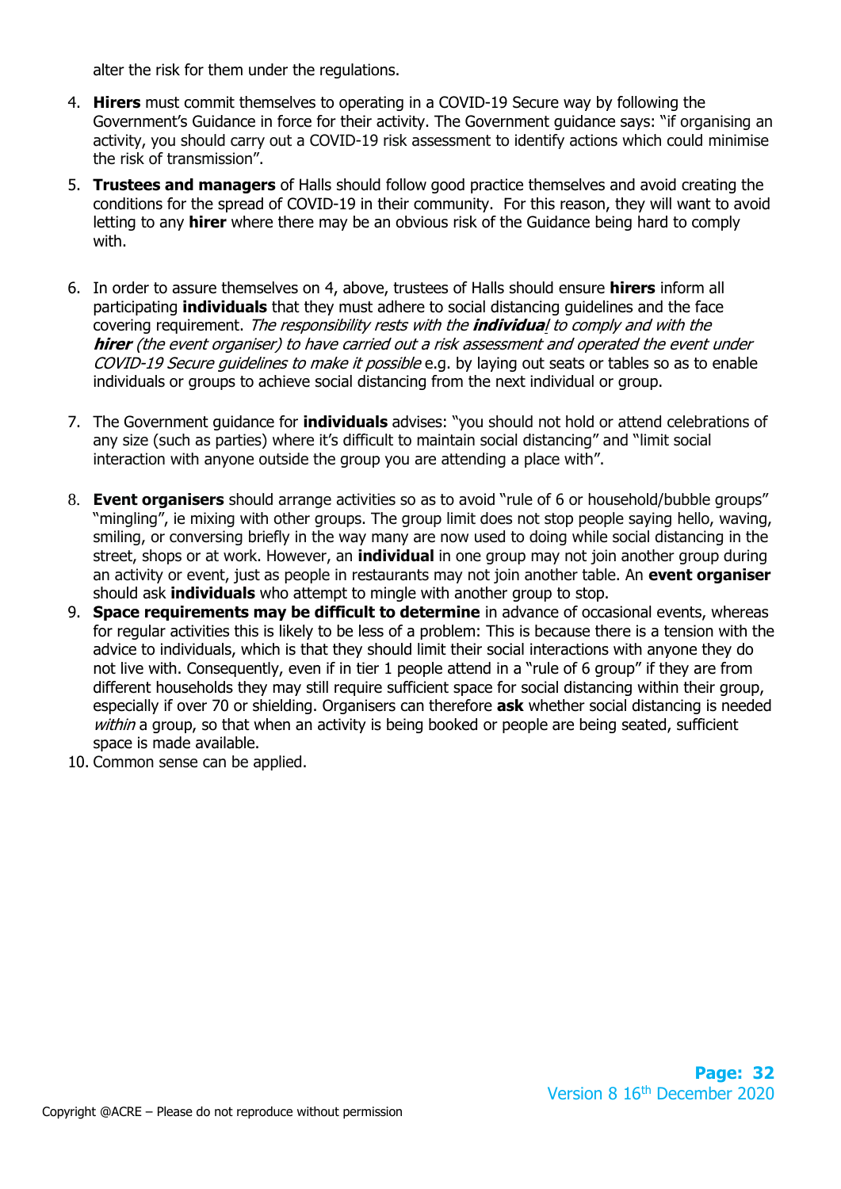alter the risk for them under the regulations.

4. **Hirers** must commit themselves to operating in a COVID-19 Secure way by following the Government's Guidance in force for their activity. The Government guidance says: "if organising an activity, you should carry out a COVID-19 risk assessment to identify actions which could minimise the risk of transmission".
5. **Trustees and managers** of Halls should follow good practice themselves and avoid creating the conditions for the spread of COVID-19 in their community. For this reason, they will want to avoid letting to any **hirer** where there may be an obvious risk of the Guidance being hard to comply with.
6. In order to assure themselves on 4, above, trustees of Halls should ensure **hirers** inform all participating **individuals** that they must adhere to social distancing guidelines and the face covering requirement. *The responsibility rests with the **individual** to comply and with the **hirer** (the event organiser) to have carried out a risk assessment and operated the event under COVID-19 Secure guidelines to make it possible* e.g. by laying out seats or tables so as to enable individuals or groups to achieve social distancing from the next individual or group.
7. The Government guidance for **individuals** advises: "you should not hold or attend celebrations of any size (such as parties) where it's difficult to maintain social distancing" and "limit social interaction with anyone outside the group you are attending a place with".
8. **Event organisers** should arrange activities so as to avoid "rule of 6 or household/bubble groups" "mingling", ie mixing with other groups. The group limit does not stop people saying hello, waving, smiling, or conversing briefly in the way many are now used to doing while social distancing in the street, shops or at work. However, an **individual** in one group may not join another group during an activity or event, just as people in restaurants may not join another table. An **event organiser** should ask **individuals** who attempt to mingle with another group to stop.
9. **Space requirements may be difficult to determine** in advance of occasional events, whereas for regular activities this is likely to be less of a problem: This is because there is a tension with the advice to individuals, which is that they should limit their social interactions with anyone they do not live with. Consequently, even if in tier 1 people attend in a "rule of 6 group" if they are from different households they may still require sufficient space for social distancing within their group, especially if over 70 or shielding. Organisers can therefore **ask** whether social distancing is needed *within* a group, so that when an activity is being booked or people are being seated, sufficient space is made available.
10. Common sense can be applied.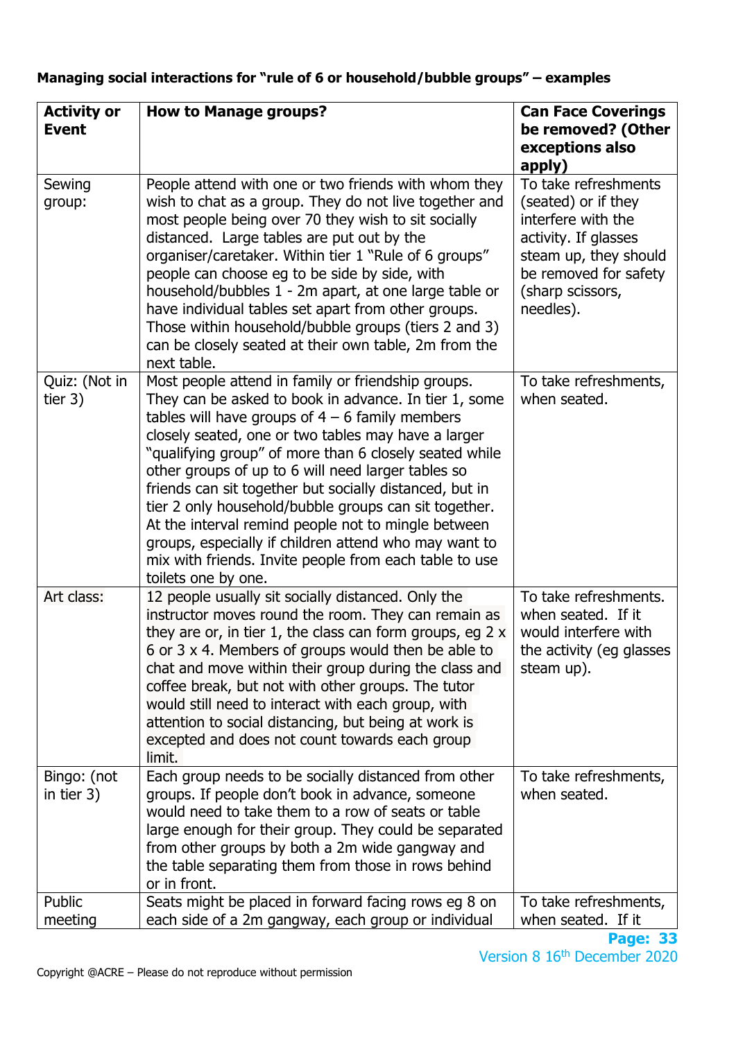**Managing social interactions for "rule of 6 or household/bubble groups" – examples**

| Activity or Event | How to Manage groups? | Can Face Coverings be removed? (Other exceptions also apply) |
|---|---|---|
| Sewing group: | People attend with one or two friends with whom they wish to chat as a group. They do not live together and most people being over 70 they wish to sit socially distanced. Large tables are put out by the organiser/caretaker. Within tier 1 "Rule of 6 groups" people can choose eg to be side by side, with household/bubbles 1 - 2m apart, at one large table or have individual tables set apart from other groups. Those within household/bubble groups (tiers 2 and 3) can be closely seated at their own table, 2m from the next table. | To take refreshments (seated) or if they interfere with the activity. If glasses steam up, they should be removed for safety (sharp scissors, needles). |
| Quiz: (Not in tier 3) | Most people attend in family or friendship groups. They can be asked to book in advance. In tier 1, some tables will have groups of 4 – 6 family members closely seated, one or two tables may have a larger "qualifying group" of more than 6 closely seated while other groups of up to 6 will need larger tables so friends can sit together but socially distanced, but in tier 2 only household/bubble groups can sit together. At the interval remind people not to mingle between groups, especially if children attend who may want to mix with friends. Invite people from each table to use toilets one by one. | To take refreshments, when seated. |
| Art class: | 12 people usually sit socially distanced. Only the instructor moves round the room. They can remain as they are or, in tier 1, the class can form groups, eg 2 x 6 or 3 x 4. Members of groups would then be able to chat and move within their group during the class and coffee break, but not with other groups. The tutor would still need to interact with each group, with attention to social distancing, but being at work is excepted and does not count towards each group limit. | To take refreshments. when seated. If it would interfere with the activity (eg glasses steam up). |
| Bingo: (not in tier 3) | Each group needs to be socially distanced from other groups. If people don't book in advance, someone would need to take them to a row of seats or table large enough for their group. They could be separated from other groups by both a 2m wide gangway and the table separating them from those in rows behind or in front. | To take refreshments, when seated. |
| Public meeting | Seats might be placed in forward facing rows eg 8 on each side of a 2m gangway, each group or individual | To take refreshments, when seated. If it |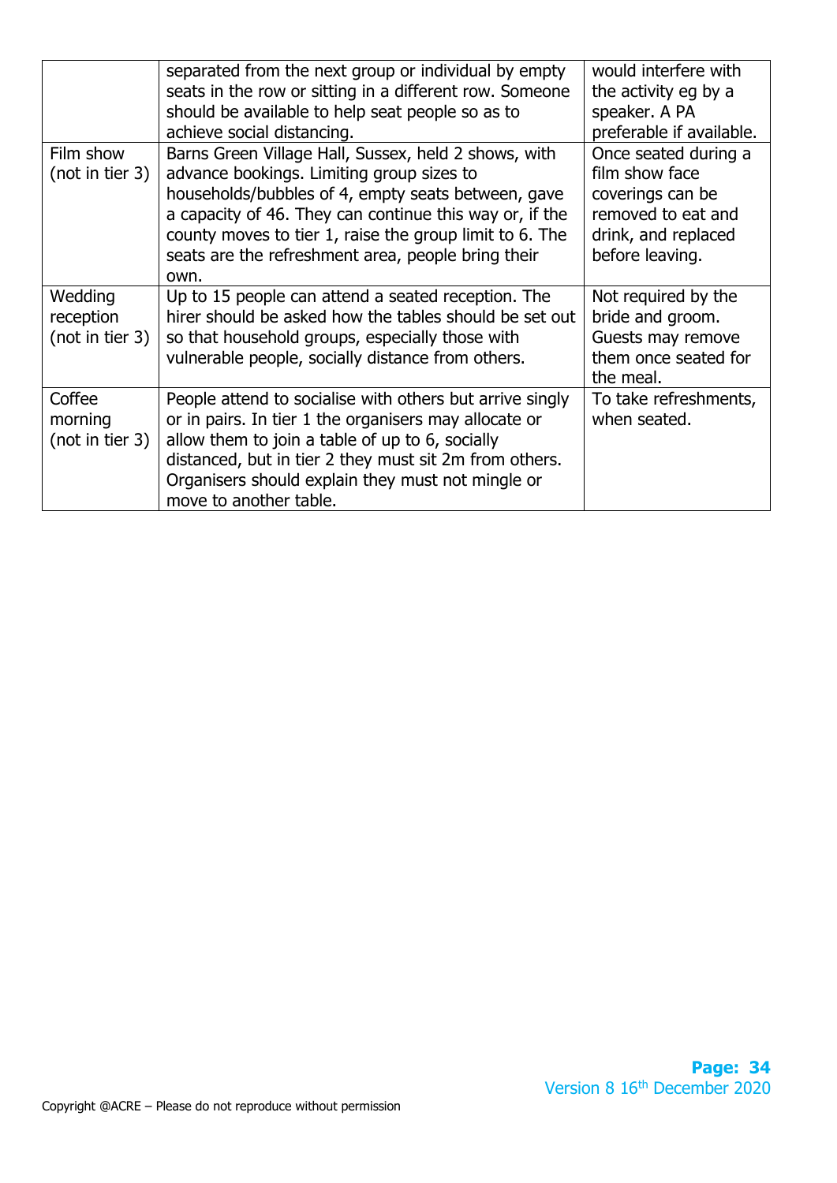| | | |
|---|---|---|
| | separated from the next group or individual by empty seats in the row or sitting in a different row. Someone should be available to help seat people so as to achieve social distancing. | would interfere with the activity eg by a speaker. A PA preferable if available. |
| Film show (not in tier 3) | Barns Green Village Hall, Sussex, held 2 shows, with advance bookings. Limiting group sizes to households/bubbles of 4, empty seats between, gave a capacity of 46. They can continue this way or, if the county moves to tier 1, raise the group limit to 6. The seats are the refreshment area, people bring their own. | Once seated during a film show face coverings can be removed to eat and drink, and replaced before leaving. |
| Wedding reception (not in tier 3) | Up to 15 people can attend a seated reception. The hirer should be asked how the tables should be set out so that household groups, especially those with vulnerable people, socially distance from others. | Not required by the bride and groom. Guests may remove them once seated for the meal. |
| Coffee morning (not in tier 3) | People attend to socialise with others but arrive singly or in pairs. In tier 1 the organisers may allocate or allow them to join a table of up to 6, socially distanced, but in tier 2 they must sit 2m from others. Organisers should explain they must not mingle or move to another table. | To take refreshments, when seated. |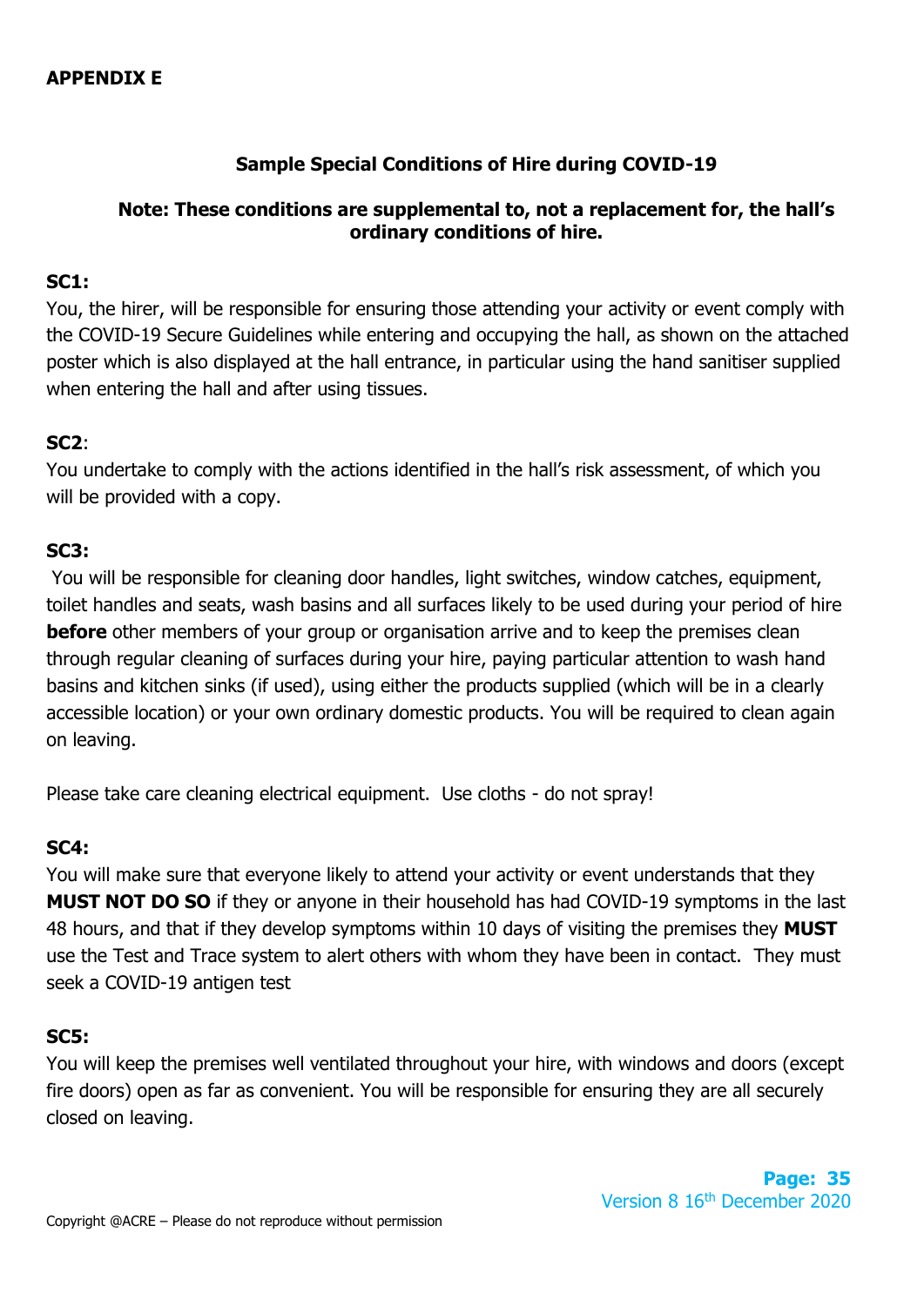**APPENDIX E**

## Sample Special Conditions of Hire during COVID-19

**Note: These conditions are supplemental to, not a replacement for, the hall's ordinary conditions of hire.**

**SC1:**
You, the hirer, will be responsible for ensuring those attending your activity or event comply with the COVID-19 Secure Guidelines while entering and occupying the hall, as shown on the attached poster which is also displayed at the hall entrance, in particular using the hand sanitiser supplied when entering the hall and after using tissues.

**SC2**:
You undertake to comply with the actions identified in the hall's risk assessment, of which you will be provided with a copy.

**SC3:**
You will be responsible for cleaning door handles, light switches, window catches, equipment, toilet handles and seats, wash basins and all surfaces likely to be used during your period of hire **before** other members of your group or organisation arrive and to keep the premises clean through regular cleaning of surfaces during your hire, paying particular attention to wash hand basins and kitchen sinks (if used), using either the products supplied (which will be in a clearly accessible location) or your own ordinary domestic products. You will be required to clean again on leaving.

Please take care cleaning electrical equipment. Use cloths - do not spray!

**SC4:**
You will make sure that everyone likely to attend your activity or event understands that they **MUST NOT DO SO** if they or anyone in their household has had COVID-19 symptoms in the last 48 hours, and that if they develop symptoms within 10 days of visiting the premises they **MUST** use the Test and Trace system to alert others with whom they have been in contact. They must seek a COVID-19 antigen test

**SC5:**
You will keep the premises well ventilated throughout your hire, with windows and doors (except fire doors) open as far as convenient. You will be responsible for ensuring they are all securely closed on leaving.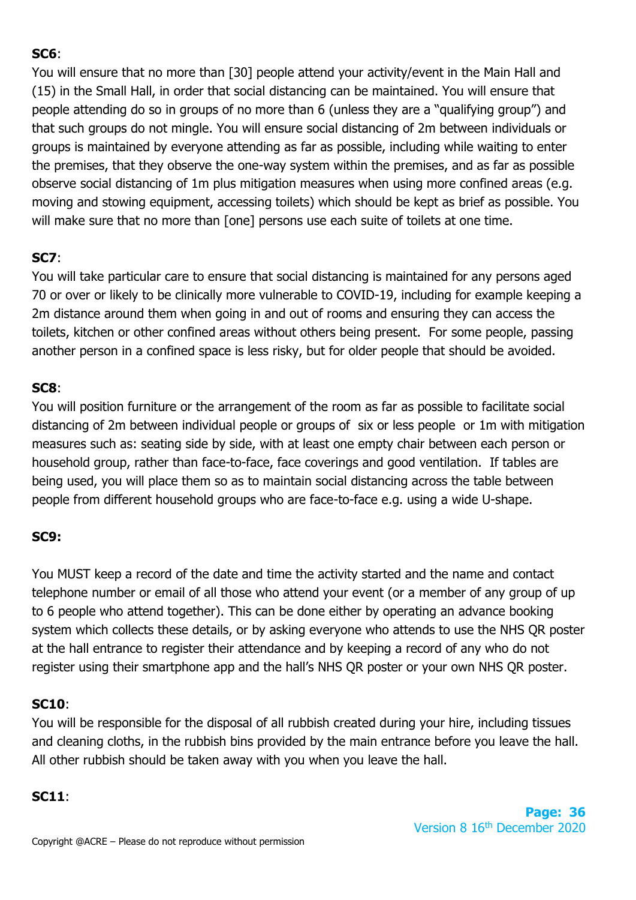**SC6**:

You will ensure that no more than [30] people attend your activity/event in the Main Hall and (15) in the Small Hall, in order that social distancing can be maintained. You will ensure that people attending do so in groups of no more than 6 (unless they are a "qualifying group") and that such groups do not mingle. You will ensure social distancing of 2m between individuals or groups is maintained by everyone attending as far as possible, including while waiting to enter the premises, that they observe the one-way system within the premises, and as far as possible observe social distancing of 1m plus mitigation measures when using more confined areas (e.g. moving and stowing equipment, accessing toilets) which should be kept as brief as possible. You will make sure that no more than [one] persons use each suite of toilets at one time.

**SC7**:

You will take particular care to ensure that social distancing is maintained for any persons aged 70 or over or likely to be clinically more vulnerable to COVID-19, including for example keeping a 2m distance around them when going in and out of rooms and ensuring they can access the toilets, kitchen or other confined areas without others being present. For some people, passing another person in a confined space is less risky, but for older people that should be avoided.

**SC8**:

You will position furniture or the arrangement of the room as far as possible to facilitate social distancing of 2m between individual people or groups of six or less people or 1m with mitigation measures such as: seating side by side, with at least one empty chair between each person or household group, rather than face-to-face, face coverings and good ventilation. If tables are being used, you will place them so as to maintain social distancing across the table between people from different household groups who are face-to-face e.g. using a wide U-shape.

**SC9:**

You MUST keep a record of the date and time the activity started and the name and contact telephone number or email of all those who attend your event (or a member of any group of up to 6 people who attend together). This can be done either by operating an advance booking system which collects these details, or by asking everyone who attends to use the NHS QR poster at the hall entrance to register their attendance and by keeping a record of any who do not register using their smartphone app and the hall's NHS QR poster or your own NHS QR poster.

**SC10**:

You will be responsible for the disposal of all rubbish created during your hire, including tissues and cleaning cloths, in the rubbish bins provided by the main entrance before you leave the hall. All other rubbish should be taken away with you when you leave the hall.

**SC11**: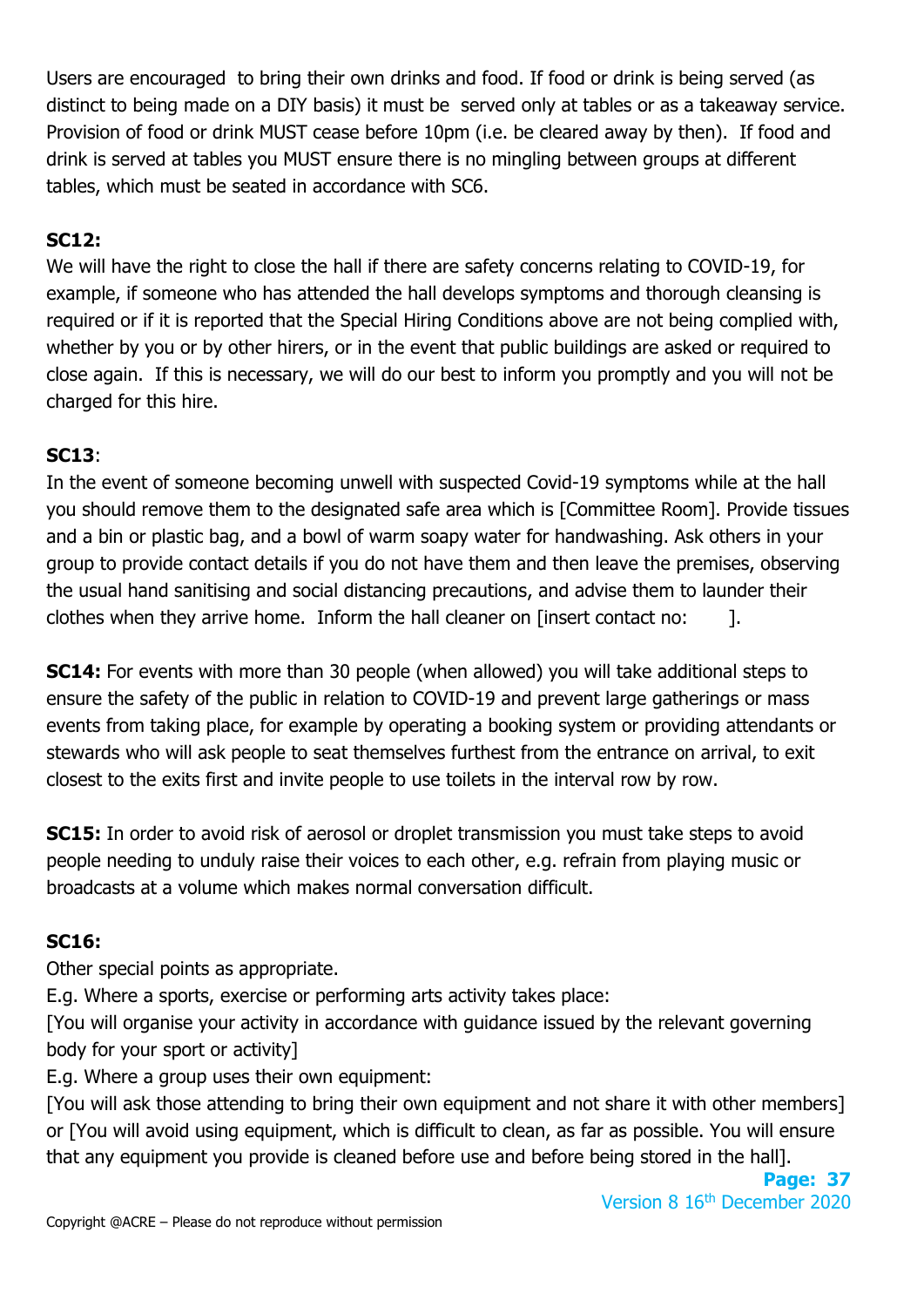Users are encouraged to bring their own drinks and food. If food or drink is being served (as distinct to being made on a DIY basis) it must be served only at tables or as a takeaway service. Provision of food or drink MUST cease before 10pm (i.e. be cleared away by then). If food and drink is served at tables you MUST ensure there is no mingling between groups at different tables, which must be seated in accordance with SC6.

**SC12:**
We will have the right to close the hall if there are safety concerns relating to COVID-19, for example, if someone who has attended the hall develops symptoms and thorough cleansing is required or if it is reported that the Special Hiring Conditions above are not being complied with, whether by you or by other hirers, or in the event that public buildings are asked or required to close again. If this is necessary, we will do our best to inform you promptly and you will not be charged for this hire.

**SC13**:
In the event of someone becoming unwell with suspected Covid-19 symptoms while at the hall you should remove them to the designated safe area which is [Committee Room]. Provide tissues and a bin or plastic bag, and a bowl of warm soapy water for handwashing. Ask others in your group to provide contact details if you do not have them and then leave the premises, observing the usual hand sanitising and social distancing precautions, and advise them to launder their clothes when they arrive home. Inform the hall cleaner on [insert contact no: ].

**SC14:** For events with more than 30 people (when allowed) you will take additional steps to ensure the safety of the public in relation to COVID-19 and prevent large gatherings or mass events from taking place, for example by operating a booking system or providing attendants or stewards who will ask people to seat themselves furthest from the entrance on arrival, to exit closest to the exits first and invite people to use toilets in the interval row by row.

**SC15:** In order to avoid risk of aerosol or droplet transmission you must take steps to avoid people needing to unduly raise their voices to each other, e.g. refrain from playing music or broadcasts at a volume which makes normal conversation difficult.

**SC16:**
Other special points as appropriate.
E.g. Where a sports, exercise or performing arts activity takes place:
[You will organise your activity in accordance with guidance issued by the relevant governing body for your sport or activity]
E.g. Where a group uses their own equipment:
[You will ask those attending to bring their own equipment and not share it with other members] or [You will avoid using equipment, which is difficult to clean, as far as possible. You will ensure that any equipment you provide is cleaned before use and before being stored in the hall].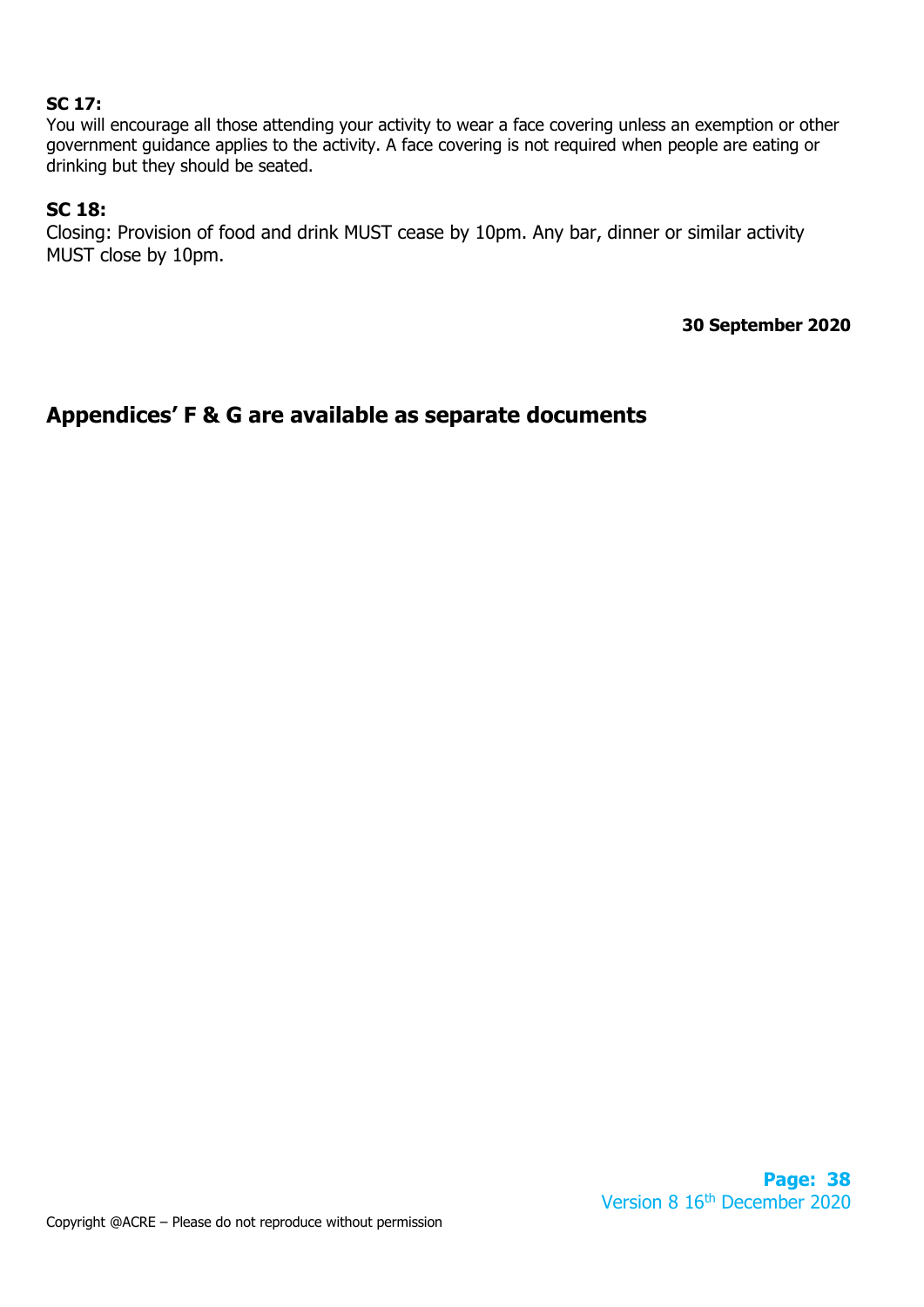**SC 17:**
You will encourage all those attending your activity to wear a face covering unless an exemption or other government guidance applies to the activity. A face covering is not required when people are eating or drinking but they should be seated.

**SC 18:**
Closing: Provision of food and drink MUST cease by 10pm. Any bar, dinner or similar activity MUST close by 10pm.

**30 September 2020**

## Appendices' F & G are available as separate documents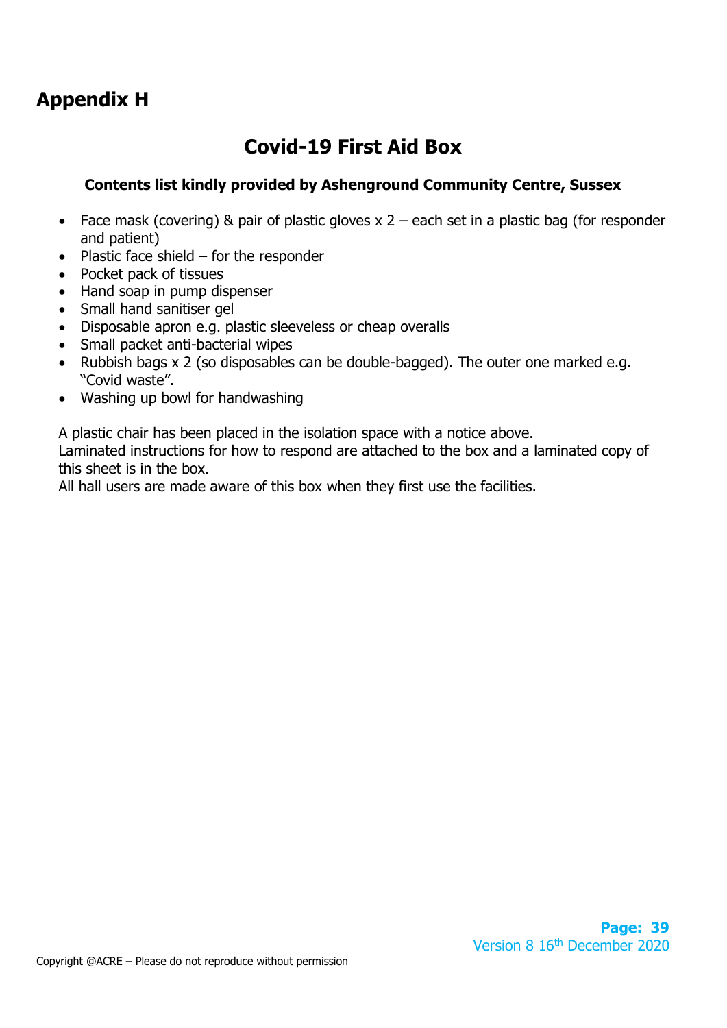## Appendix H

# Covid-19 First Aid Box

**Contents list kindly provided by Ashenground Community Centre, Sussex**

- Face mask (covering) & pair of plastic gloves x 2 – each set in a plastic bag (for responder and patient)
- Plastic face shield – for the responder
- Pocket pack of tissues
- Hand soap in pump dispenser
- Small hand sanitiser gel
- Disposable apron e.g. plastic sleeveless or cheap overalls
- Small packet anti-bacterial wipes
- Rubbish bags x 2 (so disposables can be double-bagged). The outer one marked e.g. "Covid waste".
- Washing up bowl for handwashing

A plastic chair has been placed in the isolation space with a notice above.
Laminated instructions for how to respond are attached to the box and a laminated copy of this sheet is in the box.
All hall users are made aware of this box when they first use the facilities.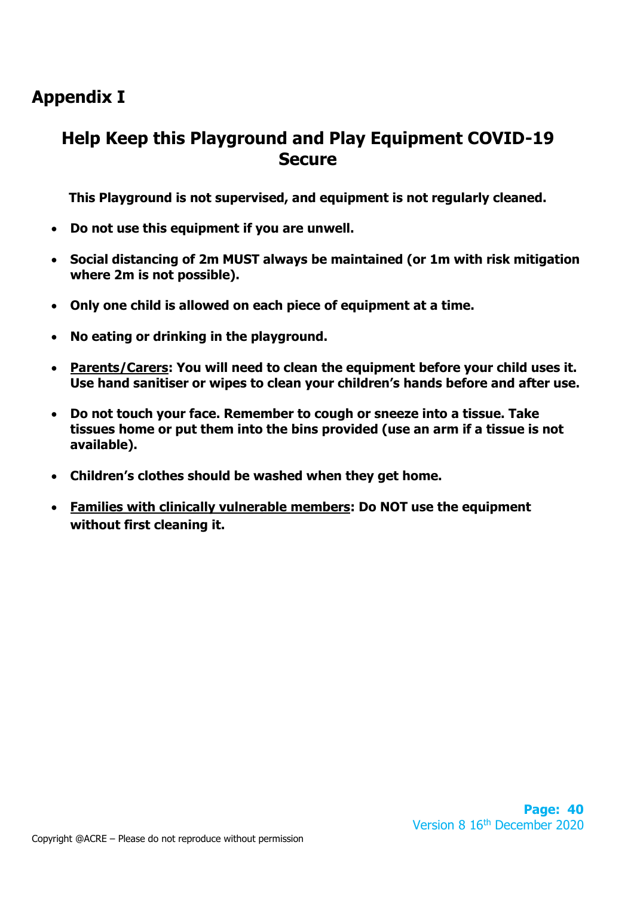# Appendix I

## Help Keep this Playground and Play Equipment COVID-19 Secure

**This Playground is not supervised, and equipment is not regularly cleaned.**

- **Do not use this equipment if you are unwell.**
- **Social distancing of 2m MUST always be maintained (or 1m with risk mitigation where 2m is not possible).**
- **Only one child is allowed on each piece of equipment at a time.**
- **No eating or drinking in the playground.**
- **Parents/Carers: You will need to clean the equipment before your child uses it. Use hand sanitiser or wipes to clean your children's hands before and after use.**
- **Do not touch your face. Remember to cough or sneeze into a tissue. Take tissues home or put them into the bins provided (use an arm if a tissue is not available).**
- **Children's clothes should be washed when they get home.**
- **Families with clinically vulnerable members: Do NOT use the equipment without first cleaning it.**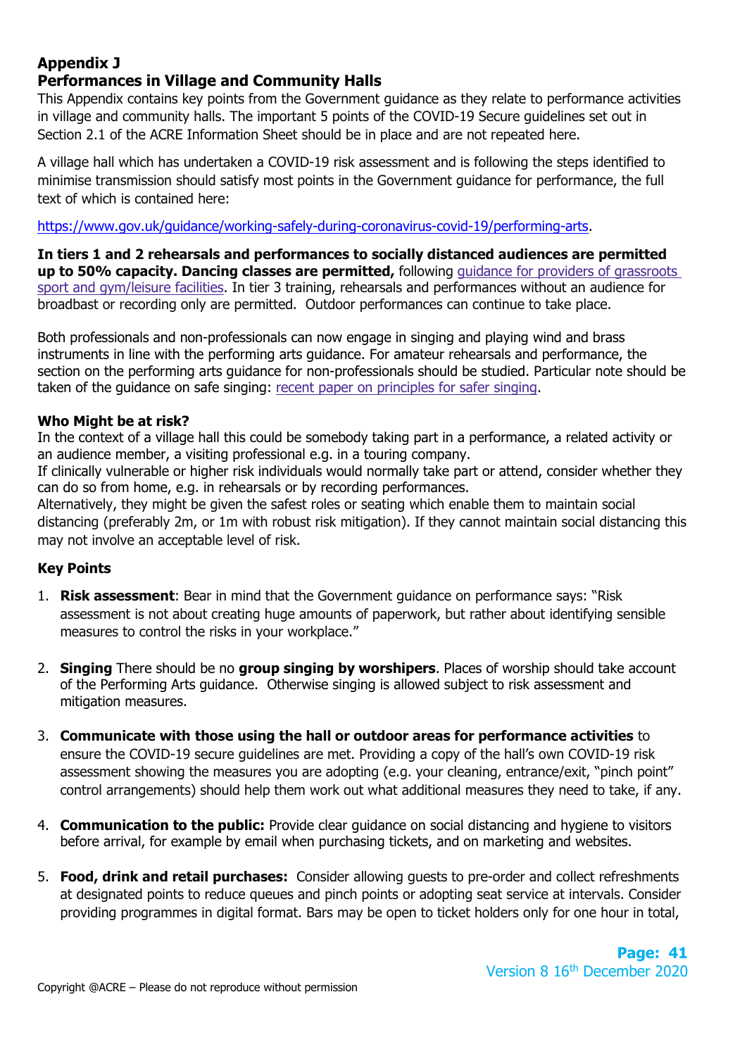# Appendix J
## Performances in Village and Community Halls

This Appendix contains key points from the Government guidance as they relate to performance activities in village and community halls. The important 5 points of the COVID-19 Secure guidelines set out in Section 2.1 of the ACRE Information Sheet should be in place and are not repeated here.

A village hall which has undertaken a COVID-19 risk assessment and is following the steps identified to minimise transmission should satisfy most points in the Government guidance for performance, the full text of which is contained here:

https://www.gov.uk/guidance/working-safely-during-coronavirus-covid-19/performing-arts.

**In tiers 1 and 2 rehearsals and performances to socially distanced audiences are permitted up to 50% capacity. Dancing classes are permitted,** following guidance for providers of grassroots sport and gym/leisure facilities. In tier 3 training, rehearsals and performances without an audience for broadbast or recording only are permitted. Outdoor performances can continue to take place.

Both professionals and non-professionals can now engage in singing and playing wind and brass instruments in line with the performing arts guidance. For amateur rehearsals and performance, the section on the performing arts guidance for non-professionals should be studied. Particular note should be taken of the guidance on safe singing: recent paper on principles for safer singing.

**Who Might be at risk?**

In the context of a village hall this could be somebody taking part in a performance, a related activity or an audience member, a visiting professional e.g. in a touring company.

If clinically vulnerable or higher risk individuals would normally take part or attend, consider whether they can do so from home, e.g. in rehearsals or by recording performances.

Alternatively, they might be given the safest roles or seating which enable them to maintain social distancing (preferably 2m, or 1m with robust risk mitigation). If they cannot maintain social distancing this may not involve an acceptable level of risk.

**Key Points**

1. **Risk assessment**: Bear in mind that the Government guidance on performance says: "Risk assessment is not about creating huge amounts of paperwork, but rather about identifying sensible measures to control the risks in your workplace."

2. **Singing** There should be no **group singing by worshipers**. Places of worship should take account of the Performing Arts guidance. Otherwise singing is allowed subject to risk assessment and mitigation measures.

3. **Communicate with those using the hall or outdoor areas for performance activities** to ensure the COVID-19 secure guidelines are met. Providing a copy of the hall's own COVID-19 risk assessment showing the measures you are adopting (e.g. your cleaning, entrance/exit, "pinch point" control arrangements) should help them work out what additional measures they need to take, if any.

4. **Communication to the public:** Provide clear guidance on social distancing and hygiene to visitors before arrival, for example by email when purchasing tickets, and on marketing and websites.

5. **Food, drink and retail purchases:** Consider allowing guests to pre-order and collect refreshments at designated points to reduce queues and pinch points or adopting seat service at intervals. Consider providing programmes in digital format. Bars may be open to ticket holders only for one hour in total,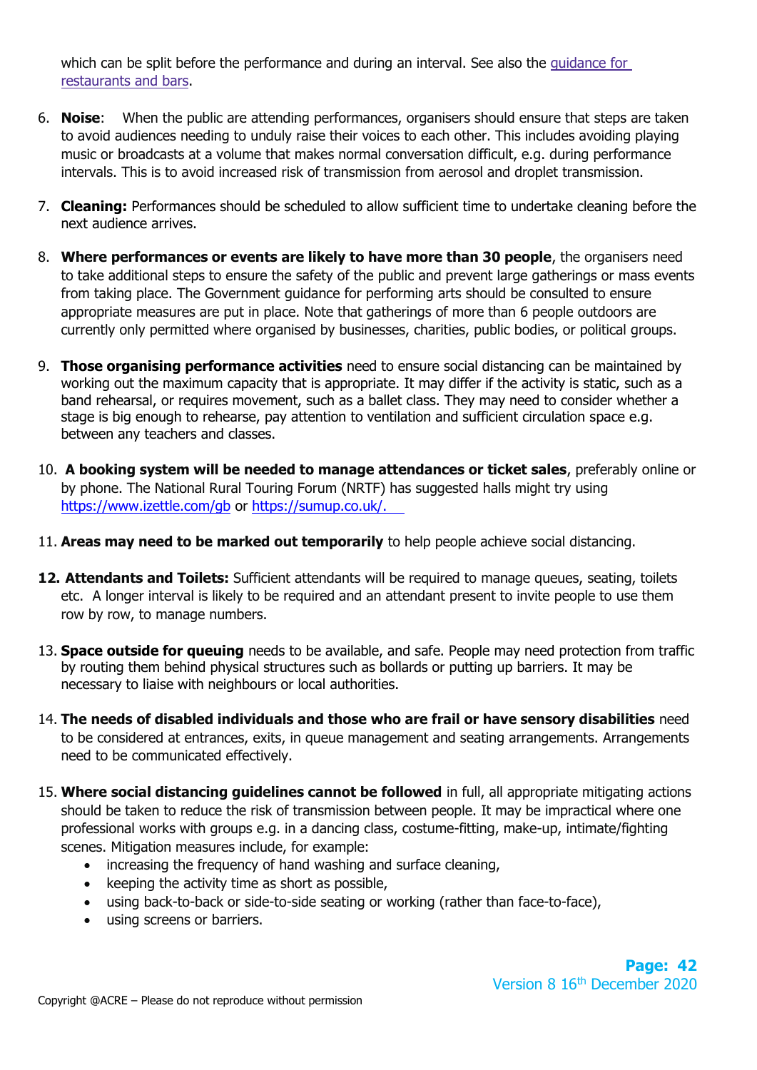which can be split before the performance and during an interval. See also the [guidance for restaurants and bars](guidance for restaurants and bars).

6. **Noise**: When the public are attending performances, organisers should ensure that steps are taken to avoid audiences needing to unduly raise their voices to each other. This includes avoiding playing music or broadcasts at a volume that makes normal conversation difficult, e.g. during performance intervals. This is to avoid increased risk of transmission from aerosol and droplet transmission.

7. **Cleaning:** Performances should be scheduled to allow sufficient time to undertake cleaning before the next audience arrives.

8. **Where performances or events are likely to have more than 30 people**, the organisers need to take additional steps to ensure the safety of the public and prevent large gatherings or mass events from taking place. The Government guidance for performing arts should be consulted to ensure appropriate measures are put in place. Note that gatherings of more than 6 people outdoors are currently only permitted where organised by businesses, charities, public bodies, or political groups.

9. **Those organising performance activities** need to ensure social distancing can be maintained by working out the maximum capacity that is appropriate. It may differ if the activity is static, such as a band rehearsal, or requires movement, such as a ballet class. They may need to consider whether a stage is big enough to rehearse, pay attention to ventilation and sufficient circulation space e.g. between any teachers and classes.

10. **A booking system will be needed to manage attendances or ticket sales**, preferably online or by phone. The National Rural Touring Forum (NRTF) has suggested halls might try using https://www.izettle.com/gb or https://sumup.co.uk/.

11. **Areas may need to be marked out temporarily** to help people achieve social distancing.

12. **Attendants and Toilets:** Sufficient attendants will be required to manage queues, seating, toilets etc. A longer interval is likely to be required and an attendant present to invite people to use them row by row, to manage numbers.

13. **Space outside for queuing** needs to be available, and safe. People may need protection from traffic by routing them behind physical structures such as bollards or putting up barriers. It may be necessary to liaise with neighbours or local authorities.

14. **The needs of disabled individuals and those who are frail or have sensory disabilities** need to be considered at entrances, exits, in queue management and seating arrangements. Arrangements need to be communicated effectively.

15. **Where social distancing guidelines cannot be followed** in full, all appropriate mitigating actions should be taken to reduce the risk of transmission between people. It may be impractical where one professional works with groups e.g. in a dancing class, costume-fitting, make-up, intimate/fighting scenes. Mitigation measures include, for example:
    - increasing the frequency of hand washing and surface cleaning,
    - keeping the activity time as short as possible,
    - using back-to-back or side-to-side seating or working (rather than face-to-face),
    - using screens or barriers.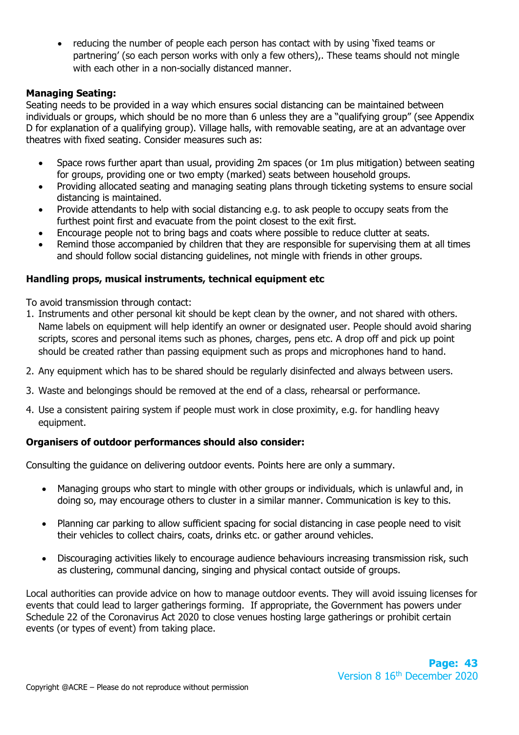- reducing the number of people each person has contact with by using 'fixed teams or partnering' (so each person works with only a few others),. These teams should not mingle with each other in a non-socially distanced manner.

**Managing Seating:**
Seating needs to be provided in a way which ensures social distancing can be maintained between individuals or groups, which should be no more than 6 unless they are a "qualifying group" (see Appendix D for explanation of a qualifying group). Village halls, with removable seating, are at an advantage over theatres with fixed seating. Consider measures such as:

- Space rows further apart than usual, providing 2m spaces (or 1m plus mitigation) between seating for groups, providing one or two empty (marked) seats between household groups.
- Providing allocated seating and managing seating plans through ticketing systems to ensure social distancing is maintained.
- Provide attendants to help with social distancing e.g. to ask people to occupy seats from the furthest point first and evacuate from the point closest to the exit first.
- Encourage people not to bring bags and coats where possible to reduce clutter at seats.
- Remind those accompanied by children that they are responsible for supervising them at all times and should follow social distancing guidelines, not mingle with friends in other groups.

**Handling props, musical instruments, technical equipment etc**

To avoid transmission through contact:

1. Instruments and other personal kit should be kept clean by the owner, and not shared with others. Name labels on equipment will help identify an owner or designated user. People should avoid sharing scripts, scores and personal items such as phones, charges, pens etc. A drop off and pick up point should be created rather than passing equipment such as props and microphones hand to hand.
2. Any equipment which has to be shared should be regularly disinfected and always between users.
3. Waste and belongings should be removed at the end of a class, rehearsal or performance.
4. Use a consistent pairing system if people must work in close proximity, e.g. for handling heavy equipment.

**Organisers of outdoor performances should also consider:**

Consulting the guidance on delivering outdoor events. Points here are only a summary.

- Managing groups who start to mingle with other groups or individuals, which is unlawful and, in doing so, may encourage others to cluster in a similar manner. Communication is key to this.
- Planning car parking to allow sufficient spacing for social distancing in case people need to visit their vehicles to collect chairs, coats, drinks etc. or gather around vehicles.
- Discouraging activities likely to encourage audience behaviours increasing transmission risk, such as clustering, communal dancing, singing and physical contact outside of groups.

Local authorities can provide advice on how to manage outdoor events. They will avoid issuing licenses for events that could lead to larger gatherings forming. If appropriate, the Government has powers under Schedule 22 of the Coronavirus Act 2020 to close venues hosting large gatherings or prohibit certain events (or types of event) from taking place.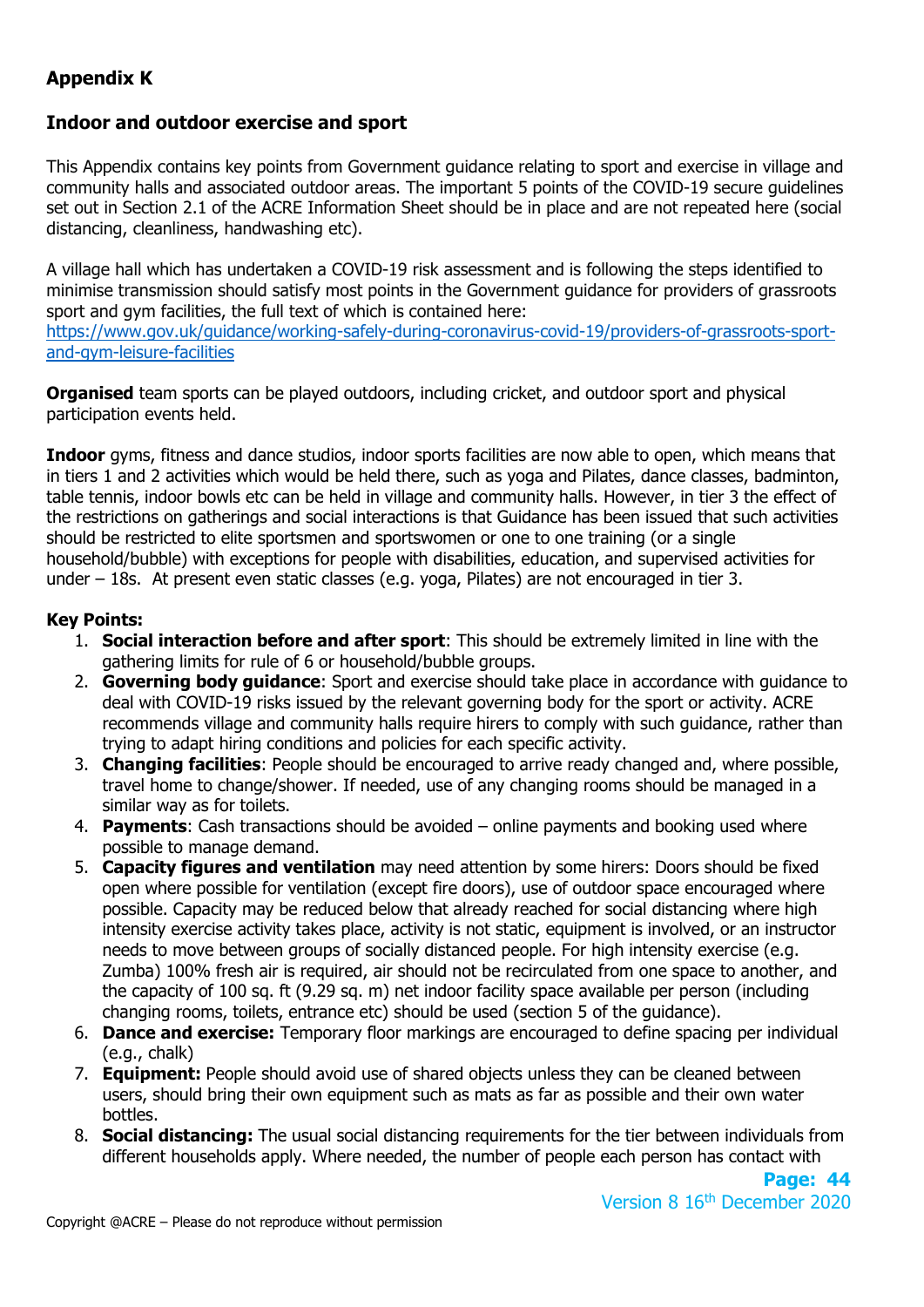## Appendix K

### Indoor and outdoor exercise and sport

This Appendix contains key points from Government guidance relating to sport and exercise in village and community halls and associated outdoor areas. The important 5 points of the COVID-19 secure guidelines set out in Section 2.1 of the ACRE Information Sheet should be in place and are not repeated here (social distancing, cleanliness, handwashing etc).

A village hall which has undertaken a COVID-19 risk assessment and is following the steps identified to minimise transmission should satisfy most points in the Government guidance for providers of grassroots sport and gym facilities, the full text of which is contained here: [https://www.gov.uk/guidance/working-safely-during-coronavirus-covid-19/providers-of-grassroots-sport-and-gym-leisure-facilities](https://www.gov.uk/guidance/working-safely-during-coronavirus-covid-19/providers-of-grassroots-sport-and-gym-leisure-facilities)

**Organised** team sports can be played outdoors, including cricket, and outdoor sport and physical participation events held.

**Indoor** gyms, fitness and dance studios, indoor sports facilities are now able to open, which means that in tiers 1 and 2 activities which would be held there, such as yoga and Pilates, dance classes, badminton, table tennis, indoor bowls etc can be held in village and community halls. However, in tier 3 the effect of the restrictions on gatherings and social interactions is that Guidance has been issued that such activities should be restricted to elite sportsmen and sportswomen or one to one training (or a single household/bubble) with exceptions for people with disabilities, education, and supervised activities for under – 18s. At present even static classes (e.g. yoga, Pilates) are not encouraged in tier 3.

**Key Points:**

1. **Social interaction before and after sport**: This should be extremely limited in line with the gathering limits for rule of 6 or household/bubble groups.
2. **Governing body guidance**: Sport and exercise should take place in accordance with guidance to deal with COVID-19 risks issued by the relevant governing body for the sport or activity. ACRE recommends village and community halls require hirers to comply with such guidance, rather than trying to adapt hiring conditions and policies for each specific activity.
3. **Changing facilities**: People should be encouraged to arrive ready changed and, where possible, travel home to change/shower. If needed, use of any changing rooms should be managed in a similar way as for toilets.
4. **Payments**: Cash transactions should be avoided – online payments and booking used where possible to manage demand.
5. **Capacity figures and ventilation** may need attention by some hirers: Doors should be fixed open where possible for ventilation (except fire doors), use of outdoor space encouraged where possible. Capacity may be reduced below that already reached for social distancing where high intensity exercise activity takes place, activity is not static, equipment is involved, or an instructor needs to move between groups of socially distanced people. For high intensity exercise (e.g. Zumba) 100% fresh air is required, air should not be recirculated from one space to another, and the capacity of 100 sq. ft (9.29 sq. m) net indoor facility space available per person (including changing rooms, toilets, entrance etc) should be used (section 5 of the guidance).
6. **Dance and exercise:** Temporary floor markings are encouraged to define spacing per individual (e.g., chalk)
7. **Equipment:** People should avoid use of shared objects unless they can be cleaned between users, should bring their own equipment such as mats as far as possible and their own water bottles.
8. **Social distancing:** The usual social distancing requirements for the tier between individuals from different households apply. Where needed, the number of people each person has contact with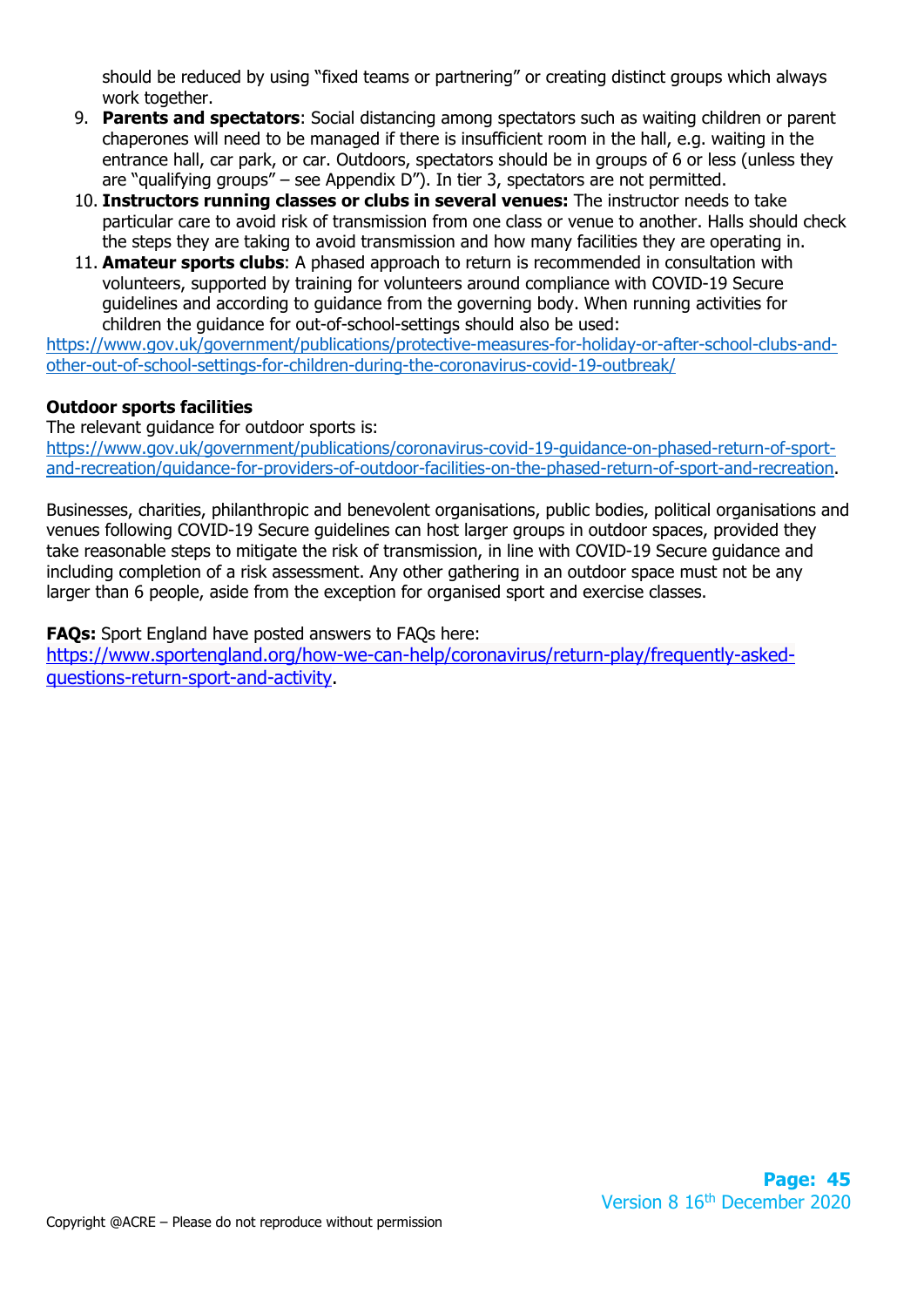should be reduced by using "fixed teams or partnering" or creating distinct groups which always work together.

9. **Parents and spectators**: Social distancing among spectators such as waiting children or parent chaperones will need to be managed if there is insufficient room in the hall, e.g. waiting in the entrance hall, car park, or car. Outdoors, spectators should be in groups of 6 or less (unless they are "qualifying groups" – see Appendix D"). In tier 3, spectators are not permitted.
10. **Instructors running classes or clubs in several venues:** The instructor needs to take particular care to avoid risk of transmission from one class or venue to another. Halls should check the steps they are taking to avoid transmission and how many facilities they are operating in.
11. **Amateur sports clubs**: A phased approach to return is recommended in consultation with volunteers, supported by training for volunteers around compliance with COVID-19 Secure guidelines and according to guidance from the governing body. When running activities for children the guidance for out-of-school-settings should also be used:

https://www.gov.uk/government/publications/protective-measures-for-holiday-or-after-school-clubs-and-other-out-of-school-settings-for-children-during-the-coronavirus-covid-19-outbreak/

**Outdoor sports facilities**

The relevant guidance for outdoor sports is:
https://www.gov.uk/government/publications/coronavirus-covid-19-guidance-on-phased-return-of-sport-and-recreation/guidance-for-providers-of-outdoor-facilities-on-the-phased-return-of-sport-and-recreation.

Businesses, charities, philanthropic and benevolent organisations, public bodies, political organisations and venues following COVID-19 Secure guidelines can host larger groups in outdoor spaces, provided they take reasonable steps to mitigate the risk of transmission, in line with COVID-19 Secure guidance and including completion of a risk assessment. Any other gathering in an outdoor space must not be any larger than 6 people, aside from the exception for organised sport and exercise classes.

**FAQs:** Sport England have posted answers to FAQs here:
https://www.sportengland.org/how-we-can-help/coronavirus/return-play/frequently-asked-questions-return-sport-and-activity.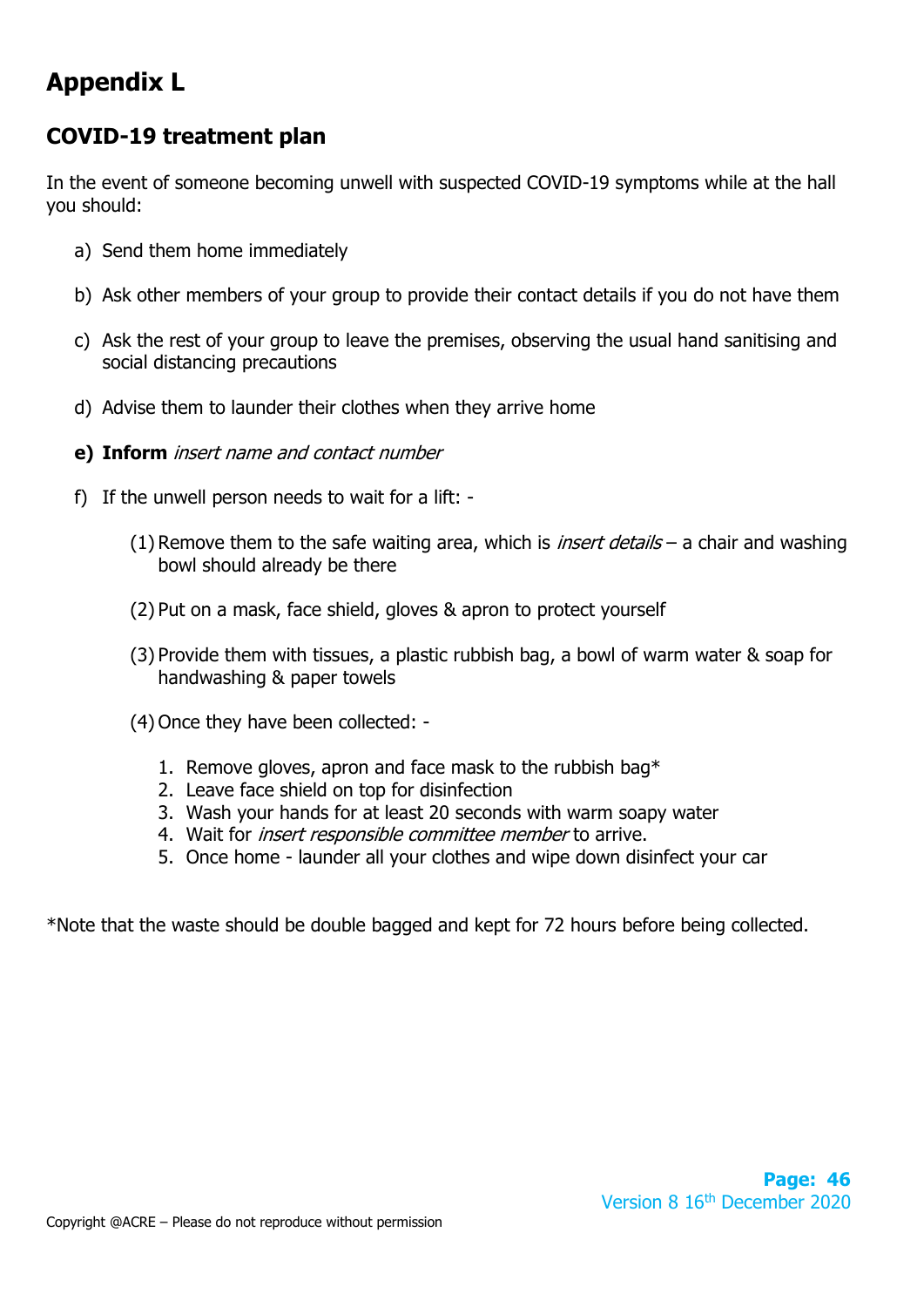# Appendix L

## COVID-19 treatment plan

In the event of someone becoming unwell with suspected COVID-19 symptoms while at the hall you should:

a) Send them home immediately

b) Ask other members of your group to provide their contact details if you do not have them

c) Ask the rest of your group to leave the premises, observing the usual hand sanitising and social distancing precautions

d) Advise them to launder their clothes when they arrive home

**e) Inform** *insert name and contact number*

f) If the unwell person needs to wait for a lift: -

   (1) Remove them to the safe waiting area, which is *insert details* – a chair and washing bowl should already be there

   (2) Put on a mask, face shield, gloves & apron to protect yourself

   (3) Provide them with tissues, a plastic rubbish bag, a bowl of warm water & soap for handwashing & paper towels

   (4) Once they have been collected: -

      1. Remove gloves, apron and face mask to the rubbish bag*
      2. Leave face shield on top for disinfection
      3. Wash your hands for at least 20 seconds with warm soapy water
      4. Wait for *insert responsible committee member* to arrive.
      5. Once home - launder all your clothes and wipe down disinfect your car

*Note that the waste should be double bagged and kept for 72 hours before being collected.

Version 8 16th December 2020

Copyright @ACRE – Please do not reproduce without permission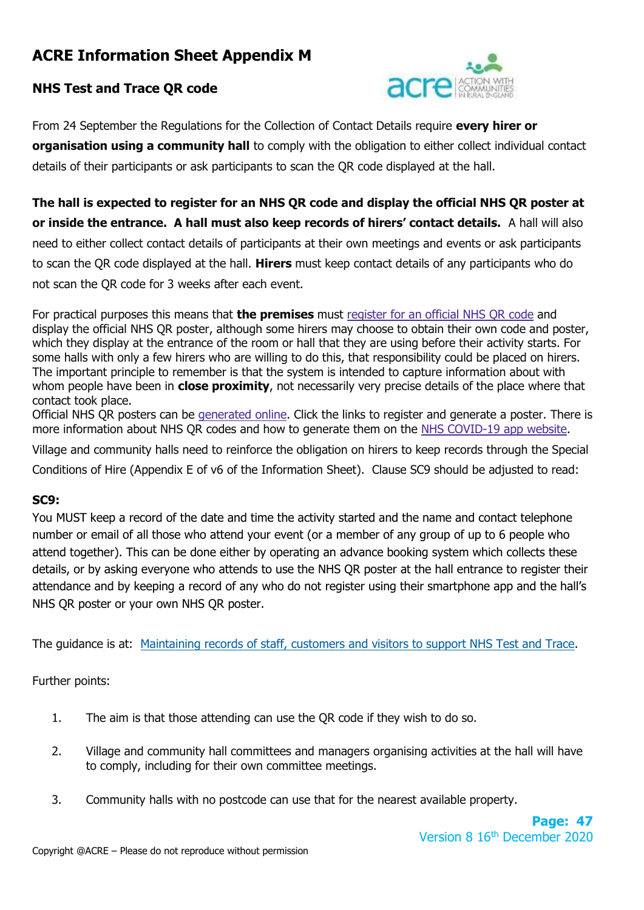# ACRE Information Sheet Appendix M

## NHS Test and Trace QR code

From 24 September the Regulations for the Collection of Contact Details require **every hirer or organisation using a community hall** to comply with the obligation to either collect individual contact details of their participants or ask participants to scan the QR code displayed at the hall.

**The hall is expected to register for an NHS QR code and display the official NHS QR poster at or inside the entrance. A hall must also keep records of hirers' contact details.** A hall will also need to either collect contact details of participants at their own meetings and events or ask participants to scan the QR code displayed at the hall. **Hirers** must keep contact details of any participants who do not scan the QR code for 3 weeks after each event.

For practical purposes this means that **the premises** must register for an official NHS QR code and display the official NHS QR poster, although some hirers may choose to obtain their own code and poster, which they display at the entrance of the room or hall that they are using before their activity starts. For some halls with only a few hirers who are willing to do this, that responsibility could be placed on hirers. The important principle to remember is that the system is intended to capture information about with whom people have been in **close proximity**, not necessarily very precise details of the place where that contact took place.
Official NHS QR posters can be generated online. Click the links to register and generate a poster. There is more information about NHS QR codes and how to generate them on the NHS COVID-19 app website.

Village and community halls need to reinforce the obligation on hirers to keep records through the Special Conditions of Hire (Appendix E of v6 of the Information Sheet). Clause SC9 should be adjusted to read:

**SC9:**
You MUST keep a record of the date and time the activity started and the name and contact telephone number or email of all those who attend your event (or a member of any group of up to 6 people who attend together). This can be done either by operating an advance booking system which collects these details, or by asking everyone who attends to use the NHS QR poster at the hall entrance to register their attendance and by keeping a record of any who do not register using their smartphone app and the hall's NHS QR poster or your own NHS QR poster.

The guidance is at: Maintaining records of staff, customers and visitors to support NHS Test and Trace.

Further points:

1. The aim is that those attending can use the QR code if they wish to do so.
2. Village and community hall committees and managers organising activities at the hall will have to comply, including for their own committee meetings.
3. Community halls with no postcode can use that for the nearest available property.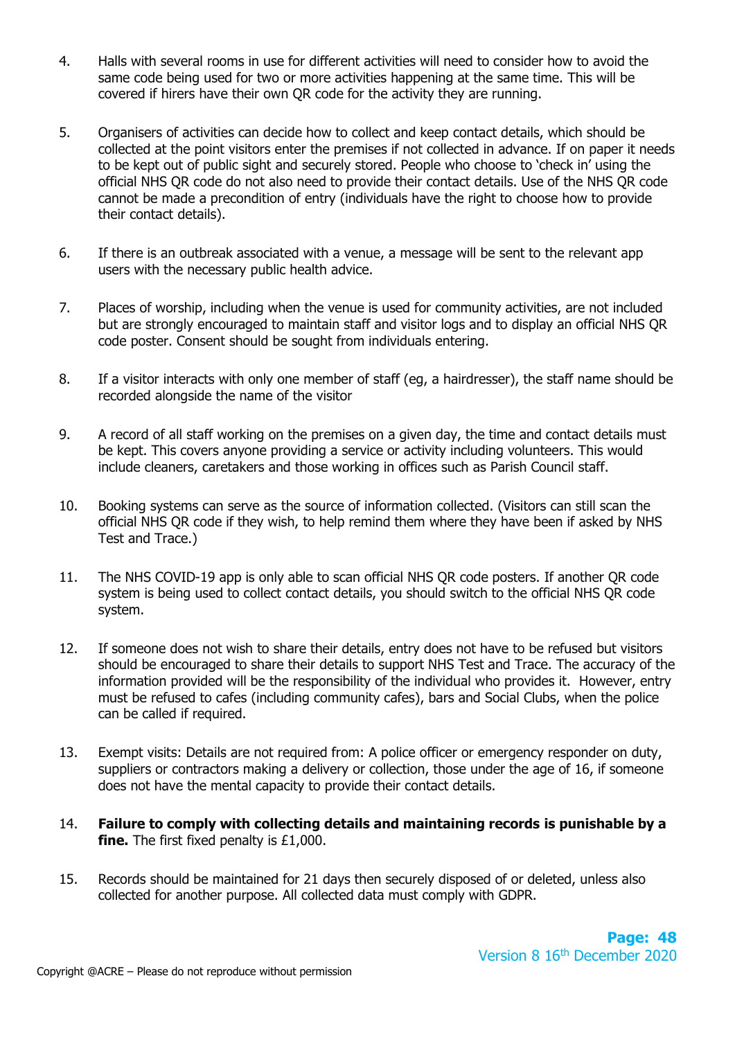4. Halls with several rooms in use for different activities will need to consider how to avoid the same code being used for two or more activities happening at the same time. This will be covered if hirers have their own QR code for the activity they are running.

5. Organisers of activities can decide how to collect and keep contact details, which should be collected at the point visitors enter the premises if not collected in advance. If on paper it needs to be kept out of public sight and securely stored. People who choose to 'check in' using the official NHS QR code do not also need to provide their contact details. Use of the NHS QR code cannot be made a precondition of entry (individuals have the right to choose how to provide their contact details).

6. If there is an outbreak associated with a venue, a message will be sent to the relevant app users with the necessary public health advice.

7. Places of worship, including when the venue is used for community activities, are not included but are strongly encouraged to maintain staff and visitor logs and to display an official NHS QR code poster. Consent should be sought from individuals entering.

8. If a visitor interacts with only one member of staff (eg, a hairdresser), the staff name should be recorded alongside the name of the visitor

9. A record of all staff working on the premises on a given day, the time and contact details must be kept. This covers anyone providing a service or activity including volunteers. This would include cleaners, caretakers and those working in offices such as Parish Council staff.

10. Booking systems can serve as the source of information collected. (Visitors can still scan the official NHS QR code if they wish, to help remind them where they have been if asked by NHS Test and Trace.)

11. The NHS COVID-19 app is only able to scan official NHS QR code posters. If another QR code system is being used to collect contact details, you should switch to the official NHS QR code system.

12. If someone does not wish to share their details, entry does not have to be refused but visitors should be encouraged to share their details to support NHS Test and Trace. The accuracy of the information provided will be the responsibility of the individual who provides it. However, entry must be refused to cafes (including community cafes), bars and Social Clubs, when the police can be called if required.

13. Exempt visits: Details are not required from: A police officer or emergency responder on duty, suppliers or contractors making a delivery or collection, those under the age of 16, if someone does not have the mental capacity to provide their contact details.

14. **Failure to comply with collecting details and maintaining records is punishable by a fine.** The first fixed penalty is £1,000.

15. Records should be maintained for 21 days then securely disposed of or deleted, unless also collected for another purpose. All collected data must comply with GDPR.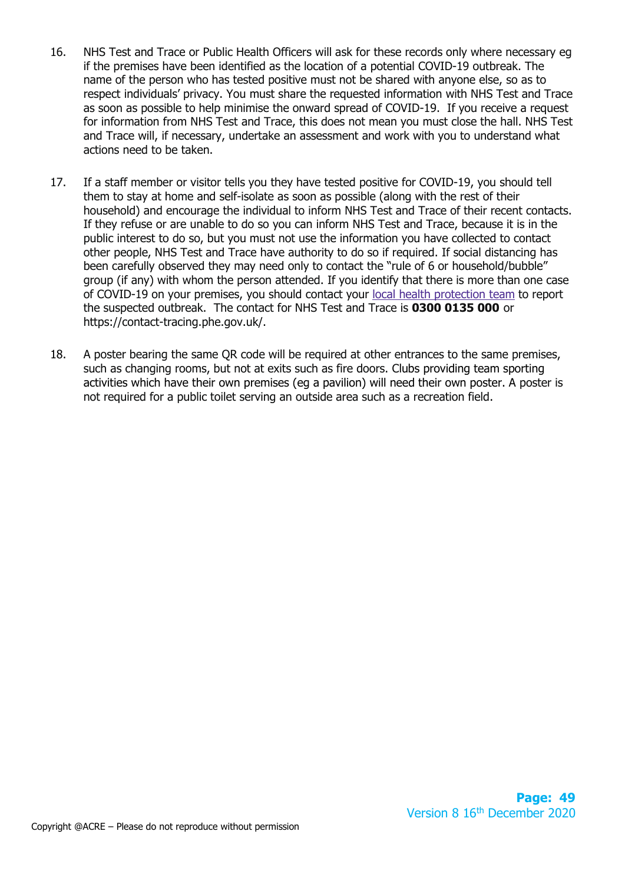16. NHS Test and Trace or Public Health Officers will ask for these records only where necessary eg if the premises have been identified as the location of a potential COVID-19 outbreak. The name of the person who has tested positive must not be shared with anyone else, so as to respect individuals' privacy. You must share the requested information with NHS Test and Trace as soon as possible to help minimise the onward spread of COVID-19. If you receive a request for information from NHS Test and Trace, this does not mean you must close the hall. NHS Test and Trace will, if necessary, undertake an assessment and work with you to understand what actions need to be taken.

17. If a staff member or visitor tells you they have tested positive for COVID-19, you should tell them to stay at home and self-isolate as soon as possible (along with the rest of their household) and encourage the individual to inform NHS Test and Trace of their recent contacts. If they refuse or are unable to do so you can inform NHS Test and Trace, because it is in the public interest to do so, but you must not use the information you have collected to contact other people, NHS Test and Trace have authority to do so if required. If social distancing has been carefully observed they may need only to contact the "rule of 6 or household/bubble" group (if any) with whom the person attended. If you identify that there is more than one case of COVID-19 on your premises, you should contact your local health protection team to report the suspected outbreak. The contact for NHS Test and Trace is **0300 0135 000** or https://contact-tracing.phe.gov.uk/.

18. A poster bearing the same QR code will be required at other entrances to the same premises, such as changing rooms, but not at exits such as fire doors. Clubs providing team sporting activities which have their own premises (eg a pavilion) will need their own poster. A poster is not required for a public toilet serving an outside area such as a recreation field.